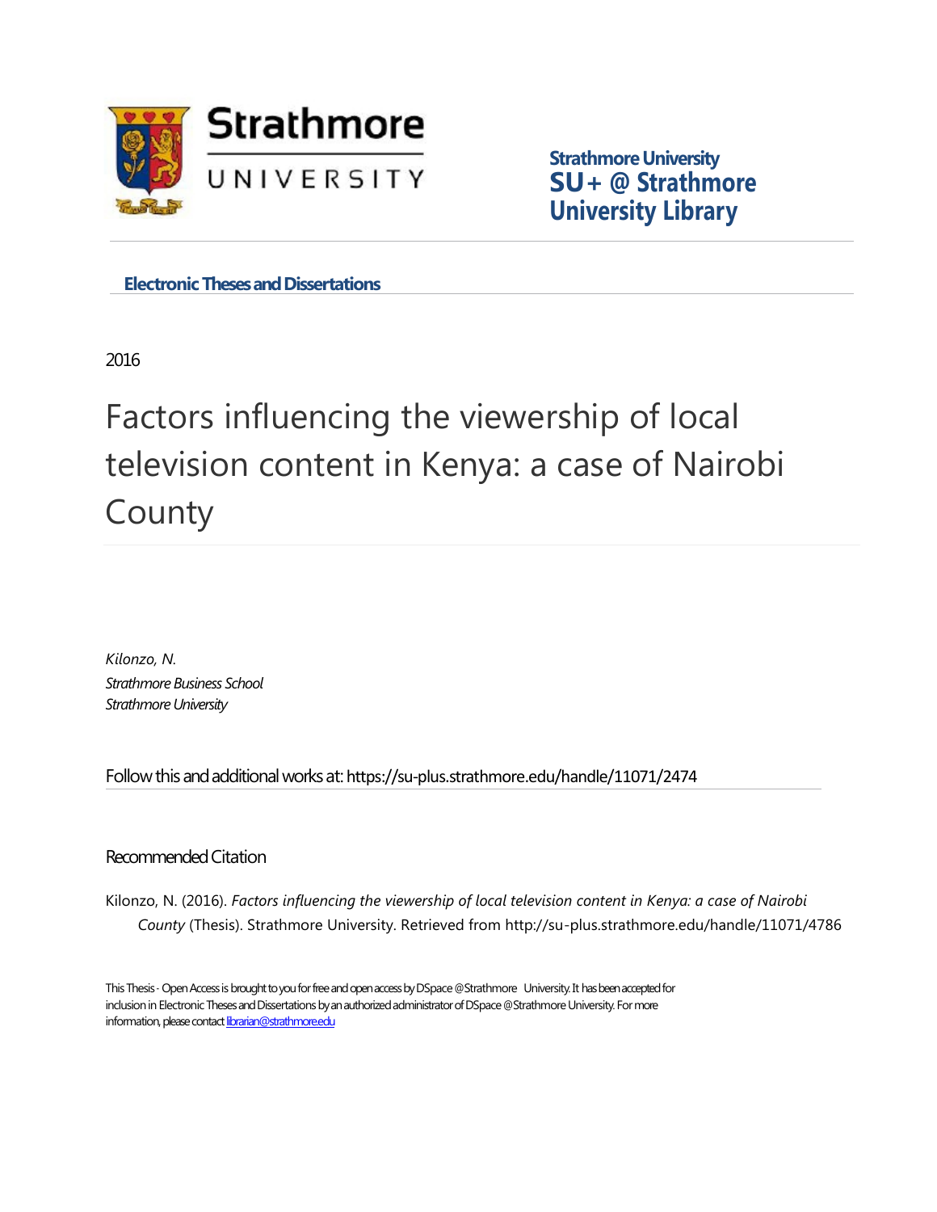Strathmore University
**SU+ @ Strathmore University Library**

**Electronic Theses and Dissertations**

2016

# Factors influencing the viewership of local television content in Kenya: a case of Nairobi County

*Kilonzo, N.*
*Strathmore Business School*
*Strathmore University*

Follow this and additional works at: https://su-plus.strathmore.edu/handle/11071/2474

Recommended Citation

Kilonzo, N. (2016). *Factors influencing the viewership of local television content in Kenya: a case of Nairobi County* (Thesis). Strathmore University. Retrieved from http://su-plus.strathmore.edu/handle/11071/4786

This Thesis - Open Access is brought to you for free and open access by DSpace @Strathmore University. It has been accepted for inclusion in Electronic Theses and Dissertations by an authorized administrator of DSpace @Strathmore University. For more information, please contact librarian@strathmore.edu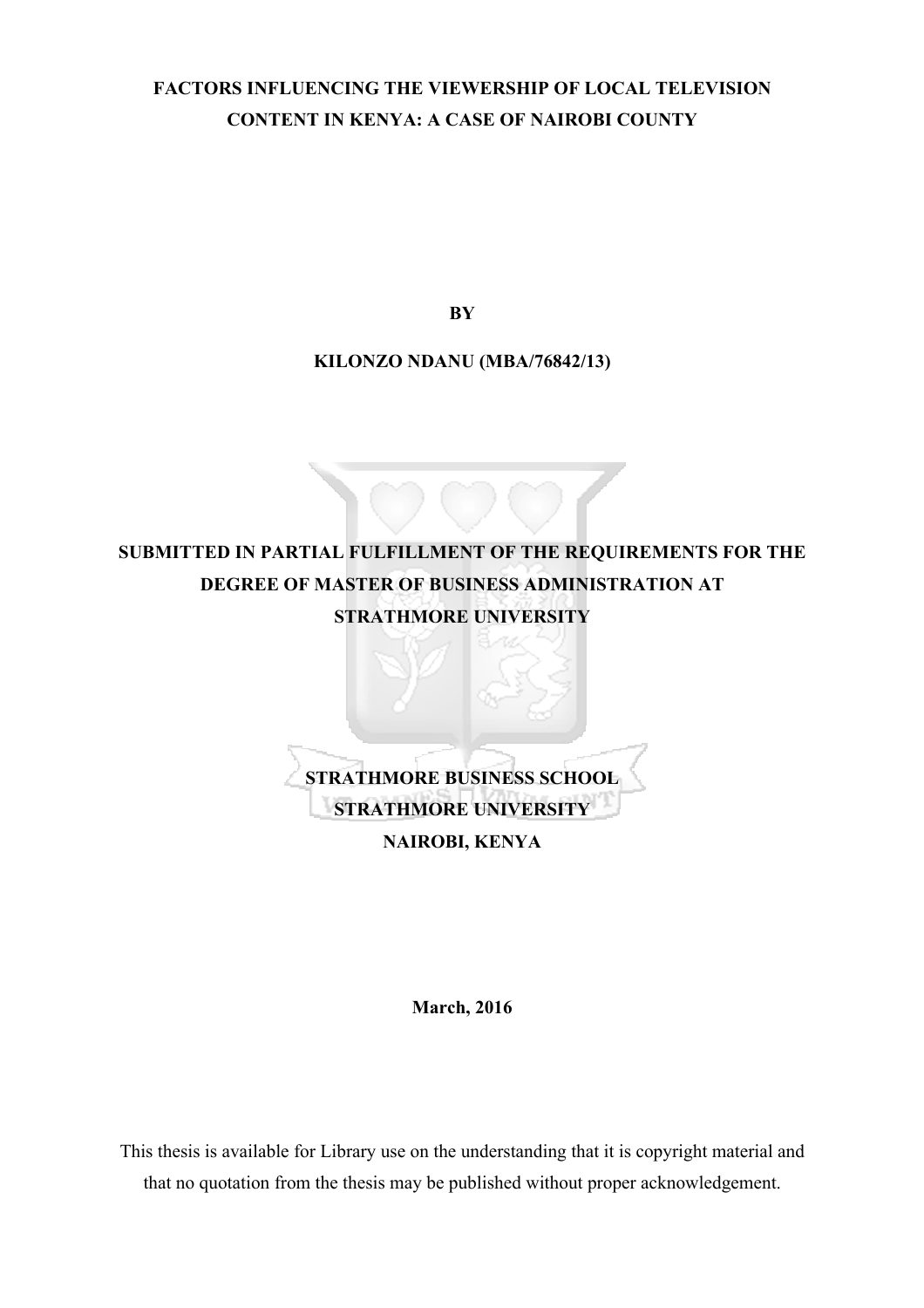# FACTORS INFLUENCING THE VIEWERSHIP OF LOCAL TELEVISION CONTENT IN KENYA: A CASE OF NAIROBI COUNTY

**BY**

**KILONZO NDANU (MBA/76842/13)**

**SUBMITTED IN PARTIAL FULFILLMENT OF THE REQUIREMENTS FOR THE DEGREE OF MASTER OF BUSINESS ADMINISTRATION AT STRATHMORE UNIVERSITY**

**STRATHMORE BUSINESS SCHOOL**
**STRATHMORE UNIVERSITY**
**NAIROBI, KENYA**

**March, 2016**

This thesis is available for Library use on the understanding that it is copyright material and that no quotation from the thesis may be published without proper acknowledgement.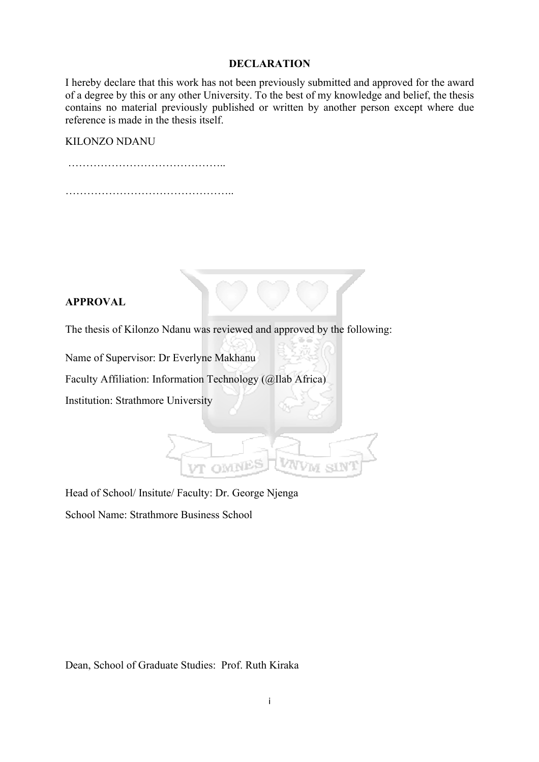# DECLARATION

I hereby declare that this work has not been previously submitted and approved for the award of a degree by this or any other University. To the best of my knowledge and belief, the thesis contains no material previously published or written by another person except where due reference is made in the thesis itself.

KILONZO NDANU

……………………………………..

………………………………………..

# APPROVAL

The thesis of Kilonzo Ndanu was reviewed and approved by the following:

Name of Supervisor: Dr Everlyne Makhanu

Faculty Affiliation: Information Technology (@Ilab Africa)

Institution: Strathmore University

Head of School/ Insitute/ Faculty: Dr. George Njenga

School Name: Strathmore Business School

Dean, School of Graduate Studies: Prof. Ruth Kiraka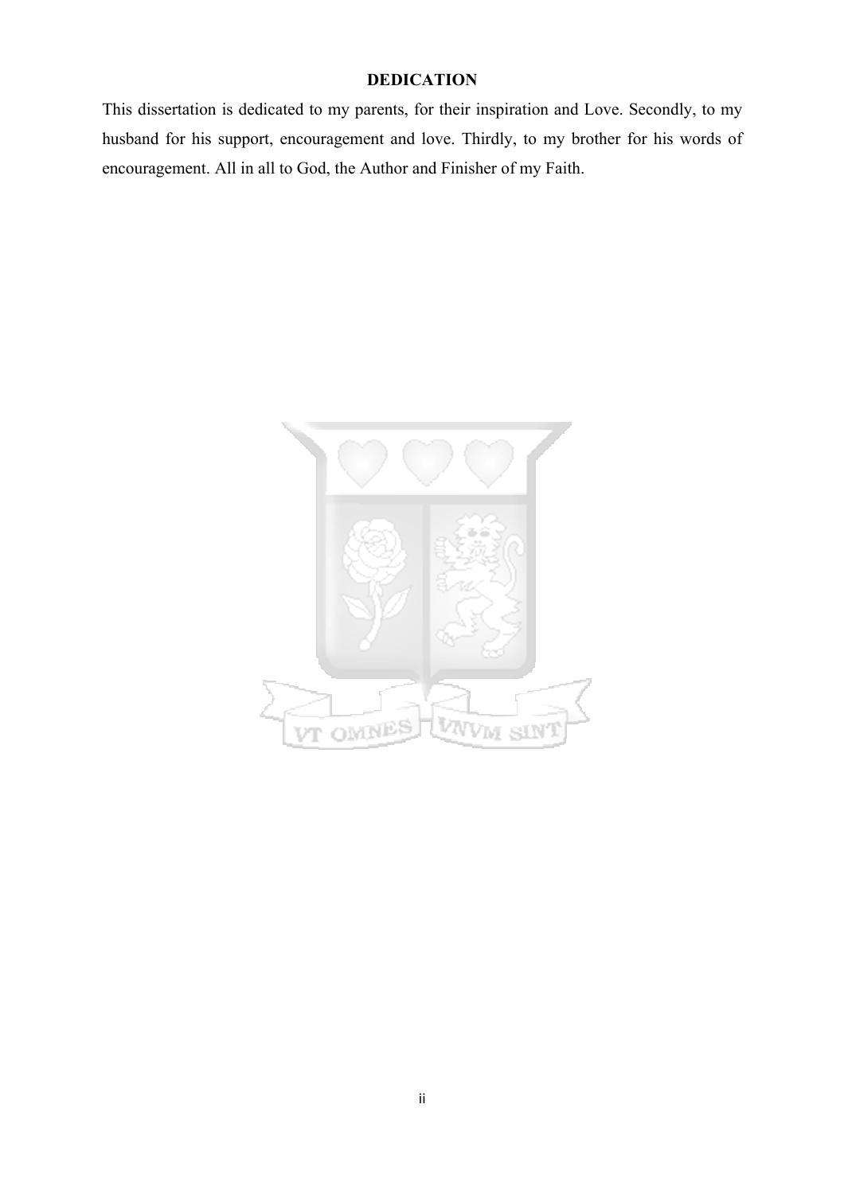## DEDICATION

This dissertation is dedicated to my parents, for their inspiration and Love. Secondly, to my husband for his support, encouragement and love. Thirdly, to my brother for his words of encouragement. All in all to God, the Author and Finisher of my Faith.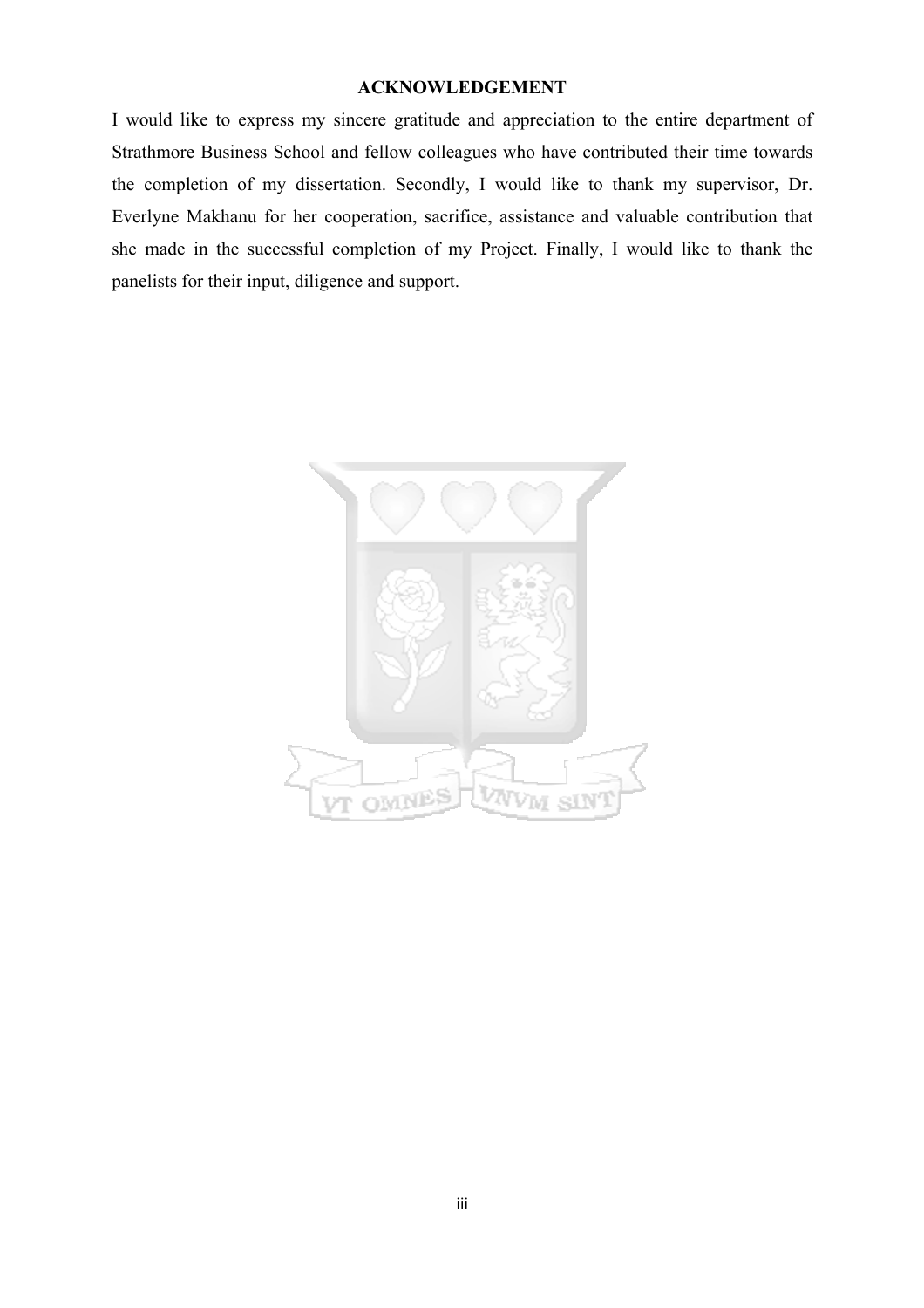## ACKNOWLEDGEMENT

I would like to express my sincere gratitude and appreciation to the entire department of Strathmore Business School and fellow colleagues who have contributed their time towards the completion of my dissertation. Secondly, I would like to thank my supervisor, Dr. Everlyne Makhanu for her cooperation, sacrifice, assistance and valuable contribution that she made in the successful completion of my Project. Finally, I would like to thank the panelists for their input, diligence and support.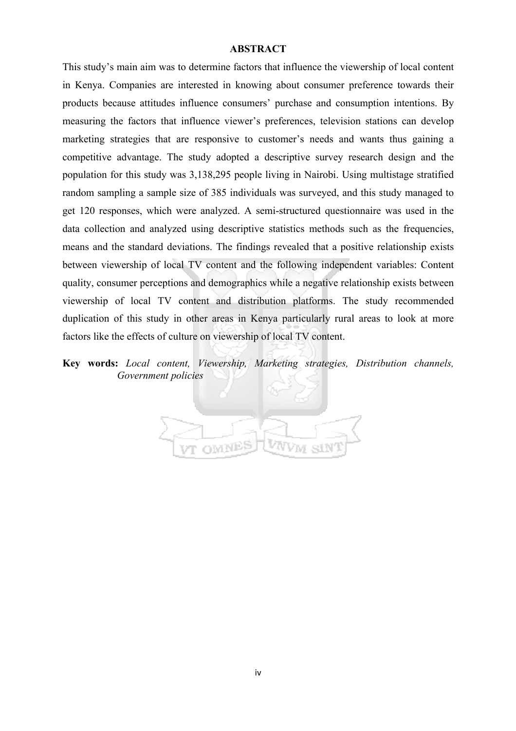# ABSTRACT

This study's main aim was to determine factors that influence the viewership of local content in Kenya. Companies are interested in knowing about consumer preference towards their products because attitudes influence consumers' purchase and consumption intentions. By measuring the factors that influence viewer's preferences, television stations can develop marketing strategies that are responsive to customer's needs and wants thus gaining a competitive advantage. The study adopted a descriptive survey research design and the population for this study was 3,138,295 people living in Nairobi. Using multistage stratified random sampling a sample size of 385 individuals was surveyed, and this study managed to get 120 responses, which were analyzed. A semi-structured questionnaire was used in the data collection and analyzed using descriptive statistics methods such as the frequencies, means and the standard deviations. The findings revealed that a positive relationship exists between viewership of local TV content and the following independent variables: Content quality, consumer perceptions and demographics while a negative relationship exists between viewership of local TV content and distribution platforms. The study recommended duplication of this study in other areas in Kenya particularly rural areas to look at more factors like the effects of culture on viewership of local TV content.

**Key words:** *Local content, Viewership, Marketing strategies, Distribution channels, Government policies*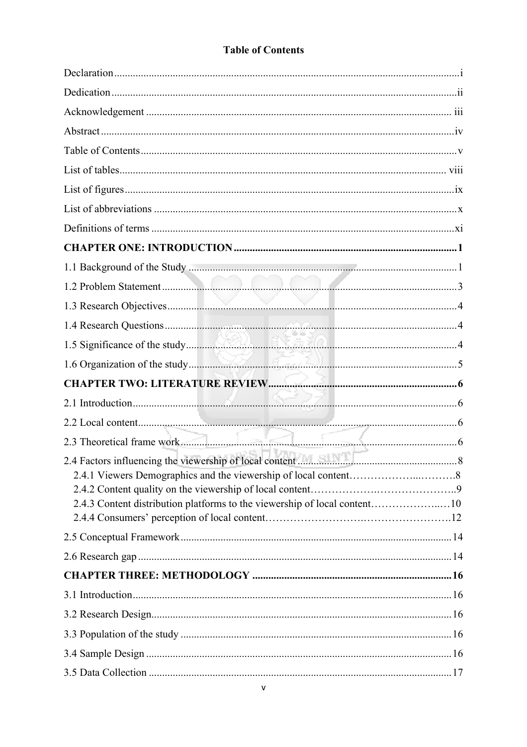# Table of Contents

Declaration ....................................................................................................................... i

Dedication ........................................................................................................................ ii

Acknowledgement .......................................................................................................... iii

Abstract ........................................................................................................................... iv

Table of Contents ............................................................................................................. v

List of tables .................................................................................................................. viii

List of figures .................................................................................................................. ix

List of abbreviations ......................................................................................................... x

Definitions of terms ......................................................................................................... xi

**CHAPTER ONE: INTRODUCTION ............................................................................ 1**

1.1 Background of the Study ............................................................................................ 1

1.2 Problem Statement ...................................................................................................... 3

1.3 Research Objectives .................................................................................................... 4

1.4 Research Questions ..................................................................................................... 4

1.5 Significance of the study .............................................................................................. 4

1.6 Organization of the study ............................................................................................. 5

**CHAPTER TWO: LITERATURE REVIEW ................................................................. 6**

2.1 Introduction ................................................................................................................. 6

2.2 Local content ............................................................................................................... 6

2.3 Theoretical frame work ............................................................................................... 6

2.4 Factors influencing the viewership of local content ................................................... 8

2.4.1 Viewers Demographics and the viewership of local content……………….……….8

2.4.2 Content quality on the viewership of local content…………………………………..9

2.4.3 Content distribution platforms to the viewership of local content…………………10

2.4.4 Consumers' perception of local content……………………………………………..12

2.5 Conceptual Framework .............................................................................................. 14

2.6 Research gap .............................................................................................................. 14

**CHAPTER THREE: METHODOLOGY ..................................................................... 16**

3.1 Introduction ............................................................................................................... 16

3.2 Research Design......................................................................................................... 16

3.3 Population of the study .............................................................................................. 16

3.4 Sample Design ............................................................................................................ 16

3.5 Data Collection ........................................................................................................... 17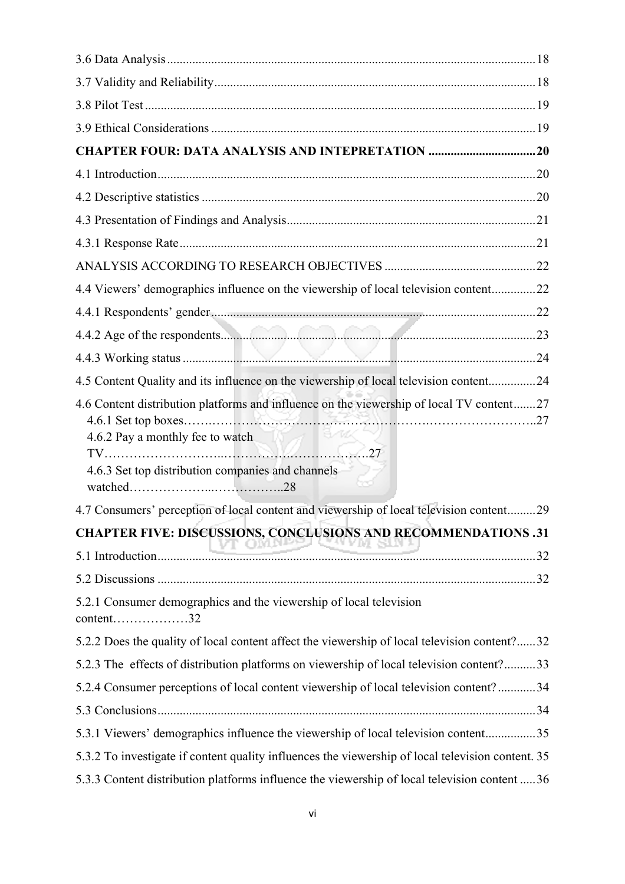3.6 Data Analysis .................................................................................................................... 18

3.7 Validity and Reliability ..................................................................................................... 18

3.8 Pilot Test ........................................................................................................................... 19

3.9 Ethical Considerations ...................................................................................................... 19

**CHAPTER FOUR: DATA ANALYSIS AND INTEPRETATION .................................. 20**

4.1 Introduction ....................................................................................................................... 20

4.2 Descriptive statistics ......................................................................................................... 20

4.3 Presentation of Findings and Analysis .............................................................................. 21

4.3.1 Response Rate ................................................................................................................ 21

ANALYSIS ACCORDING TO RESEARCH OBJECTIVES ................................................ 22

4.4 Viewers' demographics influence on the viewership of local television content .............. 22

4.4.1 Respondents' gender ...................................................................................................... 22

4.4.2 Age of the respondents ................................................................................................... 23

4.4.3 Working status ............................................................................................................... 24

4.5 Content Quality and its influence on the viewership of local television content ............... 24

4.6 Content distribution platforms and influence on the viewership of local TV content ....... 27

4.6.1 Set top boxes……..……………………………………………….……………………..27

4.6.2 Pay a monthly fee to watch TV………………………..…………….………………….27

4.6.3 Set top distribution companies and channels watched………………...……………..28

4.7 Consumers' perception of local content and viewership of local television content ......... 29

**CHAPTER FIVE: DISCUSSIONS, CONCLUSIONS AND RECOMMENDATIONS .31**

5.1 Introduction ....................................................................................................................... 32

5.2 Discussions ....................................................................................................................... 32

5.2.1 Consumer demographics and the viewership of local television content………………32

5.2.2 Does the quality of local content affect the viewership of local television content? ...... 32

5.2.3 The effects of distribution platforms on viewership of local television content? .......... 33

5.2.4 Consumer perceptions of local content viewership of local television content? ............ 34

5.3 Conclusions ....................................................................................................................... 34

5.3.1 Viewers' demographics influence the viewership of local television content ................ 35

5.3.2 To investigate if content quality influences the viewership of local television content. 35

5.3.3 Content distribution platforms influence the viewership of local television content ..... 36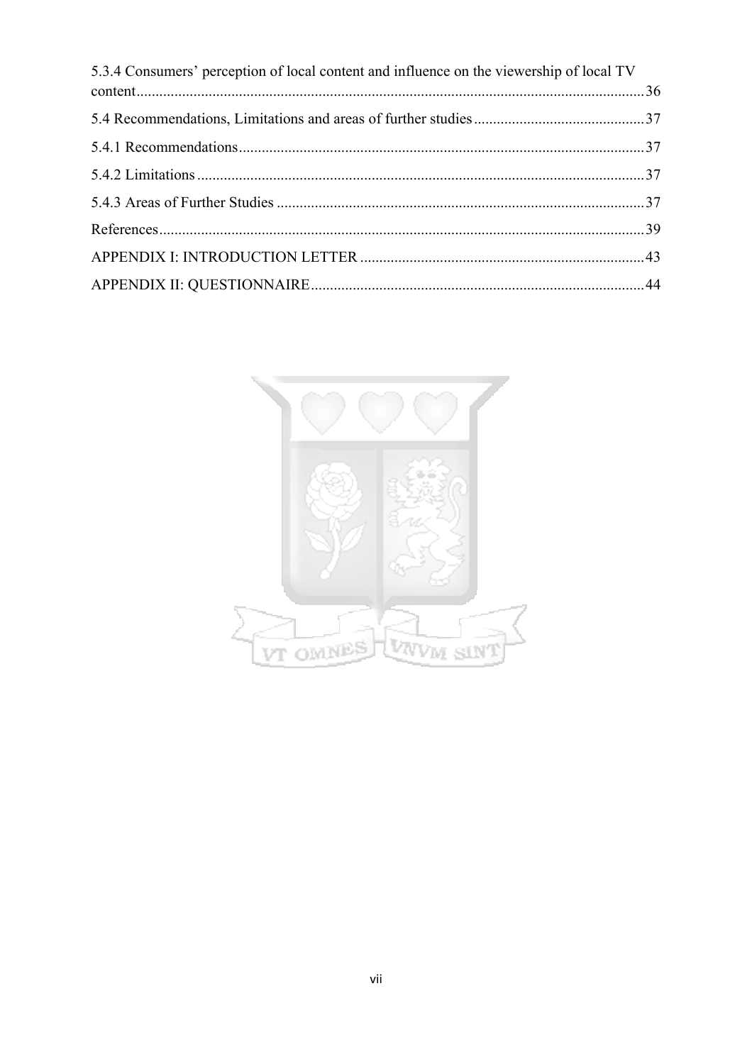5.3.4 Consumers' perception of local content and influence on the viewership of local TV content....................................................................................................................................36

5.4 Recommendations, Limitations and areas of further studies.............................................37

5.4.1 Recommendations..........................................................................................................37

5.4.2 Limitations.....................................................................................................................37

5.4.3 Areas of Further Studies.................................................................................................37

References..............................................................................................................................39

APPENDIX I: INTRODUCTION LETTER..........................................................................43

APPENDIX II: QUESTIONNAIRE.......................................................................................44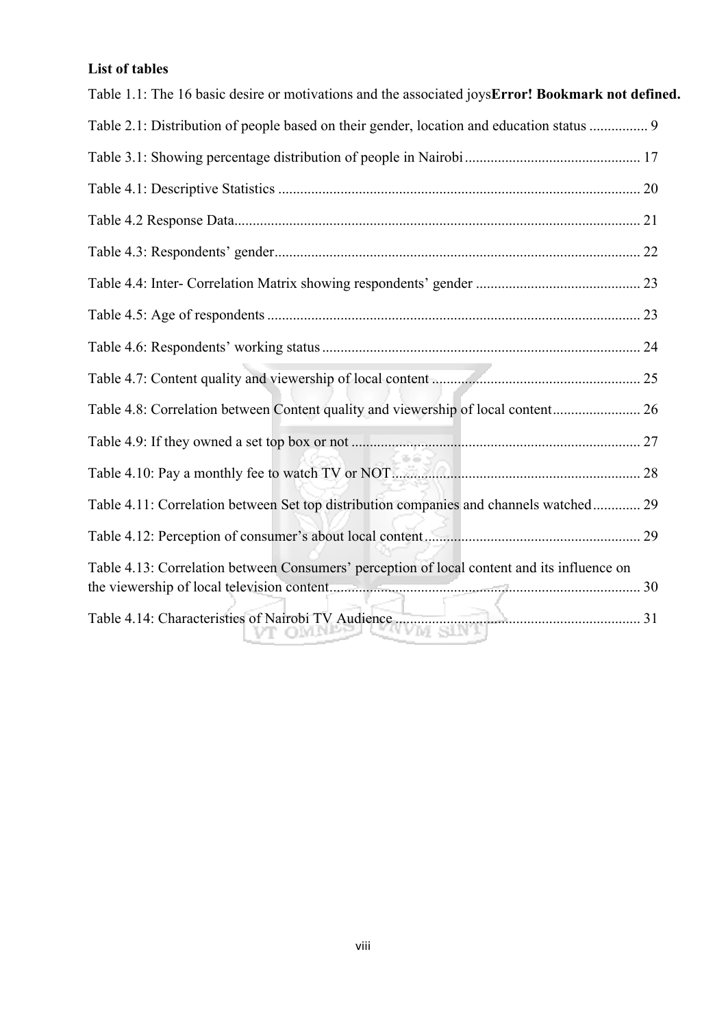**List of tables**

Table 1.1: The 16 basic desire or motivations and the associated joys**Error! Bookmark not defined.**

Table 2.1: Distribution of people based on their gender, location and education status ................ 9

Table 3.1: Showing percentage distribution of people in Nairobi ................................................ 17

Table 4.1: Descriptive Statistics ................................................................................................... 20

Table 4.2 Response Data.............................................................................................................. 21

Table 4.3: Respondents' gender.................................................................................................... 22

Table 4.4: Inter- Correlation Matrix showing respondents' gender ............................................. 23

Table 4.5: Age of respondents ..................................................................................................... 23

Table 4.6: Respondents' working status ....................................................................................... 24

Table 4.7: Content quality and viewership of local content ......................................................... 25

Table 4.8: Correlation between Content quality and viewership of local content........................ 26

Table 4.9: If they owned a set top box or not ............................................................................... 27

Table 4.10: Pay a monthly fee to watch TV or NOT.................................................................... 28

Table 4.11: Correlation between Set top distribution companies and channels watched............. 29

Table 4.12: Perception of consumer's about local content........................................................... 29

Table 4.13: Correlation between Consumers' perception of local content and its influence on the viewership of local television content.................................................................................... 30

Table 4.14: Characteristics of Nairobi TV Audience .................................................................... 31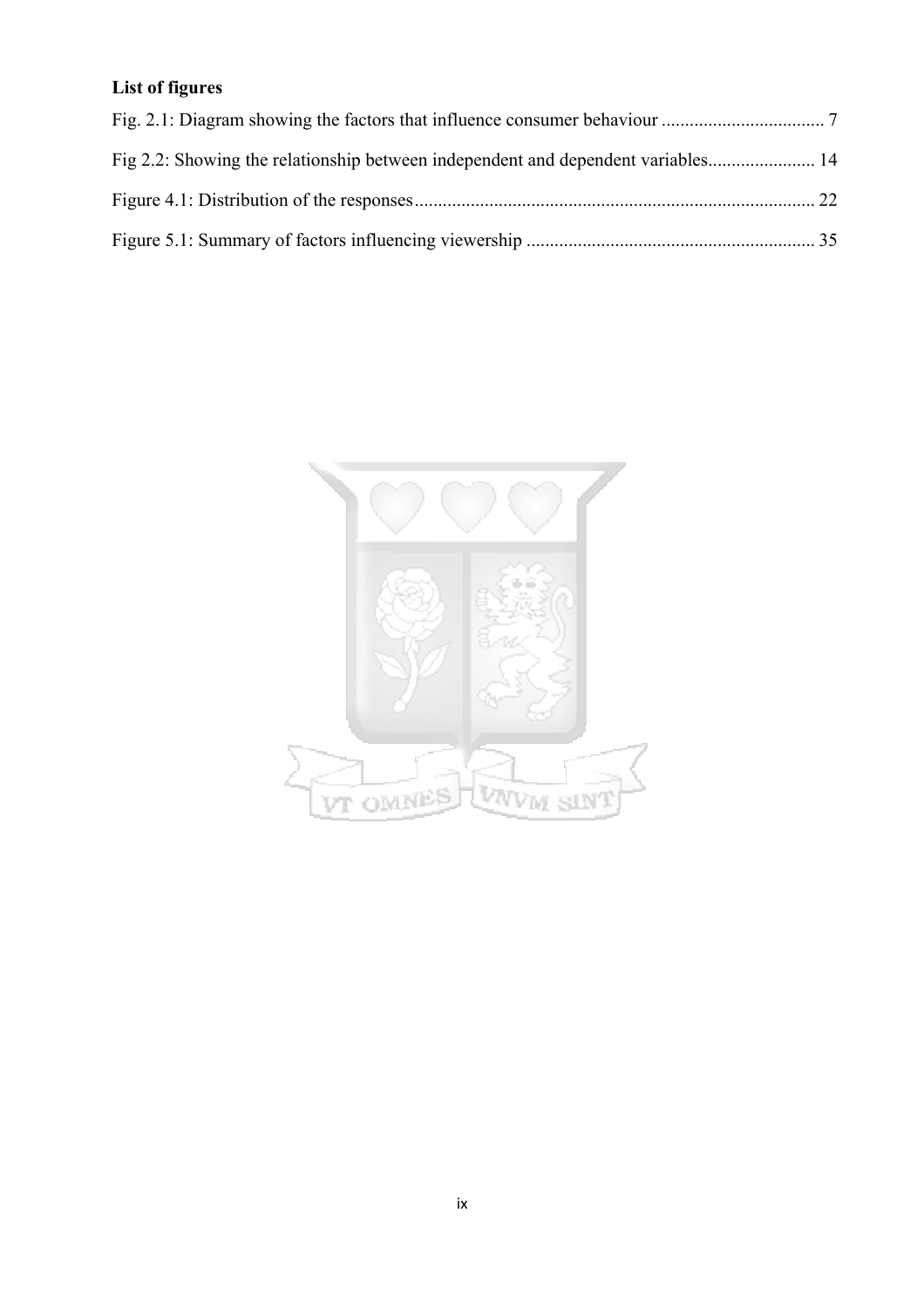**List of figures**

Fig. 2.1: Diagram showing the factors that influence consumer behaviour .................................. 7

Fig 2.2: Showing the relationship between independent and dependent variables....................... 14

Figure 4.1: Distribution of the responses..................................................................................... 22

Figure 5.1: Summary of factors influencing viewership ............................................................. 35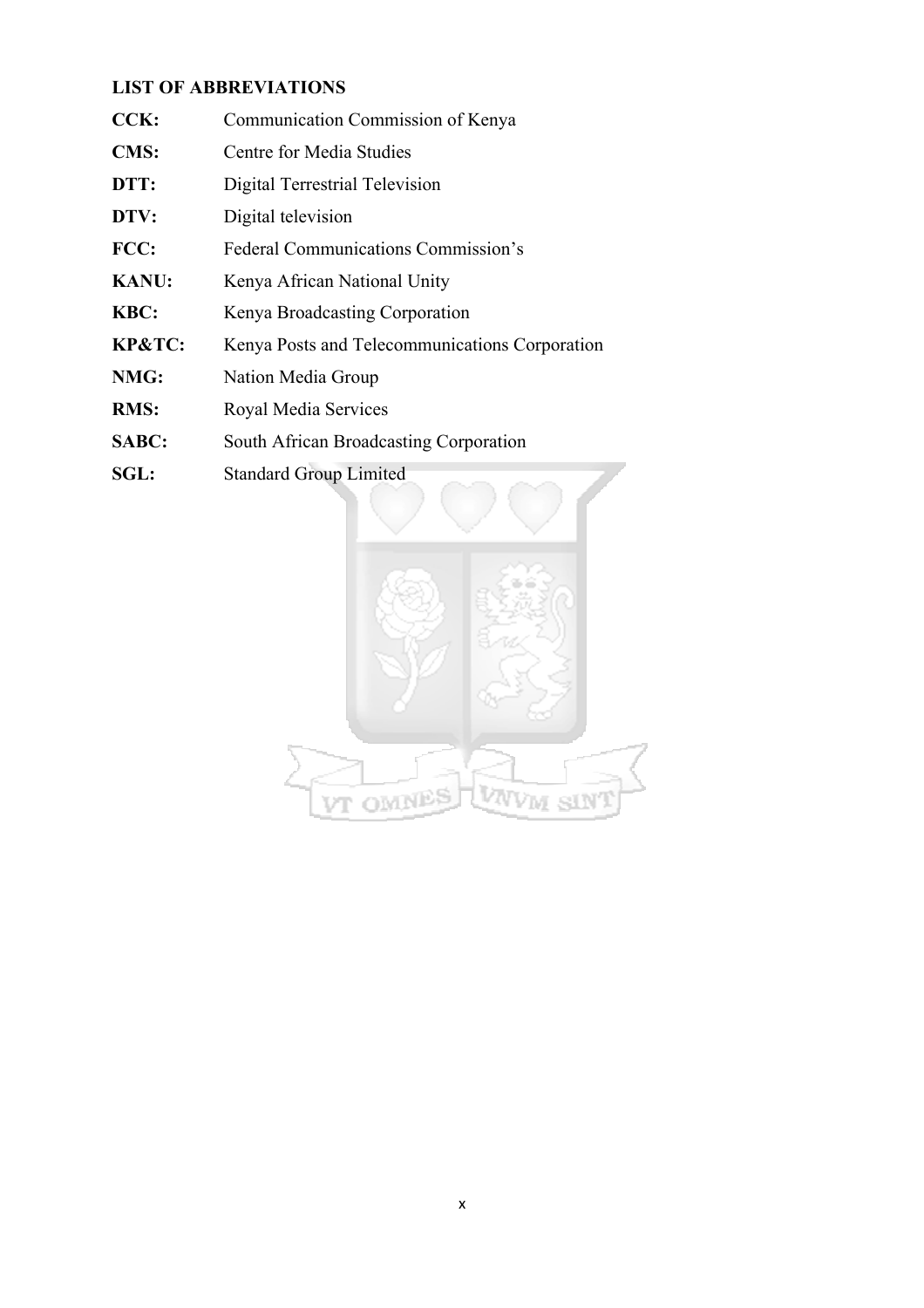## LIST OF ABBREVIATIONS

**CCK:** Communication Commission of Kenya

**CMS:** Centre for Media Studies

**DTT:** Digital Terrestrial Television

**DTV:** Digital television

**FCC:** Federal Communications Commission's

**KANU:** Kenya African National Unity

**KBC:** Kenya Broadcasting Corporation

**KP&TC:** Kenya Posts and Telecommunications Corporation

**NMG:** Nation Media Group

**RMS:** Royal Media Services

**SABC:** South African Broadcasting Corporation

**SGL:** Standard Group Limited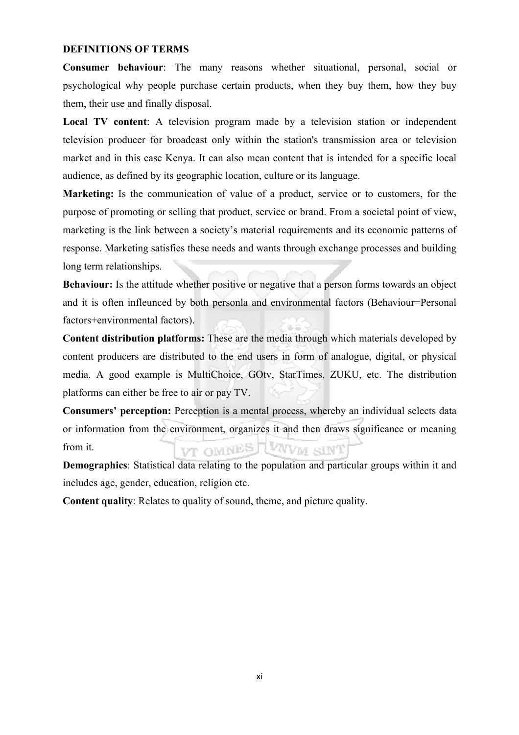**DEFINITIONS OF TERMS**

**Consumer behaviour**: The many reasons whether situational, personal, social or psychological why people purchase certain products, when they buy them, how they buy them, their use and finally disposal.

**Local TV content**: A television program made by a television station or independent television producer for broadcast only within the station's transmission area or television market and in this case Kenya. It can also mean content that is intended for a specific local audience, as defined by its geographic location, culture or its language.

**Marketing:** Is the communication of value of a product, service or to customers, for the purpose of promoting or selling that product, service or brand. From a societal point of view, marketing is the link between a society's material requirements and its economic patterns of response. Marketing satisfies these needs and wants through exchange processes and building long term relationships.

**Behaviour:** Is the attitude whether positive or negative that a person forms towards an object and it is often infleunced by both personla and environmental factors (Behaviour=Personal factors+environmental factors).

**Content distribution platforms:** These are the media through which materials developed by content producers are distributed to the end users in form of analogue, digital, or physical media. A good example is MultiChoice, GOtv, StarTimes, ZUKU, etc. The distribution platforms can either be free to air or pay TV.

**Consumers' perception:** Perception is a mental process, whereby an individual selects data or information from the environment, organizes it and then draws significance or meaning from it.

**Demographics**: Statistical data relating to the population and particular groups within it and includes age, gender, education, religion etc.

**Content quality**: Relates to quality of sound, theme, and picture quality.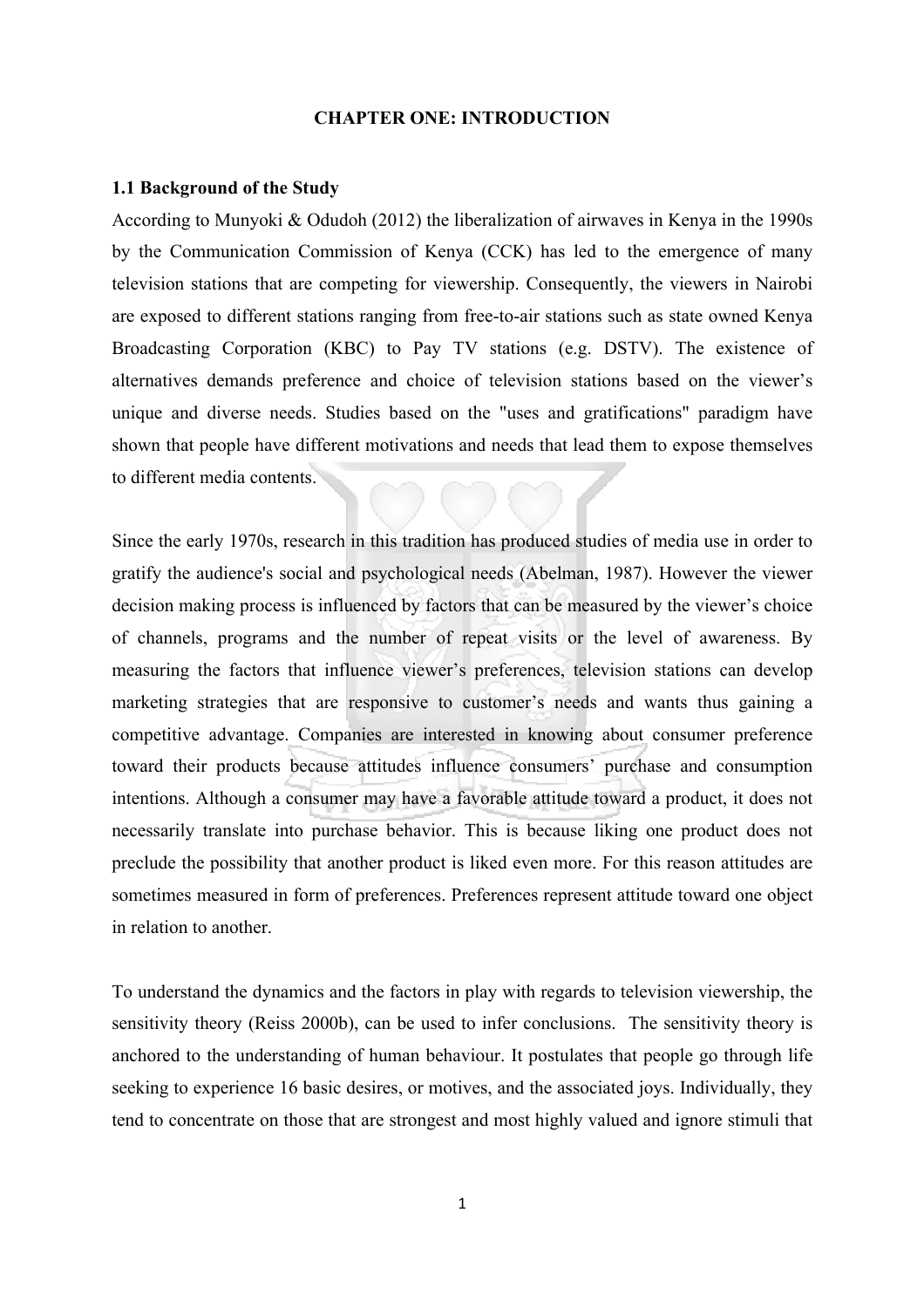# CHAPTER ONE: INTRODUCTION

## 1.1 Background of the Study

According to Munyoki & Odudoh (2012) the liberalization of airwaves in Kenya in the 1990s by the Communication Commission of Kenya (CCK) has led to the emergence of many television stations that are competing for viewership. Consequently, the viewers in Nairobi are exposed to different stations ranging from free-to-air stations such as state owned Kenya Broadcasting Corporation (KBC) to Pay TV stations (e.g. DSTV). The existence of alternatives demands preference and choice of television stations based on the viewer's unique and diverse needs. Studies based on the "uses and gratifications" paradigm have shown that people have different motivations and needs that lead them to expose themselves to different media contents.

Since the early 1970s, research in this tradition has produced studies of media use in order to gratify the audience's social and psychological needs (Abelman, 1987). However the viewer decision making process is influenced by factors that can be measured by the viewer's choice of channels, programs and the number of repeat visits or the level of awareness. By measuring the factors that influence viewer's preferences, television stations can develop marketing strategies that are responsive to customer's needs and wants thus gaining a competitive advantage. Companies are interested in knowing about consumer preference toward their products because attitudes influence consumers' purchase and consumption intentions. Although a consumer may have a favorable attitude toward a product, it does not necessarily translate into purchase behavior. This is because liking one product does not preclude the possibility that another product is liked even more. For this reason attitudes are sometimes measured in form of preferences. Preferences represent attitude toward one object in relation to another.

To understand the dynamics and the factors in play with regards to television viewership, the sensitivity theory (Reiss 2000b), can be used to infer conclusions. The sensitivity theory is anchored to the understanding of human behaviour. It postulates that people go through life seeking to experience 16 basic desires, or motives, and the associated joys. Individually, they tend to concentrate on those that are strongest and most highly valued and ignore stimuli that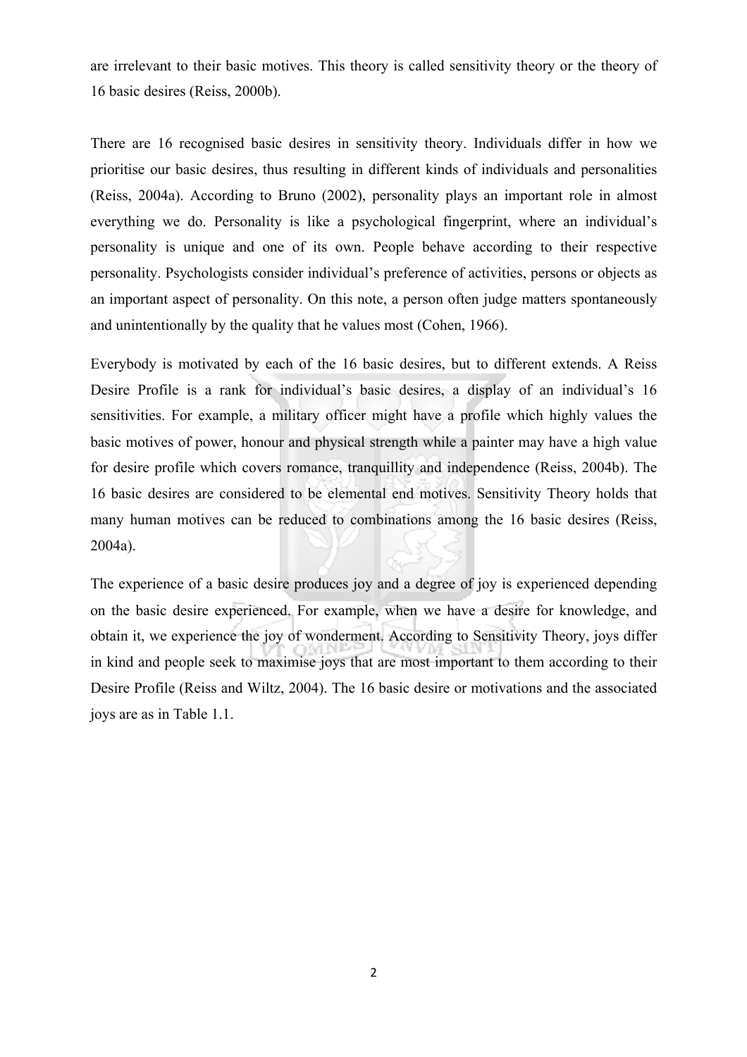are irrelevant to their basic motives. This theory is called sensitivity theory or the theory of 16 basic desires (Reiss, 2000b).

There are 16 recognised basic desires in sensitivity theory. Individuals differ in how we prioritise our basic desires, thus resulting in different kinds of individuals and personalities (Reiss, 2004a). According to Bruno (2002), personality plays an important role in almost everything we do. Personality is like a psychological fingerprint, where an individual's personality is unique and one of its own. People behave according to their respective personality. Psychologists consider individual's preference of activities, persons or objects as an important aspect of personality. On this note, a person often judge matters spontaneously and unintentionally by the quality that he values most (Cohen, 1966).

Everybody is motivated by each of the 16 basic desires, but to different extends. A Reiss Desire Profile is a rank for individual's basic desires, a display of an individual's 16 sensitivities. For example, a military officer might have a profile which highly values the basic motives of power, honour and physical strength while a painter may have a high value for desire profile which covers romance, tranquillity and independence (Reiss, 2004b). The 16 basic desires are considered to be elemental end motives. Sensitivity Theory holds that many human motives can be reduced to combinations among the 16 basic desires (Reiss, 2004a).

The experience of a basic desire produces joy and a degree of joy is experienced depending on the basic desire experienced. For example, when we have a desire for knowledge, and obtain it, we experience the joy of wonderment. According to Sensitivity Theory, joys differ in kind and people seek to maximise joys that are most important to them according to their Desire Profile (Reiss and Wiltz, 2004). The 16 basic desire or motivations and the associated joys are as in Table 1.1.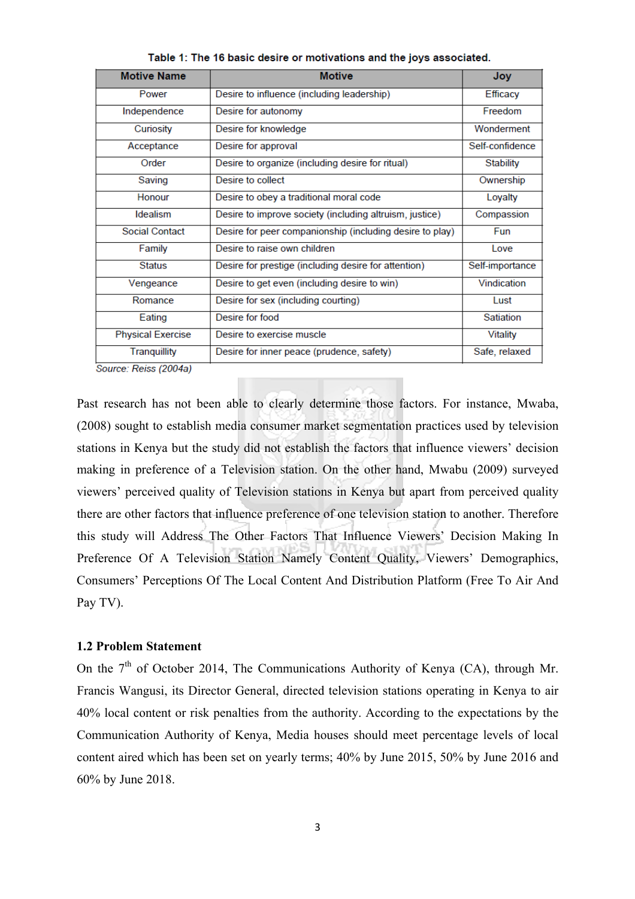Table 1: The 16 basic desire or motivations and the joys associated.

| Motive Name | Motive | Joy |
|---|---|---|
| Power | Desire to influence (including leadership) | Efficacy |
| Independence | Desire for autonomy | Freedom |
| Curiosity | Desire for knowledge | Wonderment |
| Acceptance | Desire for approval | Self-confidence |
| Order | Desire to organize (including desire for ritual) | Stability |
| Saving | Desire to collect | Ownership |
| Honour | Desire to obey a traditional moral code | Loyalty |
| Idealism | Desire to improve society (including altruism, justice) | Compassion |
| Social Contact | Desire for peer companionship (including desire to play) | Fun |
| Family | Desire to raise own children | Love |
| Status | Desire for prestige (including desire for attention) | Self-importance |
| Vengeance | Desire to get even (including desire to win) | Vindication |
| Romance | Desire for sex (including courting) | Lust |
| Eating | Desire for food | Satiation |
| Physical Exercise | Desire to exercise muscle | Vitality |
| Tranquillity | Desire for inner peace (prudence, safety) | Safe, relaxed |

*Source: Reiss (2004a)*

Past research has not been able to clearly determine those factors. For instance, Mwaba, (2008) sought to establish media consumer market segmentation practices used by television stations in Kenya but the study did not establish the factors that influence viewers' decision making in preference of a Television station. On the other hand, Mwabu (2009) surveyed viewers' perceived quality of Television stations in Kenya but apart from perceived quality there are other factors that influence preference of one television station to another. Therefore this study will Address The Other Factors That Influence Viewers' Decision Making In Preference Of A Television Station Namely Content Quality, Viewers' Demographics, Consumers' Perceptions Of The Local Content And Distribution Platform (Free To Air And Pay TV).

### 1.2 Problem Statement

On the 7th of October 2014, The Communications Authority of Kenya (CA), through Mr. Francis Wangusi, its Director General, directed television stations operating in Kenya to air 40% local content or risk penalties from the authority. According to the expectations by the Communication Authority of Kenya, Media houses should meet percentage levels of local content aired which has been set on yearly terms; 40% by June 2015, 50% by June 2016 and 60% by June 2018.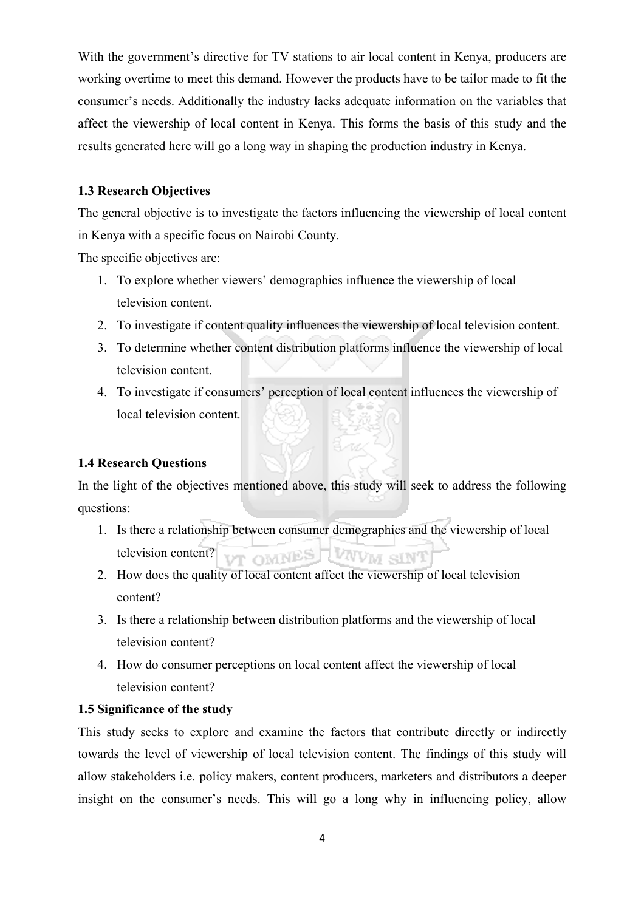With the government's directive for TV stations to air local content in Kenya, producers are working overtime to meet this demand. However the products have to be tailor made to fit the consumer's needs. Additionally the industry lacks adequate information on the variables that affect the viewership of local content in Kenya. This forms the basis of this study and the results generated here will go a long way in shaping the production industry in Kenya.

### 1.3 Research Objectives

The general objective is to investigate the factors influencing the viewership of local content in Kenya with a specific focus on Nairobi County.

The specific objectives are:

1. To explore whether viewers' demographics influence the viewership of local television content.
2. To investigate if content quality influences the viewership of local television content.
3. To determine whether content distribution platforms influence the viewership of local television content.
4. To investigate if consumers' perception of local content influences the viewership of local television content.

### 1.4 Research Questions

In the light of the objectives mentioned above, this study will seek to address the following questions:

1. Is there a relationship between consumer demographics and the viewership of local television content?
2. How does the quality of local content affect the viewership of local television content?
3. Is there a relationship between distribution platforms and the viewership of local television content?
4. How do consumer perceptions on local content affect the viewership of local television content?

### 1.5 Significance of the study

This study seeks to explore and examine the factors that contribute directly or indirectly towards the level of viewership of local television content. The findings of this study will allow stakeholders i.e. policy makers, content producers, marketers and distributors a deeper insight on the consumer's needs. This will go a long why in influencing policy, allow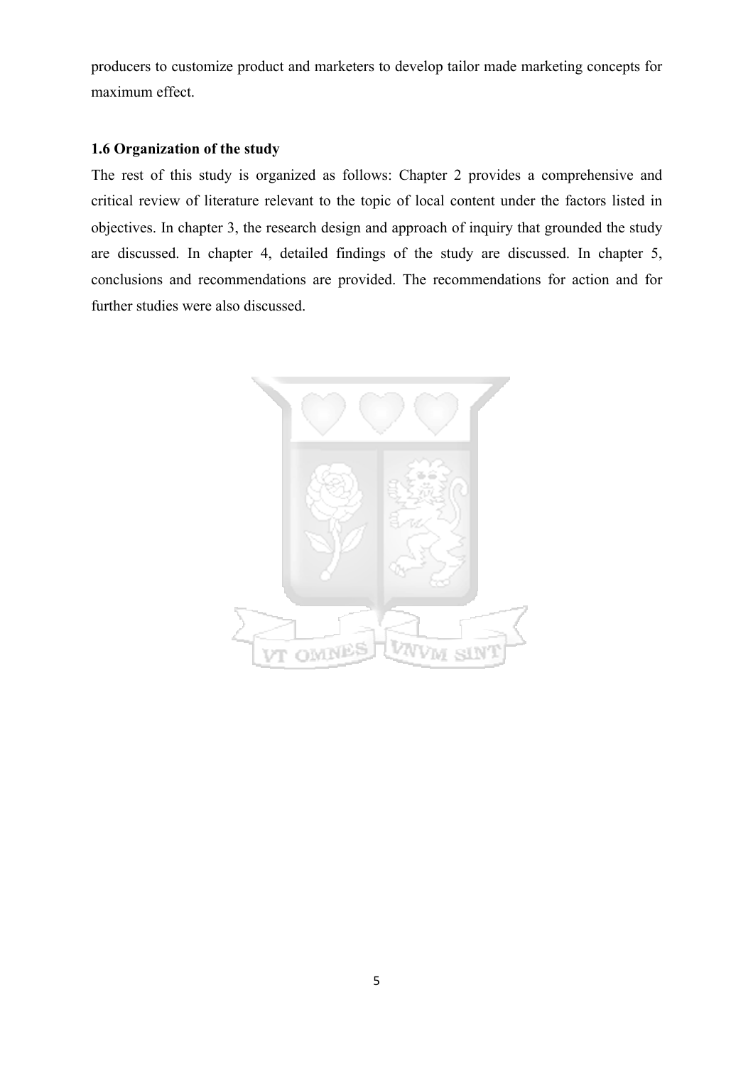producers to customize product and marketers to develop tailor made marketing concepts for maximum effect.

### 1.6 Organization of the study

The rest of this study is organized as follows: Chapter 2 provides a comprehensive and critical review of literature relevant to the topic of local content under the factors listed in objectives. In chapter 3, the research design and approach of inquiry that grounded the study are discussed. In chapter 4, detailed findings of the study are discussed. In chapter 5, conclusions and recommendations are provided. The recommendations for action and for further studies were also discussed.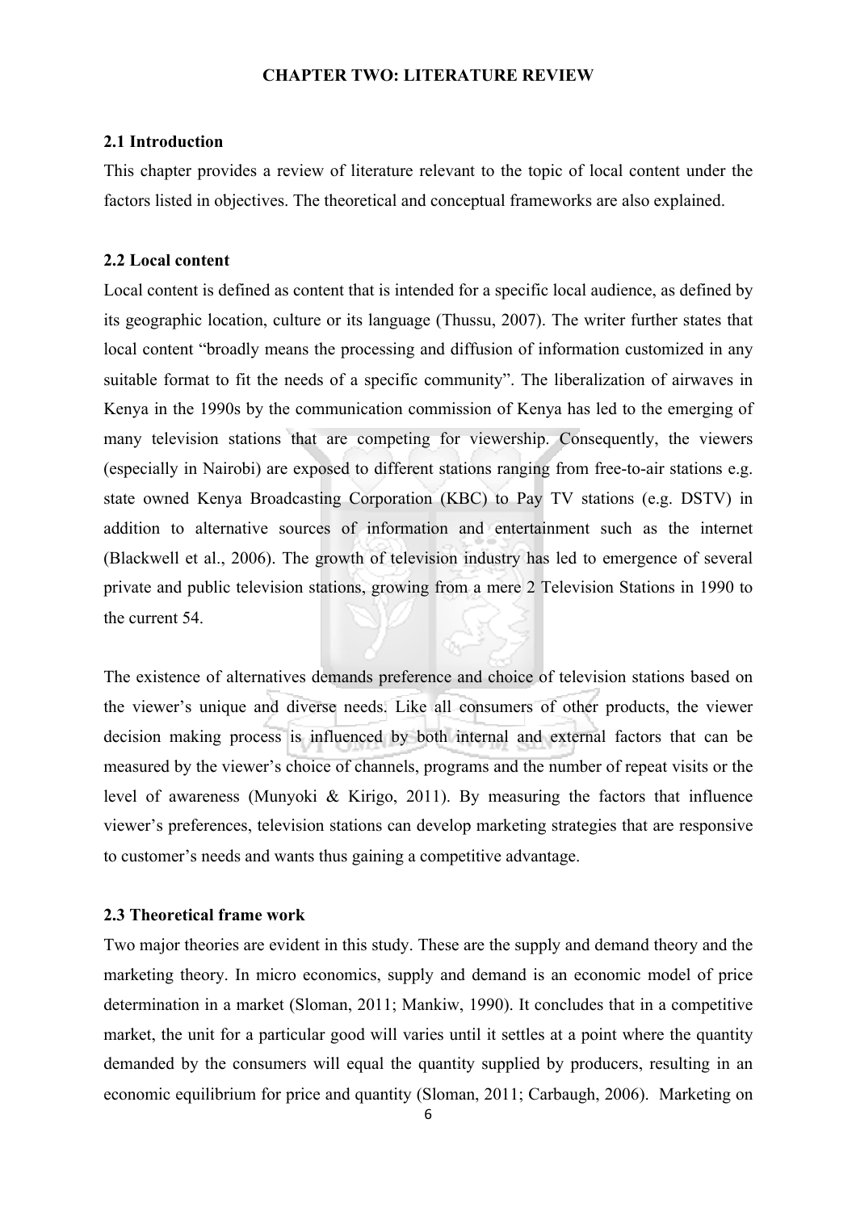# CHAPTER TWO: LITERATURE REVIEW

## 2.1 Introduction

This chapter provides a review of literature relevant to the topic of local content under the factors listed in objectives. The theoretical and conceptual frameworks are also explained.

## 2.2 Local content

Local content is defined as content that is intended for a specific local audience, as defined by its geographic location, culture or its language (Thussu, 2007). The writer further states that local content "broadly means the processing and diffusion of information customized in any suitable format to fit the needs of a specific community". The liberalization of airwaves in Kenya in the 1990s by the communication commission of Kenya has led to the emerging of many television stations that are competing for viewership. Consequently, the viewers (especially in Nairobi) are exposed to different stations ranging from free-to-air stations e.g. state owned Kenya Broadcasting Corporation (KBC) to Pay TV stations (e.g. DSTV) in addition to alternative sources of information and entertainment such as the internet (Blackwell et al., 2006). The growth of television industry has led to emergence of several private and public television stations, growing from a mere 2 Television Stations in 1990 to the current 54.

The existence of alternatives demands preference and choice of television stations based on the viewer's unique and diverse needs. Like all consumers of other products, the viewer decision making process is influenced by both internal and external factors that can be measured by the viewer's choice of channels, programs and the number of repeat visits or the level of awareness (Munyoki & Kirigo, 2011). By measuring the factors that influence viewer's preferences, television stations can develop marketing strategies that are responsive to customer's needs and wants thus gaining a competitive advantage.

## 2.3 Theoretical frame work

Two major theories are evident in this study. These are the supply and demand theory and the marketing theory. In micro economics, supply and demand is an economic model of price determination in a market (Sloman, 2011; Mankiw, 1990). It concludes that in a competitive market, the unit for a particular good will varies until it settles at a point where the quantity demanded by the consumers will equal the quantity supplied by producers, resulting in an economic equilibrium for price and quantity (Sloman, 2011; Carbaugh, 2006). Marketing on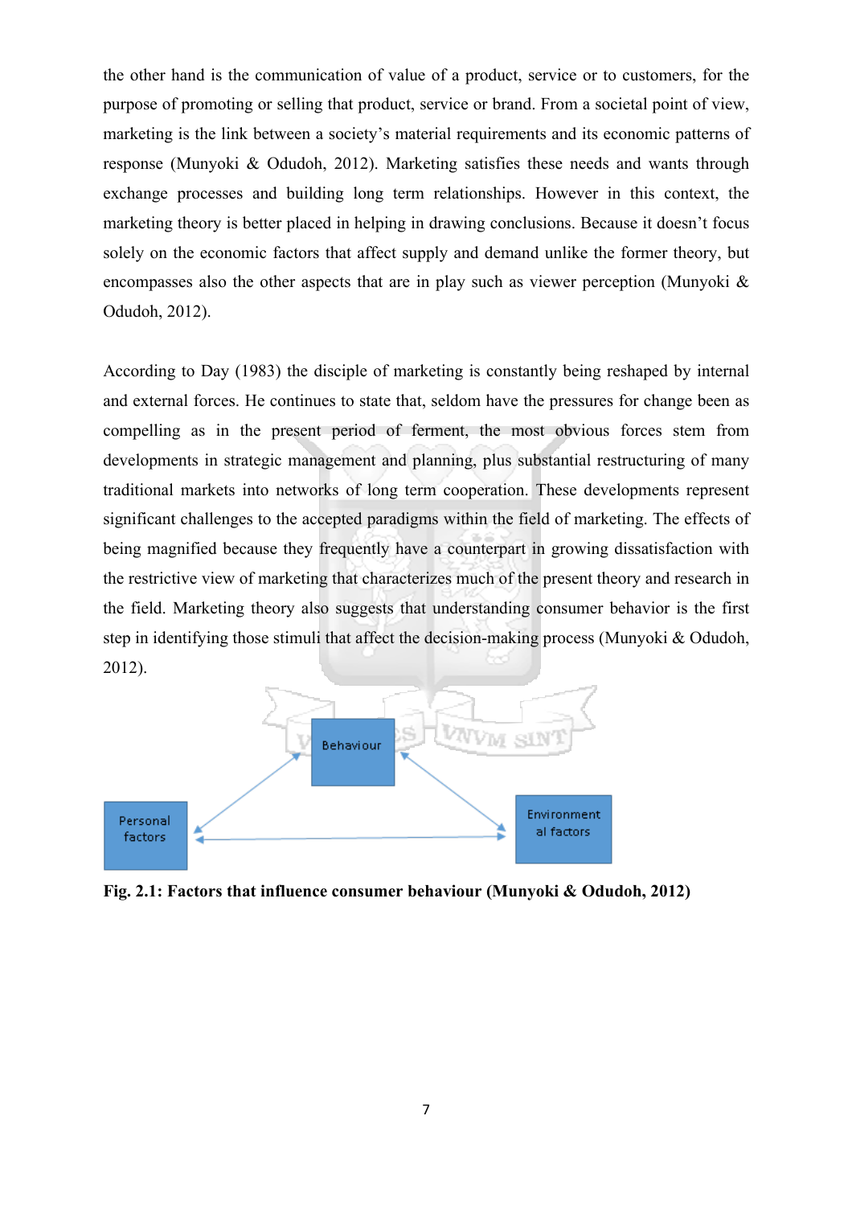the other hand is the communication of value of a product, service or to customers, for the purpose of promoting or selling that product, service or brand. From a societal point of view, marketing is the link between a society's material requirements and its economic patterns of response (Munyoki & Odudoh, 2012). Marketing satisfies these needs and wants through exchange processes and building long term relationships. However in this context, the marketing theory is better placed in helping in drawing conclusions. Because it doesn't focus solely on the economic factors that affect supply and demand unlike the former theory, but encompasses also the other aspects that are in play such as viewer perception (Munyoki & Odudoh, 2012).

According to Day (1983) the disciple of marketing is constantly being reshaped by internal and external forces. He continues to state that, seldom have the pressures for change been as compelling as in the present period of ferment, the most obvious forces stem from developments in strategic management and planning, plus substantial restructuring of many traditional markets into networks of long term cooperation. These developments represent significant challenges to the accepted paradigms within the field of marketing. The effects of being magnified because they frequently have a counterpart in growing dissatisfaction with the restrictive view of marketing that characterizes much of the present theory and research in the field. Marketing theory also suggests that understanding consumer behavior is the first step in identifying those stimuli that affect the decision-making process (Munyoki & Odudoh, 2012).

Behaviour

Personal factors

Environmental factors

**Fig. 2.1: Factors that influence consumer behaviour (Munyoki & Odudoh, 2012)**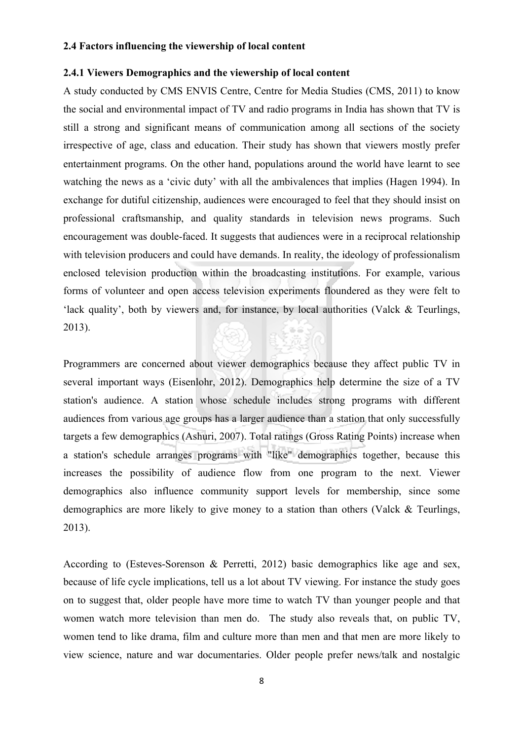### 2.4 Factors influencing the viewership of local content

#### 2.4.1 Viewers Demographics and the viewership of local content

A study conducted by CMS ENVIS Centre, Centre for Media Studies (CMS, 2011) to know the social and environmental impact of TV and radio programs in India has shown that TV is still a strong and significant means of communication among all sections of the society irrespective of age, class and education. Their study has shown that viewers mostly prefer entertainment programs. On the other hand, populations around the world have learnt to see watching the news as a 'civic duty' with all the ambivalences that implies (Hagen 1994). In exchange for dutiful citizenship, audiences were encouraged to feel that they should insist on professional craftsmanship, and quality standards in television news programs. Such encouragement was double-faced. It suggests that audiences were in a reciprocal relationship with television producers and could have demands. In reality, the ideology of professionalism enclosed television production within the broadcasting institutions. For example, various forms of volunteer and open access television experiments floundered as they were felt to 'lack quality', both by viewers and, for instance, by local authorities (Valck & Teurlings, 2013).

Programmers are concerned about viewer demographics because they affect public TV in several important ways (Eisenlohr, 2012). Demographics help determine the size of a TV station's audience. A station whose schedule includes strong programs with different audiences from various age groups has a larger audience than a station that only successfully targets a few demographics (Ashuri, 2007). Total ratings (Gross Rating Points) increase when a station's schedule arranges programs with "like" demographics together, because this increases the possibility of audience flow from one program to the next. Viewer demographics also influence community support levels for membership, since some demographics are more likely to give money to a station than others (Valck & Teurlings, 2013).

According to (Esteves-Sorenson & Perretti, 2012) basic demographics like age and sex, because of life cycle implications, tell us a lot about TV viewing. For instance the study goes on to suggest that, older people have more time to watch TV than younger people and that women watch more television than men do. The study also reveals that, on public TV, women tend to like drama, film and culture more than men and that men are more likely to view science, nature and war documentaries. Older people prefer news/talk and nostalgic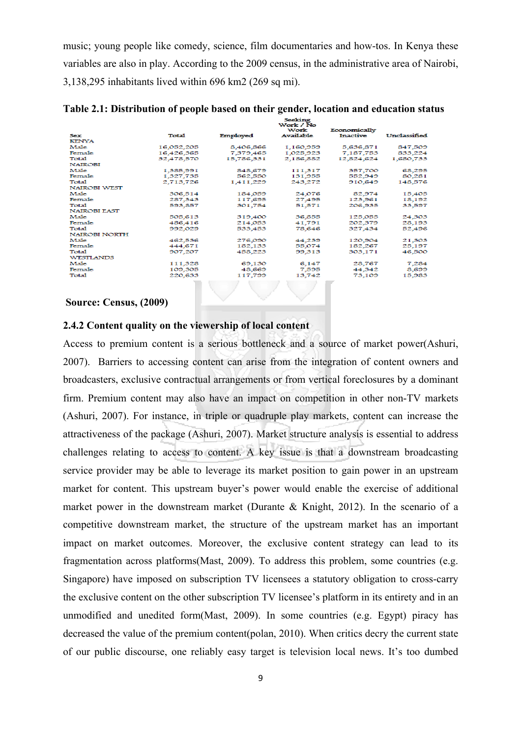music; young people like comedy, science, film documentaries and how-tos. In Kenya these variables are also in play. According to the 2009 census, in the administrative area of Nairobi, 3,138,295 inhabitants lived within 696 km2 (269 sq mi).

**Table 2.1: Distribution of people based on their gender, location and education status**

| Sex | Total | Employed | Seeking Work / No Work Available | Economically Inactive | Unclassified |
|---|---|---|---|---|---|
| KENYA | | | | | |
| Male | 16,052,205 | 8,406,866 | 1,160,959 | 5,636,871 | 847,509 |
| Female | 16,426,365 | 7,379,465 | 1,025,923 | 7,187,753 | 833,224 |
| Total | 32,478,570 | 15,786,331 | 2,186,882 | 12,824,624 | 1,680,733 |
| NAIROBI | | | | | |
| Male | 1,385,991 | 848,679 | 111,317 | 357,700 | 68,295 |
| Female | 1,327,735 | 562,550 | 131,955 | 552,949 | 80,281 |
| Total | 2,713,726 | 1,411,229 | 243,272 | 910,649 | 148,576 |
| NAIROBI WEST | | | | | |
| Male | 306,514 | 184,059 | 24,076 | 82,974 | 15,405 |
| Female | 287,343 | 117,695 | 27,495 | 123,961 | 18,192 |
| Total | 593,857 | 301,754 | 51,571 | 206,935 | 33,597 |
| NAIROBI EAST | | | | | |
| Male | 505,613 | 319,400 | 36,855 | 125,055 | 24,303 |
| Female | 486,416 | 214,053 | 41,791 | 202,379 | 28,193 |
| Total | 992,029 | 533,453 | 78,646 | 327,434 | 52,496 |
| NAIROBI NORTH | | | | | |
| Male | 462,536 | 276,090 | 44,239 | 120,904 | 21,303 |
| Female | 444,671 | 182,133 | 55,074 | 182,267 | 25,197 |
| Total | 907,207 | 458,223 | 99,313 | 303,171 | 46,500 |
| WESTLANDS | | | | | |
| Male | 111,328 | 69,130 | 6,147 | 28,767 | 7,284 |
| Female | 109,305 | 48,669 | 7,595 | 44,342 | 8,699 |
| Total | 220,633 | 117,799 | 13,742 | 73,109 | 15,983 |

**Source: Census, (2009)**

### 2.4.2 Content quality on the viewership of local content

Access to premium content is a serious bottleneck and a source of market power(Ashuri, 2007). Barriers to accessing content can arise from the integration of content owners and broadcasters, exclusive contractual arrangements or from vertical foreclosures by a dominant firm. Premium content may also have an impact on competition in other non-TV markets (Ashuri, 2007). For instance, in triple or quadruple play markets, content can increase the attractiveness of the package (Ashuri, 2007). Market structure analysis is essential to address challenges relating to access to content. A key issue is that a downstream broadcasting service provider may be able to leverage its market position to gain power in an upstream market for content. This upstream buyer's power would enable the exercise of additional market power in the downstream market (Durante & Knight, 2012). In the scenario of a competitive downstream market, the structure of the upstream market has an important impact on market outcomes. Moreover, the exclusive content strategy can lead to its fragmentation across platforms(Mast, 2009). To address this problem, some countries (e.g. Singapore) have imposed on subscription TV licensees a statutory obligation to cross-carry the exclusive content on the other subscription TV licensee's platform in its entirety and in an unmodified and unedited form(Mast, 2009). In some countries (e.g. Egypt) piracy has decreased the value of the premium content(polan, 2010). When critics decry the current state of our public discourse, one reliably easy target is television local news. It's too dumbed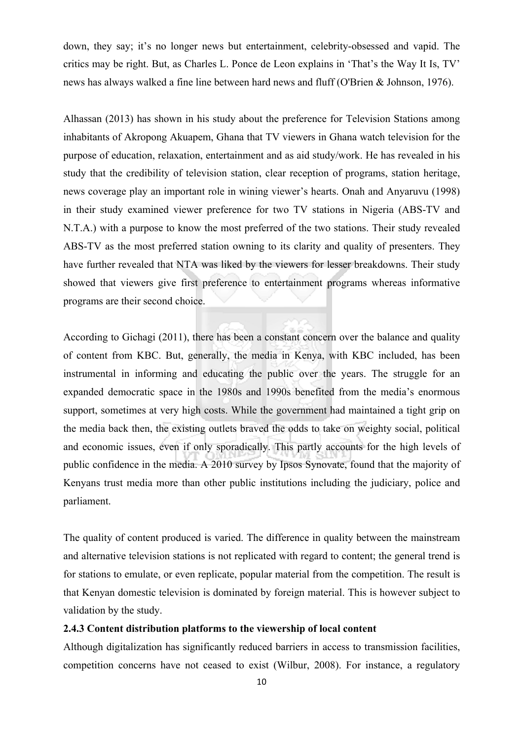down, they say; it's no longer news but entertainment, celebrity-obsessed and vapid. The critics may be right. But, as Charles L. Ponce de Leon explains in 'That's the Way It Is, TV' news has always walked a fine line between hard news and fluff (O'Brien & Johnson, 1976).

Alhassan (2013) has shown in his study about the preference for Television Stations among inhabitants of Akropong Akuapem, Ghana that TV viewers in Ghana watch television for the purpose of education, relaxation, entertainment and as aid study/work. He has revealed in his study that the credibility of television station, clear reception of programs, station heritage, news coverage play an important role in wining viewer's hearts. Onah and Anyaruvu (1998) in their study examined viewer preference for two TV stations in Nigeria (ABS-TV and N.T.A.) with a purpose to know the most preferred of the two stations. Their study revealed ABS-TV as the most preferred station owning to its clarity and quality of presenters. They have further revealed that NTA was liked by the viewers for lesser breakdowns. Their study showed that viewers give first preference to entertainment programs whereas informative programs are their second choice.

According to Gichagi (2011), there has been a constant concern over the balance and quality of content from KBC. But, generally, the media in Kenya, with KBC included, has been instrumental in informing and educating the public over the years. The struggle for an expanded democratic space in the 1980s and 1990s benefited from the media's enormous support, sometimes at very high costs. While the government had maintained a tight grip on the media back then, the existing outlets braved the odds to take on weighty social, political and economic issues, even if only sporadically. This partly accounts for the high levels of public confidence in the media. A 2010 survey by Ipsos Synovate, found that the majority of Kenyans trust media more than other public institutions including the judiciary, police and parliament.

The quality of content produced is varied. The difference in quality between the mainstream and alternative television stations is not replicated with regard to content; the general trend is for stations to emulate, or even replicate, popular material from the competition. The result is that Kenyan domestic television is dominated by foreign material. This is however subject to validation by the study.

### 2.4.3 Content distribution platforms to the viewership of local content

Although digitalization has significantly reduced barriers in access to transmission facilities, competition concerns have not ceased to exist (Wilbur, 2008). For instance, a regulatory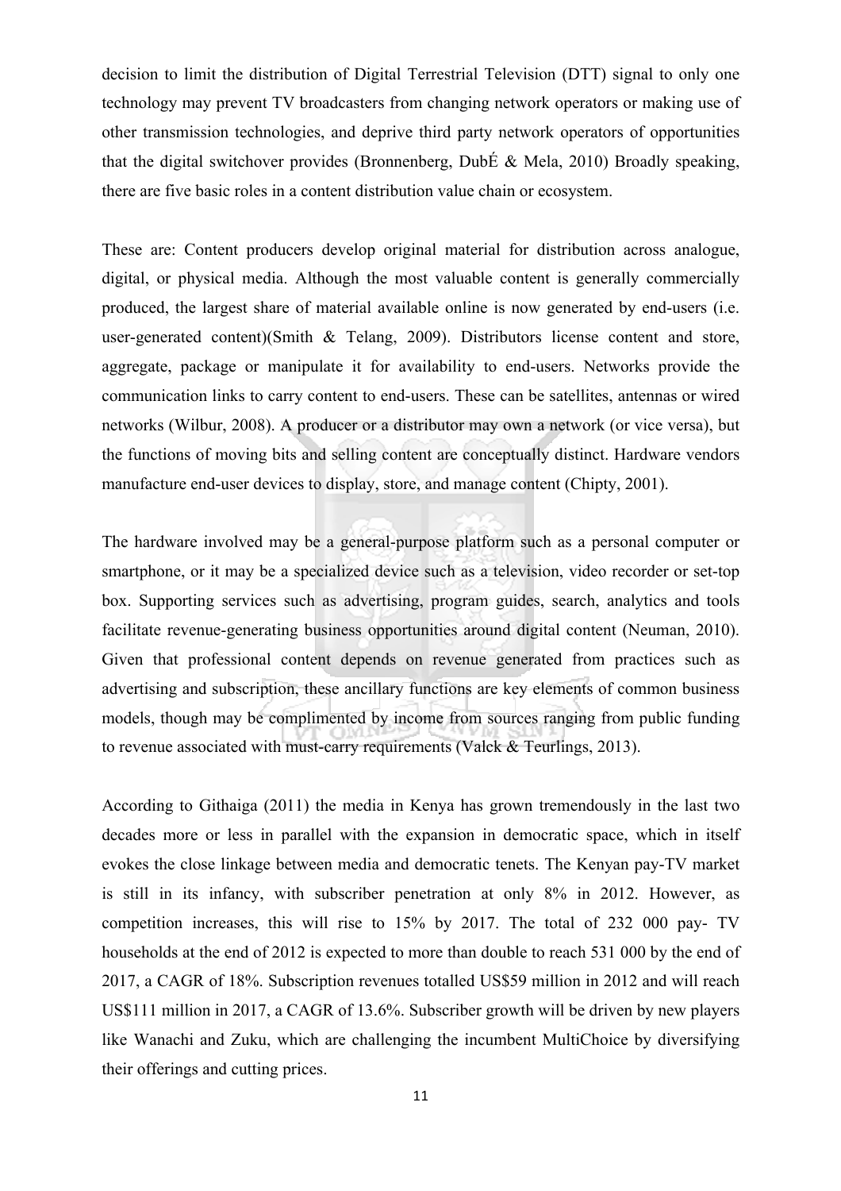decision to limit the distribution of Digital Terrestrial Television (DTT) signal to only one technology may prevent TV broadcasters from changing network operators or making use of other transmission technologies, and deprive third party network operators of opportunities that the digital switchover provides (Bronnenberg, DubÉ & Mela, 2010) Broadly speaking, there are five basic roles in a content distribution value chain or ecosystem.

These are: Content producers develop original material for distribution across analogue, digital, or physical media. Although the most valuable content is generally commercially produced, the largest share of material available online is now generated by end-users (i.e. user-generated content)(Smith & Telang, 2009). Distributors license content and store, aggregate, package or manipulate it for availability to end-users. Networks provide the communication links to carry content to end-users. These can be satellites, antennas or wired networks (Wilbur, 2008). A producer or a distributor may own a network (or vice versa), but the functions of moving bits and selling content are conceptually distinct. Hardware vendors manufacture end-user devices to display, store, and manage content (Chipty, 2001).

The hardware involved may be a general-purpose platform such as a personal computer or smartphone, or it may be a specialized device such as a television, video recorder or set-top box. Supporting services such as advertising, program guides, search, analytics and tools facilitate revenue-generating business opportunities around digital content (Neuman, 2010). Given that professional content depends on revenue generated from practices such as advertising and subscription, these ancillary functions are key elements of common business models, though may be complimented by income from sources ranging from public funding to revenue associated with must-carry requirements (Valck & Teurlings, 2013).

According to Githaiga (2011) the media in Kenya has grown tremendously in the last two decades more or less in parallel with the expansion in democratic space, which in itself evokes the close linkage between media and democratic tenets. The Kenyan pay-TV market is still in its infancy, with subscriber penetration at only 8% in 2012. However, as competition increases, this will rise to 15% by 2017. The total of 232 000 pay- TV households at the end of 2012 is expected to more than double to reach 531 000 by the end of 2017, a CAGR of 18%. Subscription revenues totalled US$59 million in 2012 and will reach US$111 million in 2017, a CAGR of 13.6%. Subscriber growth will be driven by new players like Wanachi and Zuku, which are challenging the incumbent MultiChoice by diversifying their offerings and cutting prices.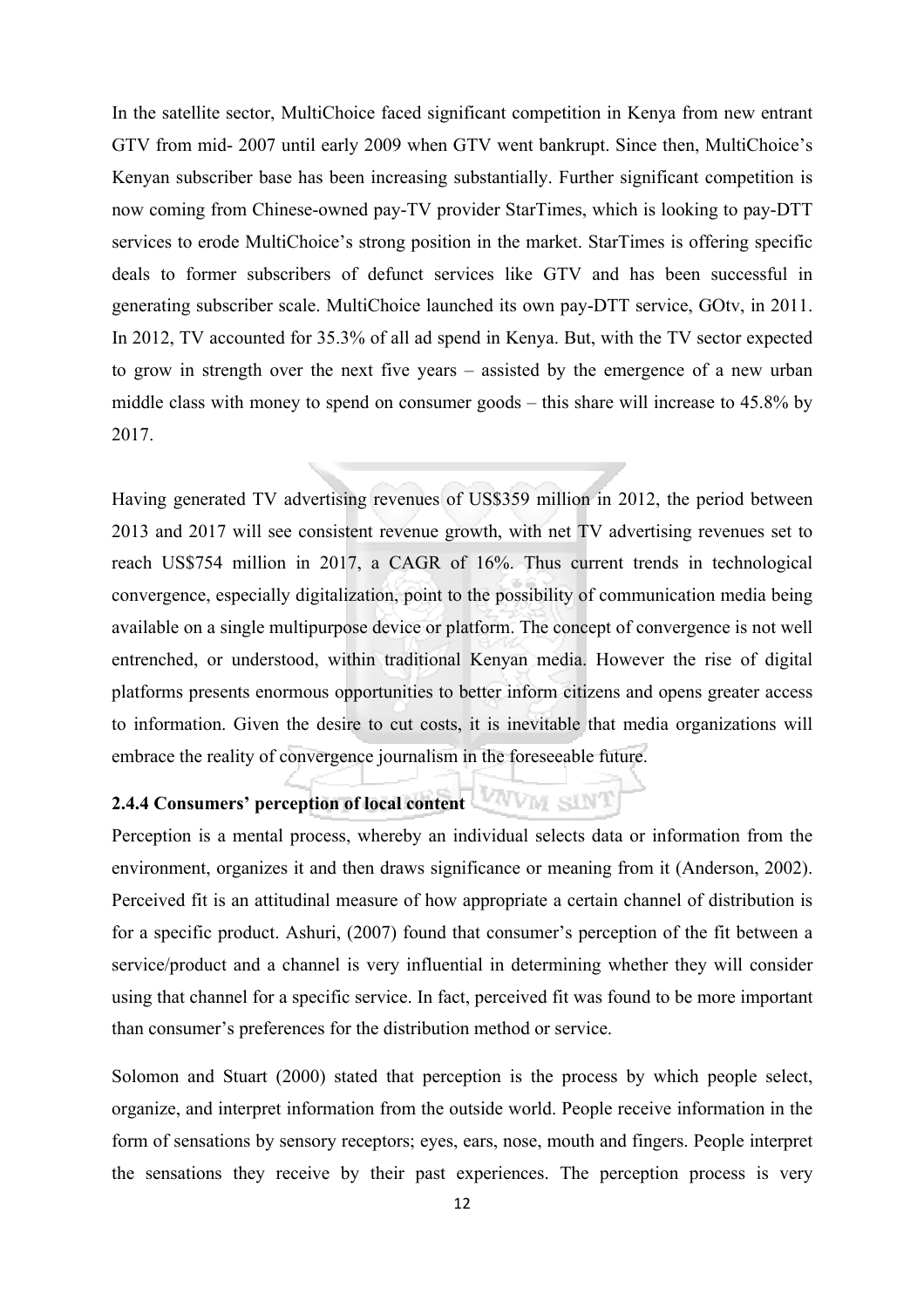In the satellite sector, MultiChoice faced significant competition in Kenya from new entrant GTV from mid- 2007 until early 2009 when GTV went bankrupt. Since then, MultiChoice's Kenyan subscriber base has been increasing substantially. Further significant competition is now coming from Chinese-owned pay-TV provider StarTimes, which is looking to pay-DTT services to erode MultiChoice's strong position in the market. StarTimes is offering specific deals to former subscribers of defunct services like GTV and has been successful in generating subscriber scale. MultiChoice launched its own pay-DTT service, GOtv, in 2011. In 2012, TV accounted for 35.3% of all ad spend in Kenya. But, with the TV sector expected to grow in strength over the next five years – assisted by the emergence of a new urban middle class with money to spend on consumer goods – this share will increase to 45.8% by 2017.

Having generated TV advertising revenues of US$359 million in 2012, the period between 2013 and 2017 will see consistent revenue growth, with net TV advertising revenues set to reach US$754 million in 2017, a CAGR of 16%. Thus current trends in technological convergence, especially digitalization, point to the possibility of communication media being available on a single multipurpose device or platform. The concept of convergence is not well entrenched, or understood, within traditional Kenyan media. However the rise of digital platforms presents enormous opportunities to better inform citizens and opens greater access to information. Given the desire to cut costs, it is inevitable that media organizations will embrace the reality of convergence journalism in the foreseeable future.

### 2.4.4 Consumers' perception of local content

Perception is a mental process, whereby an individual selects data or information from the environment, organizes it and then draws significance or meaning from it (Anderson, 2002). Perceived fit is an attitudinal measure of how appropriate a certain channel of distribution is for a specific product. Ashuri, (2007) found that consumer's perception of the fit between a service/product and a channel is very influential in determining whether they will consider using that channel for a specific service. In fact, perceived fit was found to be more important than consumer's preferences for the distribution method or service.

Solomon and Stuart (2000) stated that perception is the process by which people select, organize, and interpret information from the outside world. People receive information in the form of sensations by sensory receptors; eyes, ears, nose, mouth and fingers. People interpret the sensations they receive by their past experiences. The perception process is very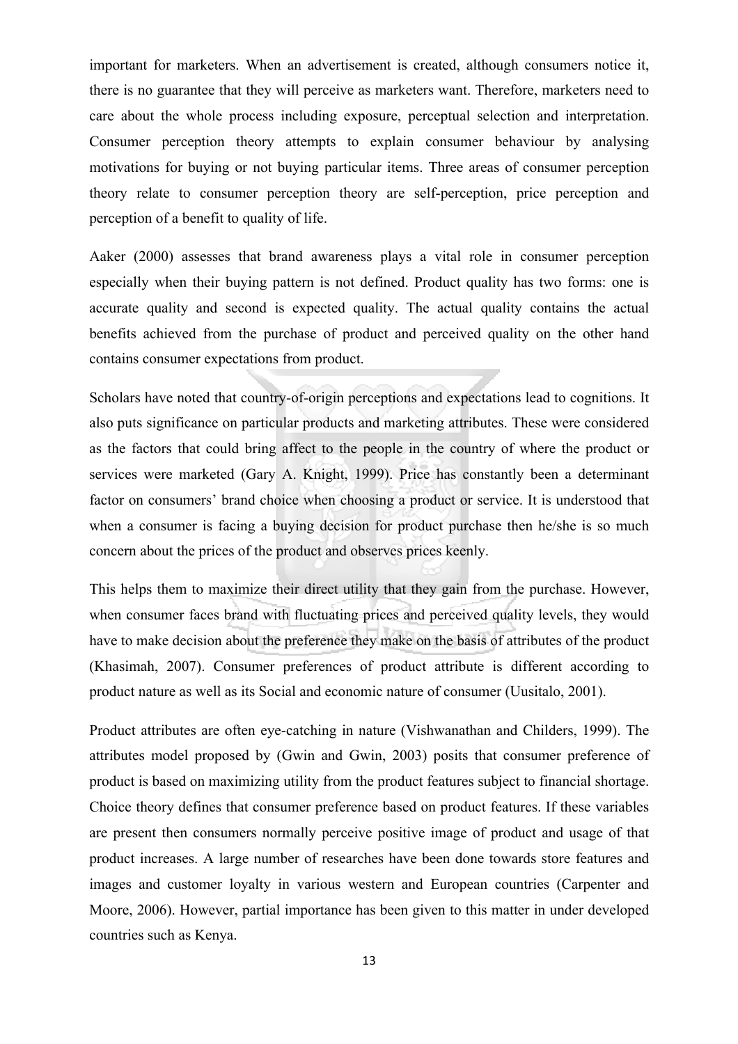important for marketers. When an advertisement is created, although consumers notice it, there is no guarantee that they will perceive as marketers want. Therefore, marketers need to care about the whole process including exposure, perceptual selection and interpretation. Consumer perception theory attempts to explain consumer behaviour by analysing motivations for buying or not buying particular items. Three areas of consumer perception theory relate to consumer perception theory are self-perception, price perception and perception of a benefit to quality of life.

Aaker (2000) assesses that brand awareness plays a vital role in consumer perception especially when their buying pattern is not defined. Product quality has two forms: one is accurate quality and second is expected quality. The actual quality contains the actual benefits achieved from the purchase of product and perceived quality on the other hand contains consumer expectations from product.

Scholars have noted that country-of-origin perceptions and expectations lead to cognitions. It also puts significance on particular products and marketing attributes. These were considered as the factors that could bring affect to the people in the country of where the product or services were marketed (Gary A. Knight, 1999). Price has constantly been a determinant factor on consumers' brand choice when choosing a product or service. It is understood that when a consumer is facing a buying decision for product purchase then he/she is so much concern about the prices of the product and observes prices keenly.

This helps them to maximize their direct utility that they gain from the purchase. However, when consumer faces brand with fluctuating prices and perceived quality levels, they would have to make decision about the preference they make on the basis of attributes of the product (Khasimah, 2007). Consumer preferences of product attribute is different according to product nature as well as its Social and economic nature of consumer (Uusitalo, 2001).

Product attributes are often eye-catching in nature (Vishwanathan and Childers, 1999). The attributes model proposed by (Gwin and Gwin, 2003) posits that consumer preference of product is based on maximizing utility from the product features subject to financial shortage. Choice theory defines that consumer preference based on product features. If these variables are present then consumers normally perceive positive image of product and usage of that product increases. A large number of researches have been done towards store features and images and customer loyalty in various western and European countries (Carpenter and Moore, 2006). However, partial importance has been given to this matter in under developed countries such as Kenya.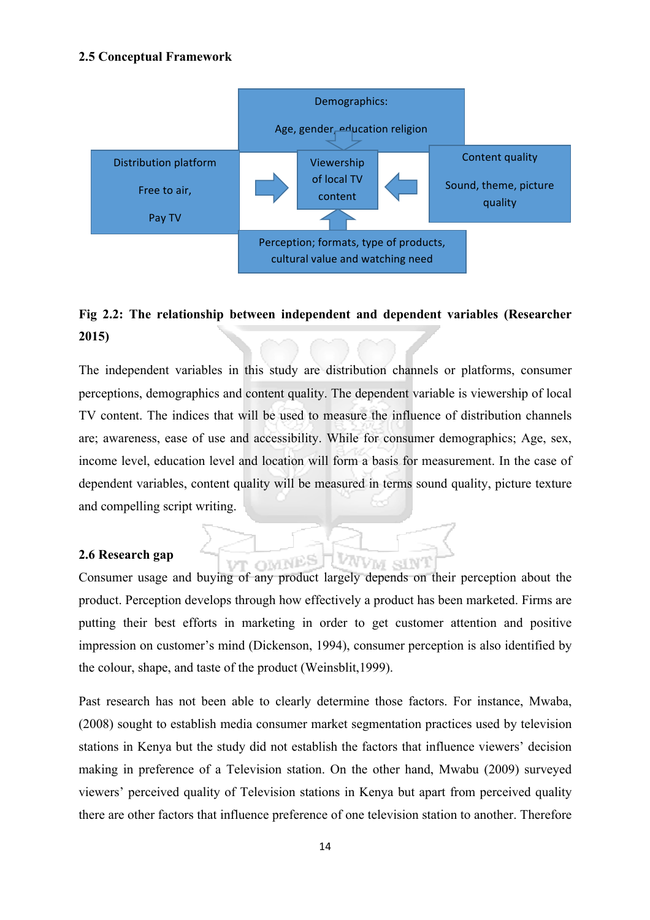### 2.5 Conceptual Framework

Demographics:

Age, gender, education religion

Distribution platform

Free to air,

Pay TV

Viewership of local TV content

Content quality

Sound, theme, picture quality

Perception; formats, type of products, cultural value and watching need

**Fig 2.2: The relationship between independent and dependent variables (Researcher 2015)**

The independent variables in this study are distribution channels or platforms, consumer perceptions, demographics and content quality. The dependent variable is viewership of local TV content. The indices that will be used to measure the influence of distribution channels are; awareness, ease of use and accessibility. While for consumer demographics; Age, sex, income level, education level and location will form a basis for measurement. In the case of dependent variables, content quality will be measured in terms sound quality, picture texture and compelling script writing.

### 2.6 Research gap

Consumer usage and buying of any product largely depends on their perception about the product. Perception develops through how effectively a product has been marketed. Firms are putting their best efforts in marketing in order to get customer attention and positive impression on customer's mind (Dickenson, 1994), consumer perception is also identified by the colour, shape, and taste of the product (Weinsblit,1999).

Past research has not been able to clearly determine those factors. For instance, Mwaba, (2008) sought to establish media consumer market segmentation practices used by television stations in Kenya but the study did not establish the factors that influence viewers' decision making in preference of a Television station. On the other hand, Mwabu (2009) surveyed viewers' perceived quality of Television stations in Kenya but apart from perceived quality there are other factors that influence preference of one television station to another. Therefore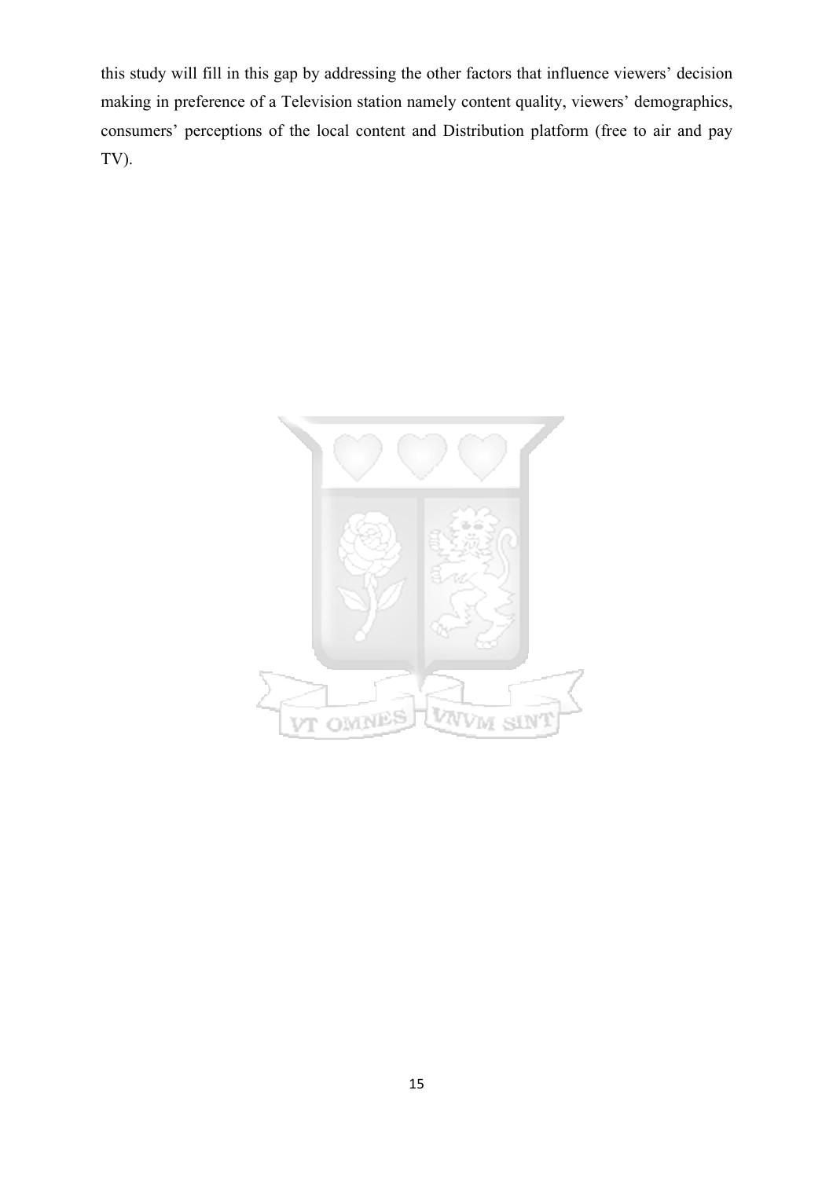this study will fill in this gap by addressing the other factors that influence viewers' decision making in preference of a Television station namely content quality, viewers' demographics, consumers' perceptions of the local content and Distribution platform (free to air and pay TV).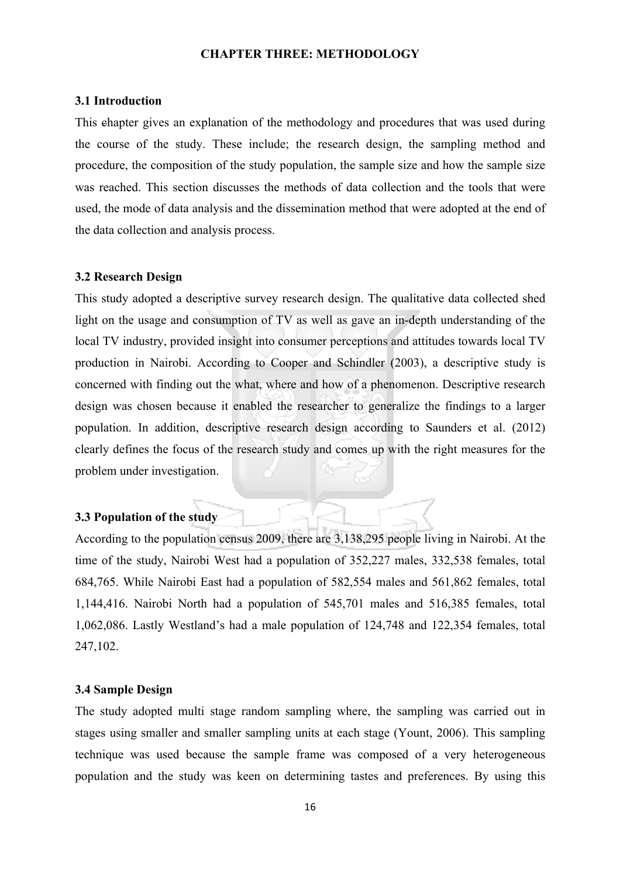# CHAPTER THREE: METHODOLOGY

## 3.1 Introduction

This chapter gives an explanation of the methodology and procedures that was used during the course of the study. These include; the research design, the sampling method and procedure, the composition of the study population, the sample size and how the sample size was reached. This section discusses the methods of data collection and the tools that were used, the mode of data analysis and the dissemination method that were adopted at the end of the data collection and analysis process.

## 3.2 Research Design

This study adopted a descriptive survey research design. The qualitative data collected shed light on the usage and consumption of TV as well as gave an in-depth understanding of the local TV industry, provided insight into consumer perceptions and attitudes towards local TV production in Nairobi. According to Cooper and Schindler (2003), a descriptive study is concerned with finding out the what, where and how of a phenomenon. Descriptive research design was chosen because it enabled the researcher to generalize the findings to a larger population. In addition, descriptive research design according to Saunders et al. (2012) clearly defines the focus of the research study and comes up with the right measures for the problem under investigation.

## 3.3 Population of the study

According to the population census 2009, there are 3,138,295 people living in Nairobi. At the time of the study, Nairobi West had a population of 352,227 males, 332,538 females, total 684,765. While Nairobi East had a population of 582,554 males and 561,862 females, total 1,144,416. Nairobi North had a population of 545,701 males and 516,385 females, total 1,062,086. Lastly Westland's had a male population of 124,748 and 122,354 females, total 247,102.

## 3.4 Sample Design

The study adopted multi stage random sampling where, the sampling was carried out in stages using smaller and smaller sampling units at each stage (Yount, 2006). This sampling technique was used because the sample frame was composed of a very heterogeneous population and the study was keen on determining tastes and preferences. By using this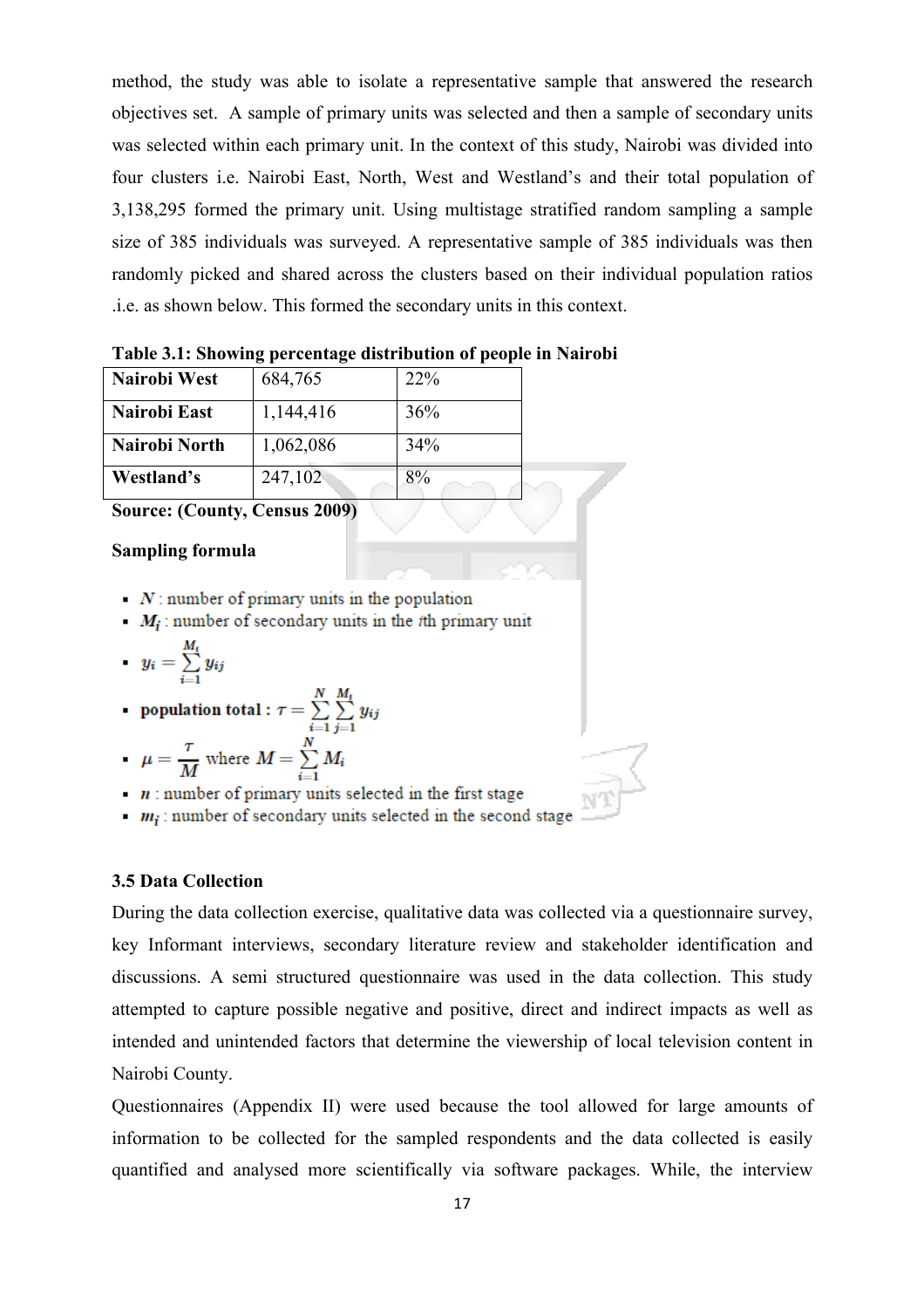method, the study was able to isolate a representative sample that answered the research objectives set. A sample of primary units was selected and then a sample of secondary units was selected within each primary unit. In the context of this study, Nairobi was divided into four clusters i.e. Nairobi East, North, West and Westland's and their total population of 3,138,295 formed the primary unit. Using multistage stratified random sampling a sample size of 385 individuals was surveyed. A representative sample of 385 individuals was then randomly picked and shared across the clusters based on their individual population ratios .i.e. as shown below. This formed the secondary units in this context.

**Table 3.1: Showing percentage distribution of people in Nairobi**

| | | |
|---|---|---|
| **Nairobi West** | 684,765 | 22% |
| **Nairobi East** | 1,144,416 | 36% |
| **Nairobi North** | 1,062,086 | 34% |
| **Westland's** | 247,102 | 8% |

**Source: (County, Census 2009)**

**Sampling formula**

- $N$ : number of primary units in the population
- $M_i$ : number of secondary units in the $i$th primary unit
- $y_i = \sum_{i=1}^{M_i} y_{ij}$
- **population total :** $\tau = \sum_{i=1}^{N} \sum_{j=1}^{M_i} y_{ij}$
- $\mu = \frac{\tau}{M}$ where $M = \sum_{i=1}^{N} M_i$
- $n$ : number of primary units selected in the first stage
- $m_i$ : number of secondary units selected in the second stage

### 3.5 Data Collection

During the data collection exercise, qualitative data was collected via a questionnaire survey, key Informant interviews, secondary literature review and stakeholder identification and discussions. A semi structured questionnaire was used in the data collection. This study attempted to capture possible negative and positive, direct and indirect impacts as well as intended and unintended factors that determine the viewership of local television content in Nairobi County.

Questionnaires (Appendix II) were used because the tool allowed for large amounts of information to be collected for the sampled respondents and the data collected is easily quantified and analysed more scientifically via software packages. While, the interview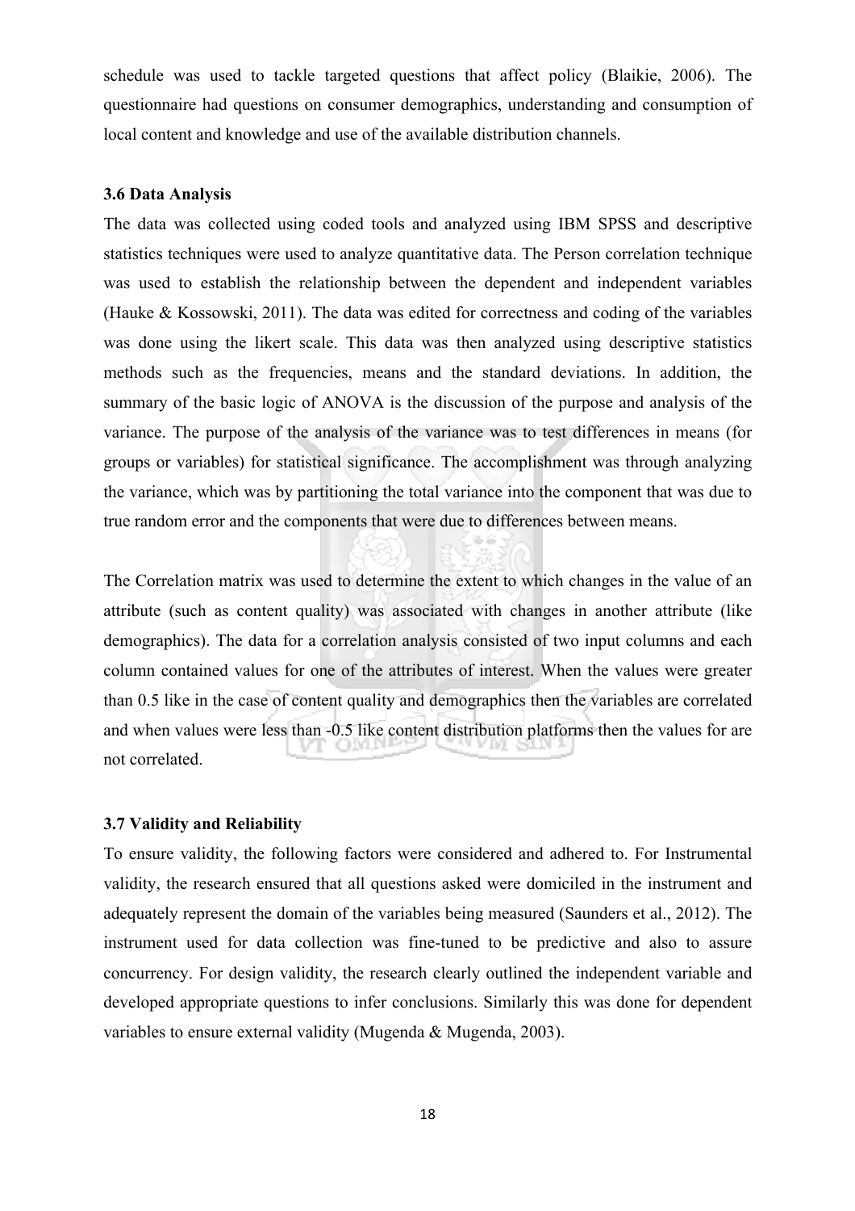schedule was used to tackle targeted questions that affect policy (Blaikie, 2006). The questionnaire had questions on consumer demographics, understanding and consumption of local content and knowledge and use of the available distribution channels.

### 3.6 Data Analysis

The data was collected using coded tools and analyzed using IBM SPSS and descriptive statistics techniques were used to analyze quantitative data. The Person correlation technique was used to establish the relationship between the dependent and independent variables (Hauke & Kossowski, 2011). The data was edited for correctness and coding of the variables was done using the likert scale. This data was then analyzed using descriptive statistics methods such as the frequencies, means and the standard deviations. In addition, the summary of the basic logic of ANOVA is the discussion of the purpose and analysis of the variance. The purpose of the analysis of the variance was to test differences in means (for groups or variables) for statistical significance. The accomplishment was through analyzing the variance, which was by partitioning the total variance into the component that was due to true random error and the components that were due to differences between means.

The Correlation matrix was used to determine the extent to which changes in the value of an attribute (such as content quality) was associated with changes in another attribute (like demographics). The data for a correlation analysis consisted of two input columns and each column contained values for one of the attributes of interest. When the values were greater than 0.5 like in the case of content quality and demographics then the variables are correlated and when values were less than -0.5 like content distribution platforms then the values for are not correlated.

### 3.7 Validity and Reliability

To ensure validity, the following factors were considered and adhered to. For Instrumental validity, the research ensured that all questions asked were domiciled in the instrument and adequately represent the domain of the variables being measured (Saunders et al., 2012). The instrument used for data collection was fine-tuned to be predictive and also to assure concurrency. For design validity, the research clearly outlined the independent variable and developed appropriate questions to infer conclusions. Similarly this was done for dependent variables to ensure external validity (Mugenda & Mugenda, 2003).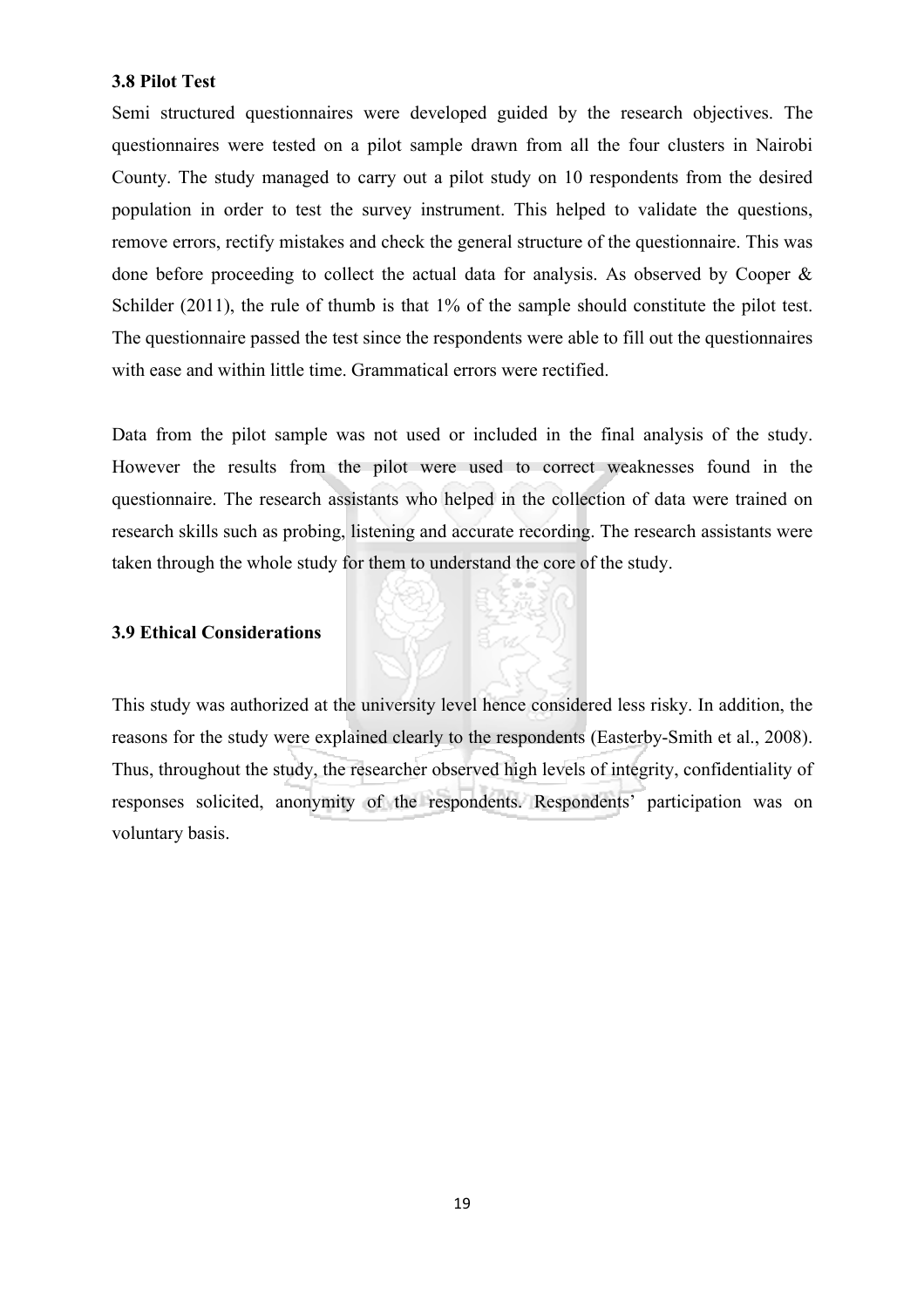### 3.8 Pilot Test

Semi structured questionnaires were developed guided by the research objectives. The questionnaires were tested on a pilot sample drawn from all the four clusters in Nairobi County. The study managed to carry out a pilot study on 10 respondents from the desired population in order to test the survey instrument. This helped to validate the questions, remove errors, rectify mistakes and check the general structure of the questionnaire. This was done before proceeding to collect the actual data for analysis. As observed by Cooper & Schilder (2011), the rule of thumb is that 1% of the sample should constitute the pilot test. The questionnaire passed the test since the respondents were able to fill out the questionnaires with ease and within little time. Grammatical errors were rectified.

Data from the pilot sample was not used or included in the final analysis of the study. However the results from the pilot were used to correct weaknesses found in the questionnaire. The research assistants who helped in the collection of data were trained on research skills such as probing, listening and accurate recording. The research assistants were taken through the whole study for them to understand the core of the study.

### 3.9 Ethical Considerations

This study was authorized at the university level hence considered less risky. In addition, the reasons for the study were explained clearly to the respondents (Easterby-Smith et al., 2008). Thus, throughout the study, the researcher observed high levels of integrity, confidentiality of responses solicited, anonymity of the respondents. Respondents' participation was on voluntary basis.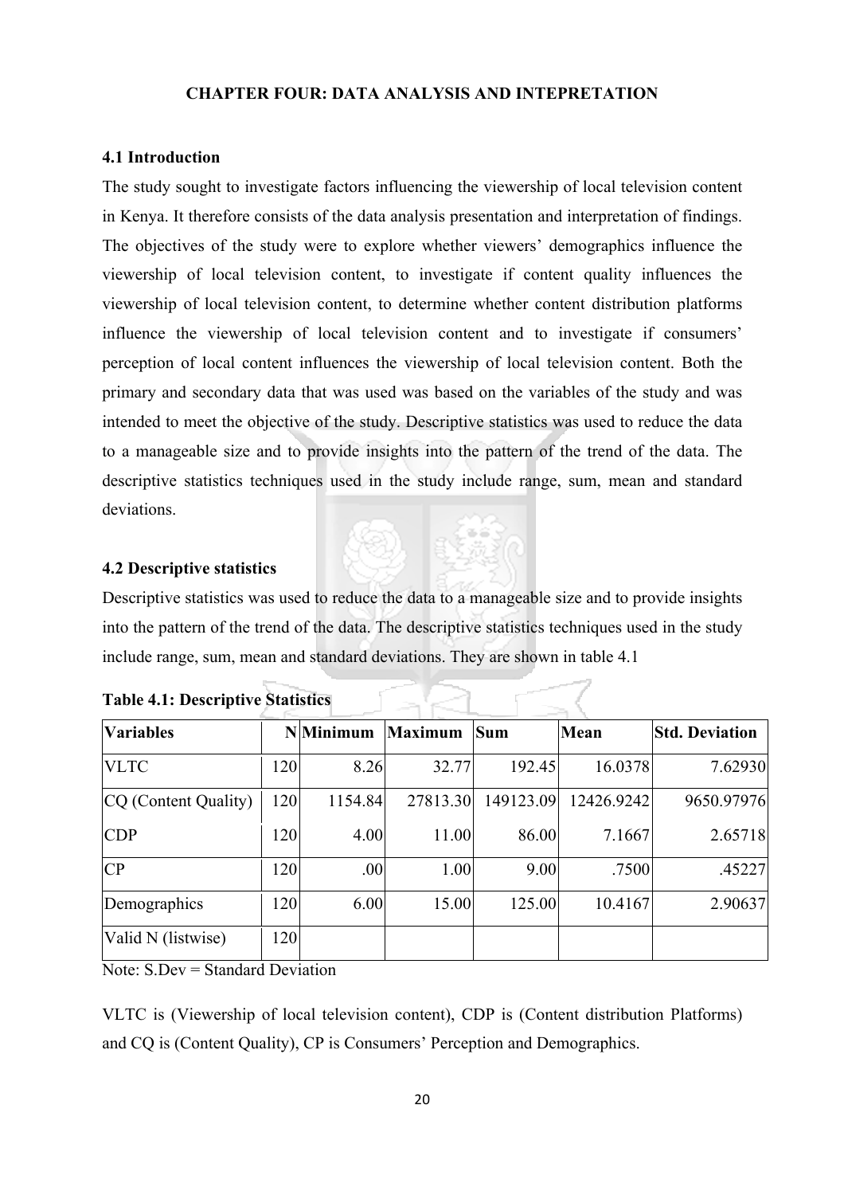# CHAPTER FOUR: DATA ANALYSIS AND INTEPRETATION

## 4.1 Introduction

The study sought to investigate factors influencing the viewership of local television content in Kenya. It therefore consists of the data analysis presentation and interpretation of findings. The objectives of the study were to explore whether viewers' demographics influence the viewership of local television content, to investigate if content quality influences the viewership of local television content, to determine whether content distribution platforms influence the viewership of local television content and to investigate if consumers' perception of local content influences the viewership of local television content. Both the primary and secondary data that was used was based on the variables of the study and was intended to meet the objective of the study. Descriptive statistics was used to reduce the data to a manageable size and to provide insights into the pattern of the trend of the data. The descriptive statistics techniques used in the study include range, sum, mean and standard deviations.

## 4.2 Descriptive statistics

Descriptive statistics was used to reduce the data to a manageable size and to provide insights into the pattern of the trend of the data. The descriptive statistics techniques used in the study include range, sum, mean and standard deviations. They are shown in table 4.1

**Table 4.1: Descriptive Statistics**

| Variables | N | Minimum | Maximum | Sum | Mean | Std. Deviation |
|---|---|---|---|---|---|---|
| VLTC | 120 | 8.26 | 32.77 | 192.45 | 16.0378 | 7.62930 |
| CQ (Content Quality) | 120 | 1154.84 | 27813.30 | 149123.09 | 12426.9242 | 9650.97976 |
| CDP | 120 | 4.00 | 11.00 | 86.00 | 7.1667 | 2.65718 |
| CP | 120 | .00 | 1.00 | 9.00 | .7500 | .45227 |
| Demographics | 120 | 6.00 | 15.00 | 125.00 | 10.4167 | 2.90637 |
| Valid N (listwise) | 120 | | | | | |

Note: S.Dev = Standard Deviation

VLTC is (Viewership of local television content), CDP is (Content distribution Platforms) and CQ is (Content Quality), CP is Consumers' Perception and Demographics.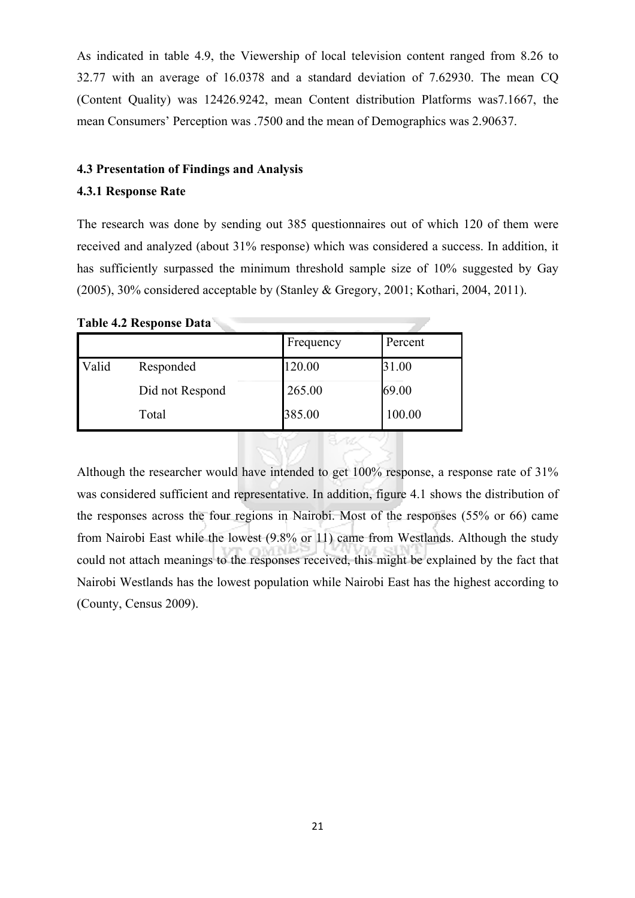As indicated in table 4.9, the Viewership of local television content ranged from 8.26 to 32.77 with an average of 16.0378 and a standard deviation of 7.62930. The mean CQ (Content Quality) was 12426.9242, mean Content distribution Platforms was7.1667, the mean Consumers' Perception was .7500 and the mean of Demographics was 2.90637.

### 4.3 Presentation of Findings and Analysis

#### 4.3.1 Response Rate

The research was done by sending out 385 questionnaires out of which 120 of them were received and analyzed (about 31% response) which was considered a success. In addition, it has sufficiently surpassed the minimum threshold sample size of 10% suggested by Gay (2005), 30% considered acceptable by (Stanley & Gregory, 2001; Kothari, 2004, 2011).

**Table 4.2 Response Data**

| | | Frequency | Percent |
|---|---|---|---|
| Valid | Responded | 120.00 | 31.00 |
| | Did not Respond | 265.00 | 69.00 |
| | Total | 385.00 | 100.00 |

Although the researcher would have intended to get 100% response, a response rate of 31% was considered sufficient and representative. In addition, figure 4.1 shows the distribution of the responses across the four regions in Nairobi. Most of the responses (55% or 66) came from Nairobi East while the lowest (9.8% or 11) came from Westlands. Although the study could not attach meanings to the responses received, this might be explained by the fact that Nairobi Westlands has the lowest population while Nairobi East has the highest according to (County, Census 2009).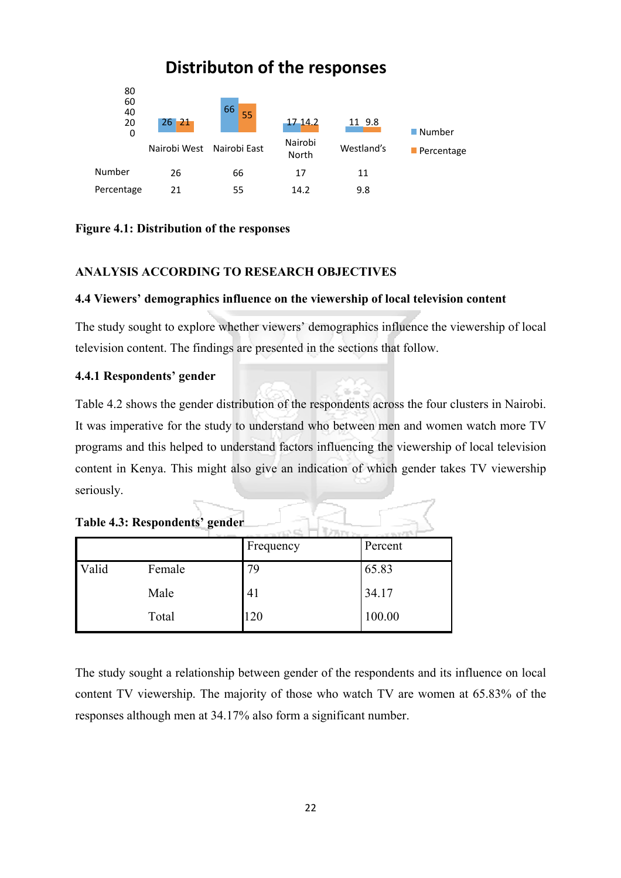**Distributon of the responses**

| | Nairobi West | Nairobi East | Nairobi North | Westland's |
|---|---|---|---|---|
| Number | 26 | 66 | 17 | 11 |
| Percentage | 21 | 55 | 14.2 | 9.8 |

**Figure 4.1: Distribution of the responses**

## ANALYSIS ACCORDING TO RESEARCH OBJECTIVES

### 4.4 Viewers' demographics influence on the viewership of local television content

The study sought to explore whether viewers' demographics influence the viewership of local television content. The findings are presented in the sections that follow.

#### 4.4.1 Respondents' gender

Table 4.2 shows the gender distribution of the respondents across the four clusters in Nairobi. It was imperative for the study to understand who between men and women watch more TV programs and this helped to understand factors influencing the viewership of local television content in Kenya. This might also give an indication of which gender takes TV viewership seriously.

**Table 4.3: Respondents' gender**

| | | Frequency | Percent |
|---|---|---|---|
| Valid | Female | 79 | 65.83 |
| | Male | 41 | 34.17 |
| | Total | 120 | 100.00 |

The study sought a relationship between gender of the respondents and its influence on local content TV viewership. The majority of those who watch TV are women at 65.83% of the responses although men at 34.17% also form a significant number.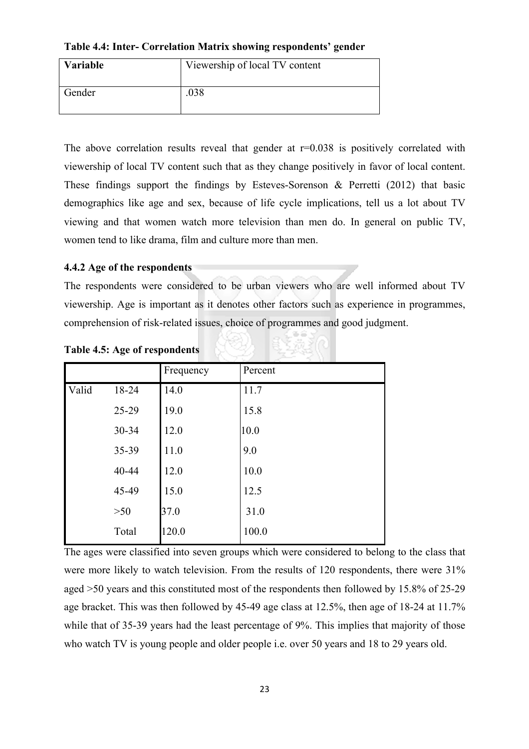**Table 4.4: Inter- Correlation Matrix showing respondents' gender**

| **Variable** | Viewership of local TV content |
|---|---|
| Gender | .038 |

The above correlation results reveal that gender at r=0.038 is positively correlated with viewership of local TV content such that as they change positively in favor of local content. These findings support the findings by Esteves-Sorenson & Perretti (2012) that basic demographics like age and sex, because of life cycle implications, tell us a lot about TV viewing and that women watch more television than men do. In general on public TV, women tend to like drama, film and culture more than men.

### 4.4.2 Age of the respondents

The respondents were considered to be urban viewers who are well informed about TV viewership. Age is important as it denotes other factors such as experience in programmes, comprehension of risk-related issues, choice of programmes and good judgment.

**Table 4.5: Age of respondents**

| | | Frequency | Percent |
|---|---|---|---|
| Valid | 18-24 | 14.0 | 11.7 |
| | 25-29 | 19.0 | 15.8 |
| | 30-34 | 12.0 | 10.0 |
| | 35-39 | 11.0 | 9.0 |
| | 40-44 | 12.0 | 10.0 |
| | 45-49 | 15.0 | 12.5 |
| | >50 | 37.0 | 31.0 |
| | Total | 120.0 | 100.0 |

The ages were classified into seven groups which were considered to belong to the class that were more likely to watch television. From the results of 120 respondents, there were 31% aged >50 years and this constituted most of the respondents then followed by 15.8% of 25-29 age bracket. This was then followed by 45-49 age class at 12.5%, then age of 18-24 at 11.7% while that of 35-39 years had the least percentage of 9%. This implies that majority of those who watch TV is young people and older people i.e. over 50 years and 18 to 29 years old.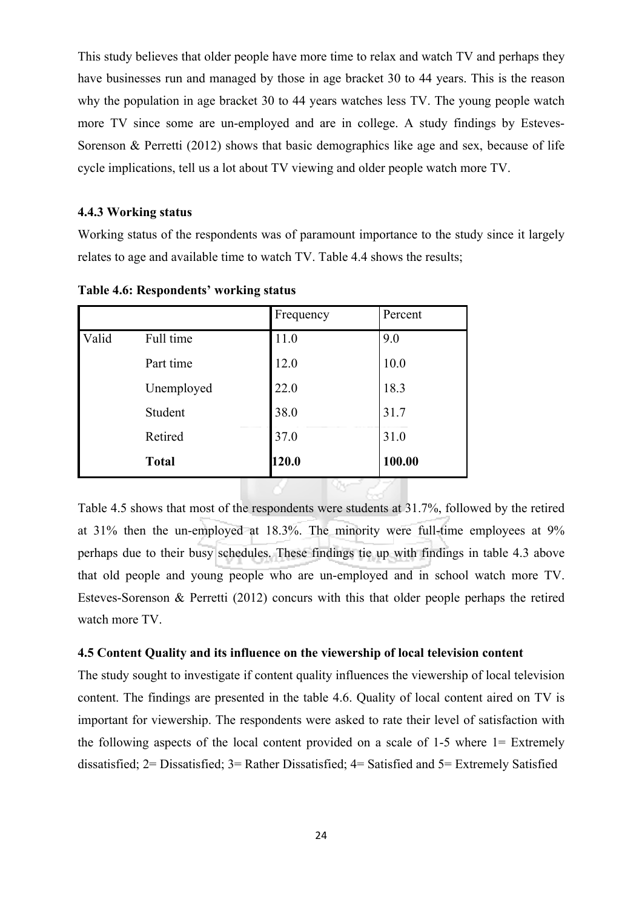This study believes that older people have more time to relax and watch TV and perhaps they have businesses run and managed by those in age bracket 30 to 44 years. This is the reason why the population in age bracket 30 to 44 years watches less TV. The young people watch more TV since some are un-employed and are in college. A study findings by Esteves-Sorenson & Perretti (2012) shows that basic demographics like age and sex, because of life cycle implications, tell us a lot about TV viewing and older people watch more TV.

### 4.4.3 Working status

Working status of the respondents was of paramount importance to the study since it largely relates to age and available time to watch TV. Table 4.4 shows the results;

**Table 4.6: Respondents' working status**

| | | Frequency | Percent |
|---|---|---|---|
| Valid | Full time | 11.0 | 9.0 |
| | Part time | 12.0 | 10.0 |
| | Unemployed | 22.0 | 18.3 |
| | Student | 38.0 | 31.7 |
| | Retired | 37.0 | 31.0 |
| | **Total** | **120.0** | **100.00** |

Table 4.5 shows that most of the respondents were students at 31.7%, followed by the retired at 31% then the un-employed at 18.3%. The minority were full-time employees at 9% perhaps due to their busy schedules. These findings tie up with findings in table 4.3 above that old people and young people who are un-employed and in school watch more TV. Esteves-Sorenson & Perretti (2012) concurs with this that older people perhaps the retired watch more TV.

### 4.5 Content Quality and its influence on the viewership of local television content

The study sought to investigate if content quality influences the viewership of local television content. The findings are presented in the table 4.6. Quality of local content aired on TV is important for viewership. The respondents were asked to rate their level of satisfaction with the following aspects of the local content provided on a scale of 1-5 where 1= Extremely dissatisfied; 2= Dissatisfied; 3= Rather Dissatisfied; 4= Satisfied and 5= Extremely Satisfied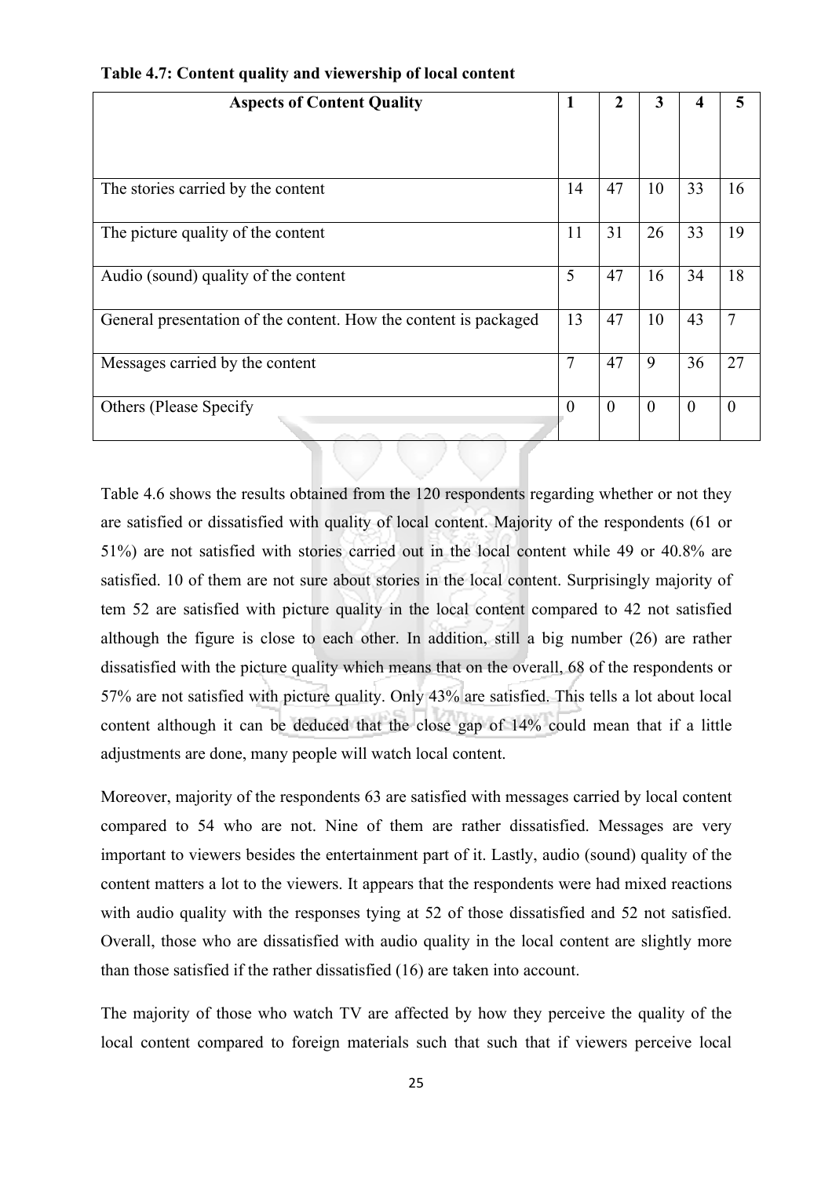**Table 4.7: Content quality and viewership of local content**

| Aspects of Content Quality | 1 | 2 | 3 | 4 | 5 |
|---|---|---|---|---|---|
| The stories carried by the content | 14 | 47 | 10 | 33 | 16 |
| The picture quality of the content | 11 | 31 | 26 | 33 | 19 |
| Audio (sound) quality of the content | 5 | 47 | 16 | 34 | 18 |
| General presentation of the content. How the content is packaged | 13 | 47 | 10 | 43 | 7 |
| Messages carried by the content | 7 | 47 | 9 | 36 | 27 |
| Others (Please Specify | 0 | 0 | 0 | 0 | 0 |

Table 4.6 shows the results obtained from the 120 respondents regarding whether or not they are satisfied or dissatisfied with quality of local content. Majority of the respondents (61 or 51%) are not satisfied with stories carried out in the local content while 49 or 40.8% are satisfied. 10 of them are not sure about stories in the local content. Surprisingly majority of tem 52 are satisfied with picture quality in the local content compared to 42 not satisfied although the figure is close to each other. In addition, still a big number (26) are rather dissatisfied with the picture quality which means that on the overall, 68 of the respondents or 57% are not satisfied with picture quality. Only 43% are satisfied. This tells a lot about local content although it can be deduced that the close gap of 14% could mean that if a little adjustments are done, many people will watch local content.

Moreover, majority of the respondents 63 are satisfied with messages carried by local content compared to 54 who are not. Nine of them are rather dissatisfied. Messages are very important to viewers besides the entertainment part of it. Lastly, audio (sound) quality of the content matters a lot to the viewers. It appears that the respondents were had mixed reactions with audio quality with the responses tying at 52 of those dissatisfied and 52 not satisfied. Overall, those who are dissatisfied with audio quality in the local content are slightly more than those satisfied if the rather dissatisfied (16) are taken into account.

The majority of those who watch TV are affected by how they perceive the quality of the local content compared to foreign materials such that such that if viewers perceive local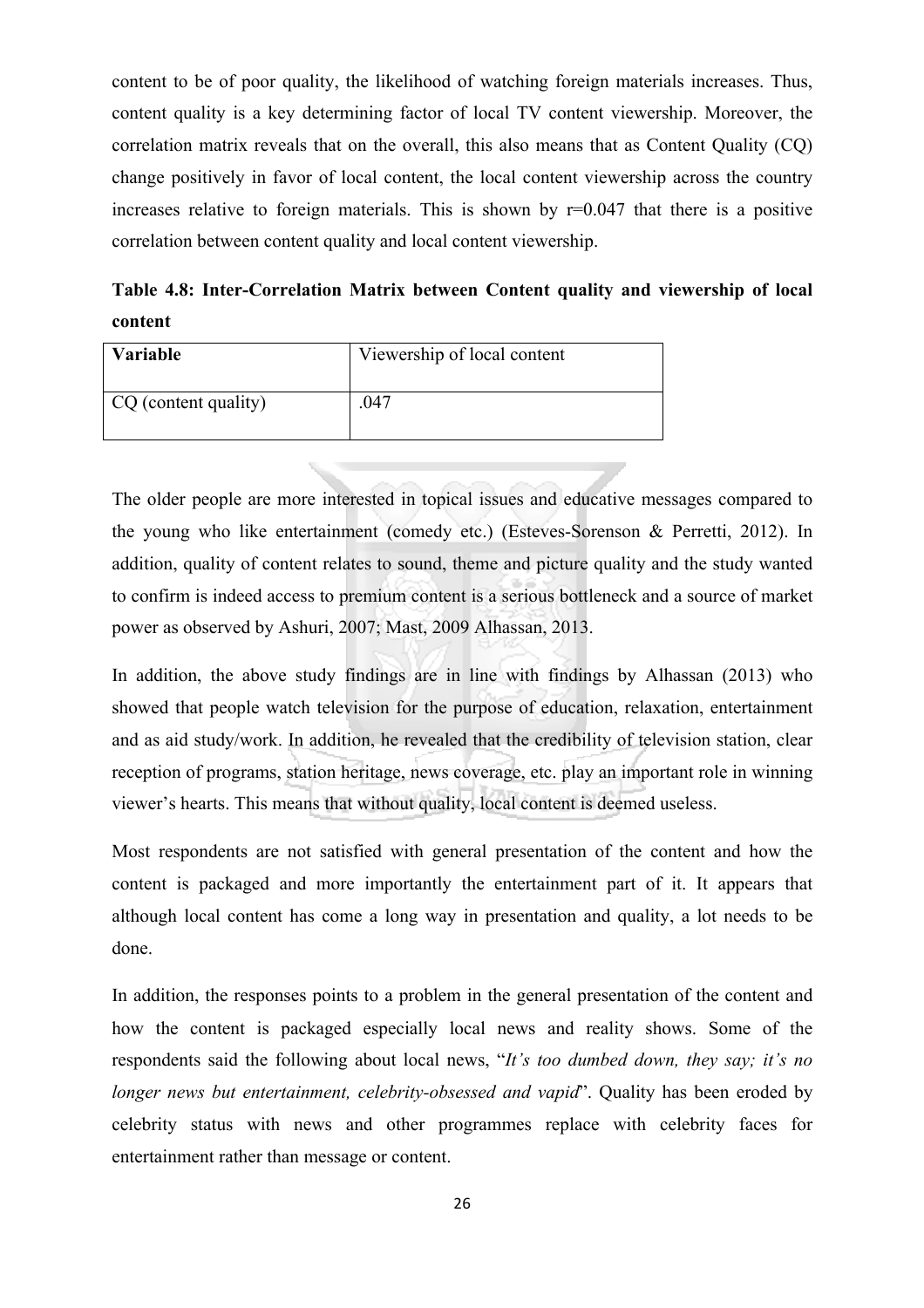content to be of poor quality, the likelihood of watching foreign materials increases. Thus, content quality is a key determining factor of local TV content viewership. Moreover, the correlation matrix reveals that on the overall, this also means that as Content Quality (CQ) change positively in favor of local content, the local content viewership across the country increases relative to foreign materials. This is shown by $r=0.047$ that there is a positive correlation between content quality and local content viewership.

**Table 4.8: Inter-Correlation Matrix between Content quality and viewership of local content**

| Variable | Viewership of local content |
| --- | --- |
| CQ (content quality) | .047 |

The older people are more interested in topical issues and educative messages compared to the young who like entertainment (comedy etc.) (Esteves-Sorenson & Perretti, 2012). In addition, quality of content relates to sound, theme and picture quality and the study wanted to confirm is indeed access to premium content is a serious bottleneck and a source of market power as observed by Ashuri, 2007; Mast, 2009 Alhassan, 2013.

In addition, the above study findings are in line with findings by Alhassan (2013) who showed that people watch television for the purpose of education, relaxation, entertainment and as aid study/work. In addition, he revealed that the credibility of television station, clear reception of programs, station heritage, news coverage, etc. play an important role in winning viewer's hearts. This means that without quality, local content is deemed useless.

Most respondents are not satisfied with general presentation of the content and how the content is packaged and more importantly the entertainment part of it. It appears that although local content has come a long way in presentation and quality, a lot needs to be done.

In addition, the responses points to a problem in the general presentation of the content and how the content is packaged especially local news and reality shows. Some of the respondents said the following about local news, "*It's too dumbed down, they say; it's no longer news but entertainment, celebrity-obsessed and vapid*". Quality has been eroded by celebrity status with news and other programmes replace with celebrity faces for entertainment rather than message or content.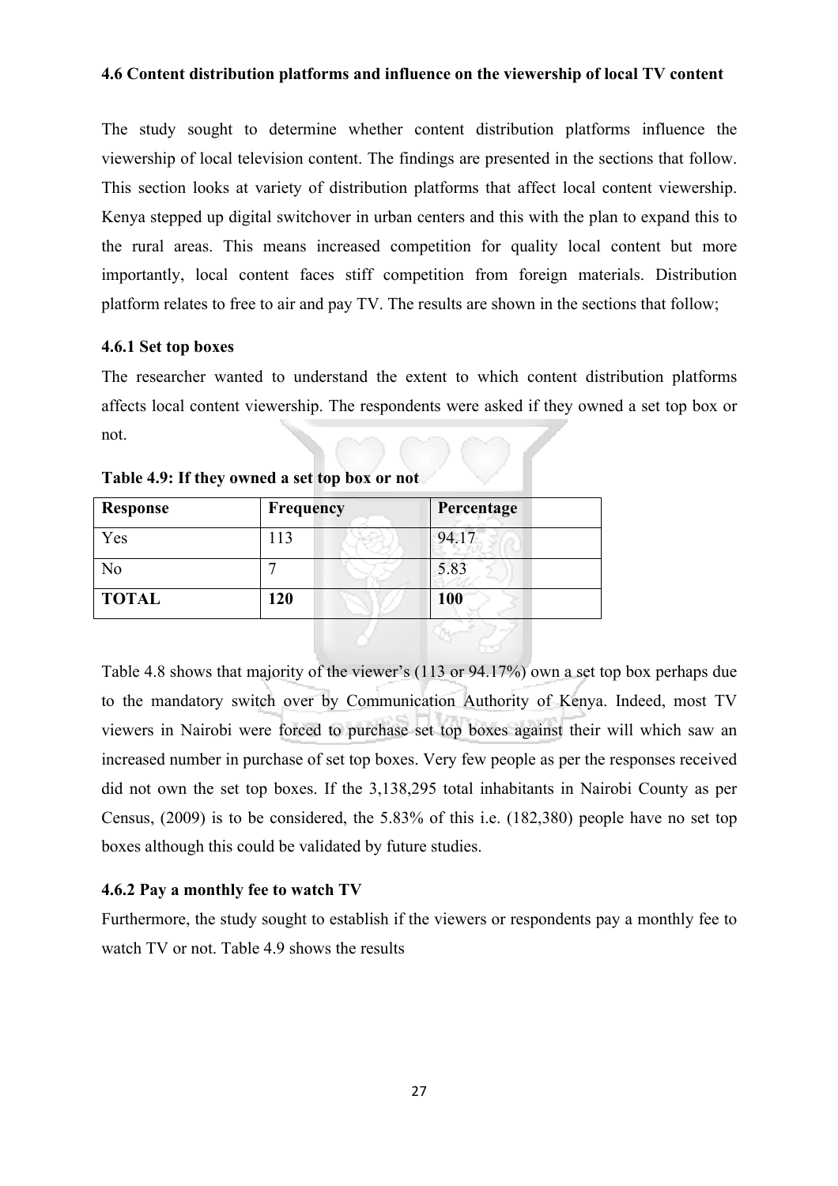### 4.6 Content distribution platforms and influence on the viewership of local TV content

The study sought to determine whether content distribution platforms influence the viewership of local television content. The findings are presented in the sections that follow. This section looks at variety of distribution platforms that affect local content viewership. Kenya stepped up digital switchover in urban centers and this with the plan to expand this to the rural areas. This means increased competition for quality local content but more importantly, local content faces stiff competition from foreign materials. Distribution platform relates to free to air and pay TV. The results are shown in the sections that follow;

#### 4.6.1 Set top boxes

The researcher wanted to understand the extent to which content distribution platforms affects local content viewership. The respondents were asked if they owned a set top box or not.

**Table 4.9: If they owned a set top box or not**

| Response | Frequency | Percentage |
|---|---|---|
| Yes | 113 | 94.17 |
| No | 7 | 5.83 |
| **TOTAL** | **120** | **100** |

Table 4.8 shows that majority of the viewer's (113 or 94.17%) own a set top box perhaps due to the mandatory switch over by Communication Authority of Kenya. Indeed, most TV viewers in Nairobi were forced to purchase set top boxes against their will which saw an increased number in purchase of set top boxes. Very few people as per the responses received did not own the set top boxes. If the 3,138,295 total inhabitants in Nairobi County as per Census, (2009) is to be considered, the 5.83% of this i.e. (182,380) people have no set top boxes although this could be validated by future studies.

#### 4.6.2 Pay a monthly fee to watch TV

Furthermore, the study sought to establish if the viewers or respondents pay a monthly fee to watch TV or not. Table 4.9 shows the results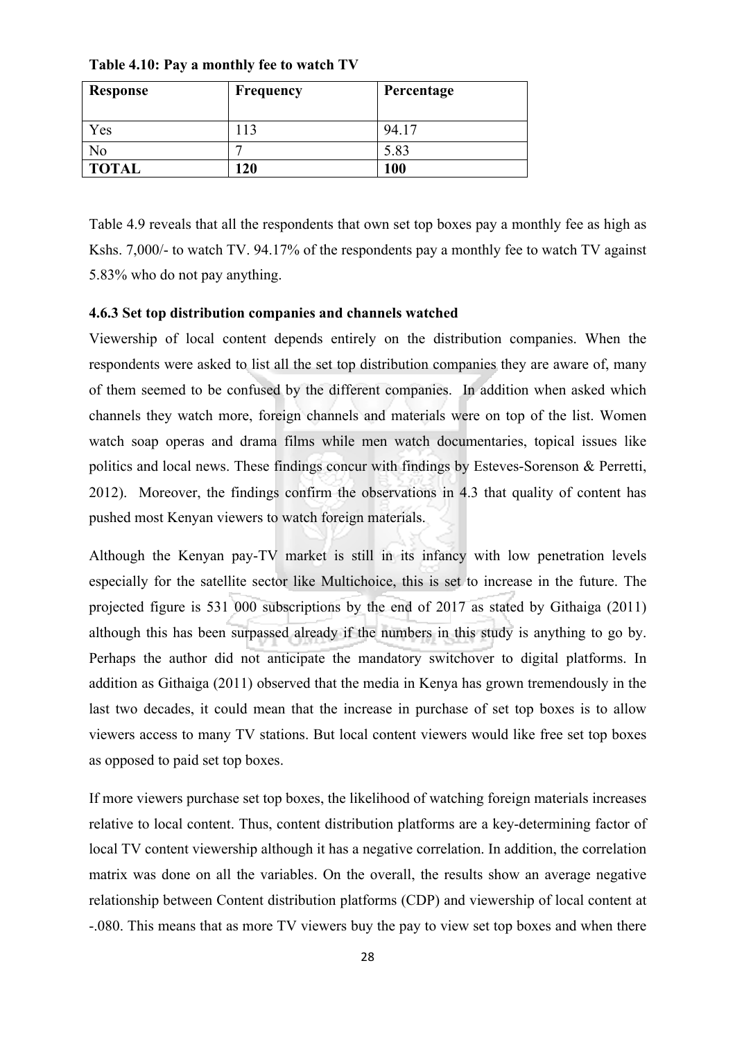**Table 4.10: Pay a monthly fee to watch TV**

| Response | Frequency | Percentage |
|---|---|---|
| Yes | 113 | 94.17 |
| No | 7 | 5.83 |
| **TOTAL** | **120** | **100** |

Table 4.9 reveals that all the respondents that own set top boxes pay a monthly fee as high as Kshs. 7,000/- to watch TV. 94.17% of the respondents pay a monthly fee to watch TV against 5.83% who do not pay anything.

### 4.6.3 Set top distribution companies and channels watched

Viewership of local content depends entirely on the distribution companies. When the respondents were asked to list all the set top distribution companies they are aware of, many of them seemed to be confused by the different companies. In addition when asked which channels they watch more, foreign channels and materials were on top of the list. Women watch soap operas and drama films while men watch documentaries, topical issues like politics and local news. These findings concur with findings by Esteves-Sorenson & Perretti, 2012). Moreover, the findings confirm the observations in 4.3 that quality of content has pushed most Kenyan viewers to watch foreign materials.

Although the Kenyan pay-TV market is still in its infancy with low penetration levels especially for the satellite sector like Multichoice, this is set to increase in the future. The projected figure is 531 000 subscriptions by the end of 2017 as stated by Githaiga (2011) although this has been surpassed already if the numbers in this study is anything to go by. Perhaps the author did not anticipate the mandatory switchover to digital platforms. In addition as Githaiga (2011) observed that the media in Kenya has grown tremendously in the last two decades, it could mean that the increase in purchase of set top boxes is to allow viewers access to many TV stations. But local content viewers would like free set top boxes as opposed to paid set top boxes.

If more viewers purchase set top boxes, the likelihood of watching foreign materials increases relative to local content. Thus, content distribution platforms are a key-determining factor of local TV content viewership although it has a negative correlation. In addition, the correlation matrix was done on all the variables. On the overall, the results show an average negative relationship between Content distribution platforms (CDP) and viewership of local content at -.080. This means that as more TV viewers buy the pay to view set top boxes and when there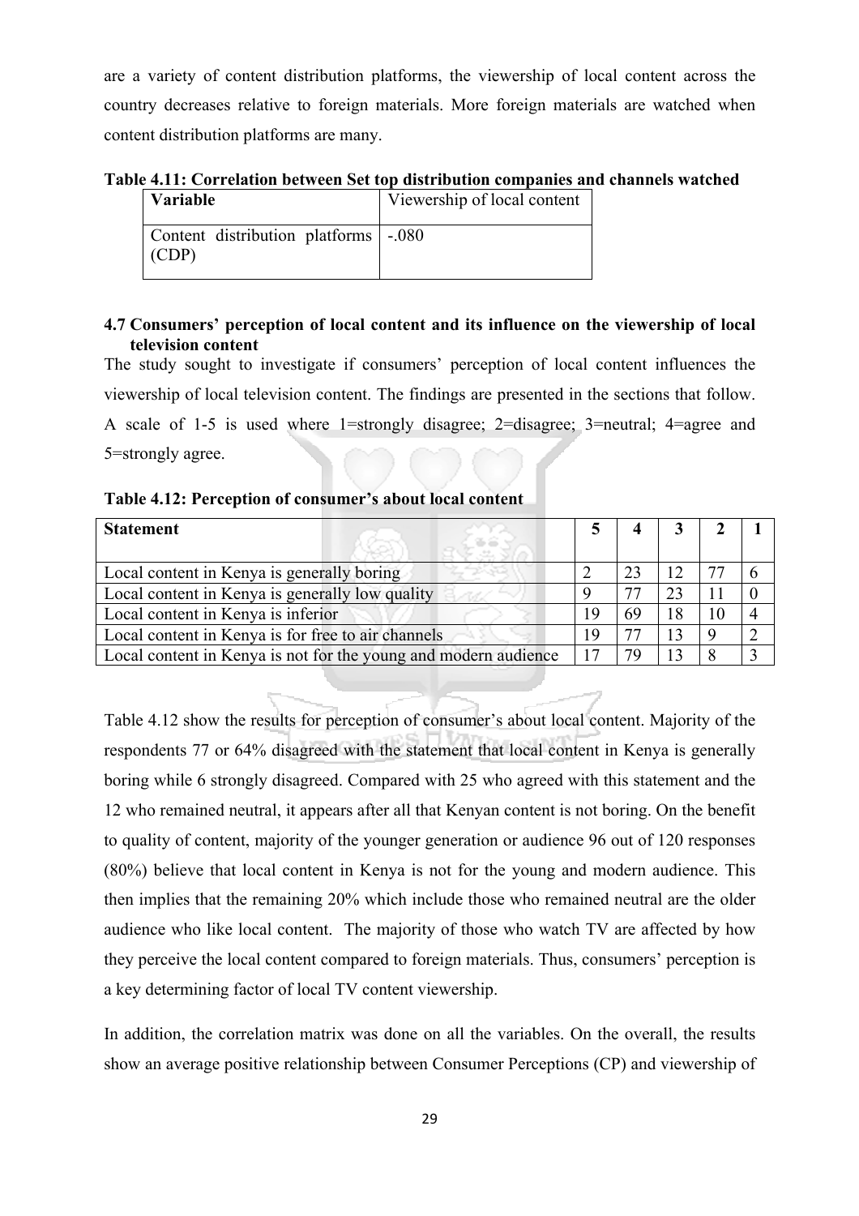are a variety of content distribution platforms, the viewership of local content across the country decreases relative to foreign materials. More foreign materials are watched when content distribution platforms are many.

**Table 4.11: Correlation between Set top distribution companies and channels watched**

| **Variable** | Viewership of local content |
|---|---|
| Content distribution platforms (CDP) | -.080 |

### 4.7 Consumers' perception of local content and its influence on the viewership of local television content

The study sought to investigate if consumers' perception of local content influences the viewership of local television content. The findings are presented in the sections that follow. A scale of 1-5 is used where 1=strongly disagree; 2=disagree; 3=neutral; 4=agree and 5=strongly agree.

**Table 4.12: Perception of consumer's about local content**

| **Statement** | **5** | **4** | **3** | **2** | **1** |
|---|---|---|---|---|---|
| Local content in Kenya is generally boring | 2 | 23 | 12 | 77 | 6 |
| Local content in Kenya is generally low quality | 9 | 77 | 23 | 11 | 0 |
| Local content in Kenya is inferior | 19 | 69 | 18 | 10 | 4 |
| Local content in Kenya is for free to air channels | 19 | 77 | 13 | 9 | 2 |
| Local content in Kenya is not for the young and modern audience | 17 | 79 | 13 | 8 | 3 |

Table 4.12 show the results for perception of consumer's about local content. Majority of the respondents 77 or 64% disagreed with the statement that local content in Kenya is generally boring while 6 strongly disagreed. Compared with 25 who agreed with this statement and the 12 who remained neutral, it appears after all that Kenyan content is not boring. On the benefit to quality of content, majority of the younger generation or audience 96 out of 120 responses (80%) believe that local content in Kenya is not for the young and modern audience. This then implies that the remaining 20% which include those who remained neutral are the older audience who like local content. The majority of those who watch TV are affected by how they perceive the local content compared to foreign materials. Thus, consumers' perception is a key determining factor of local TV content viewership.

In addition, the correlation matrix was done on all the variables. On the overall, the results show an average positive relationship between Consumer Perceptions (CP) and viewership of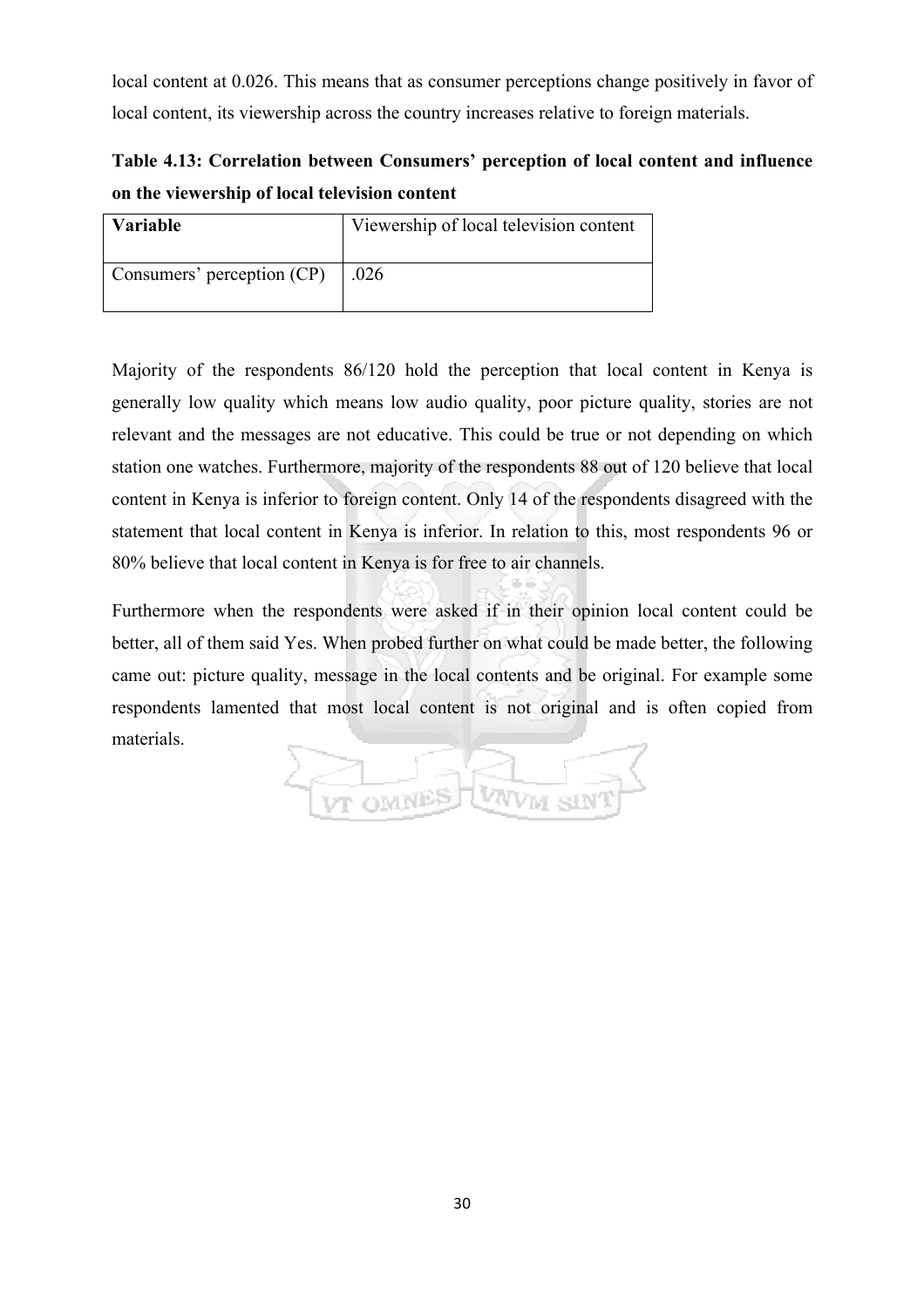local content at 0.026. This means that as consumer perceptions change positively in favor of local content, its viewership across the country increases relative to foreign materials.

**Table 4.13: Correlation between Consumers' perception of local content and influence on the viewership of local television content**

| **Variable** | Viewership of local television content |
|---|---|
| Consumers' perception (CP) | .026 |

Majority of the respondents 86/120 hold the perception that local content in Kenya is generally low quality which means low audio quality, poor picture quality, stories are not relevant and the messages are not educative. This could be true or not depending on which station one watches. Furthermore, majority of the respondents 88 out of 120 believe that local content in Kenya is inferior to foreign content. Only 14 of the respondents disagreed with the statement that local content in Kenya is inferior. In relation to this, most respondents 96 or 80% believe that local content in Kenya is for free to air channels.

Furthermore when the respondents were asked if in their opinion local content could be better, all of them said Yes. When probed further on what could be made better, the following came out: picture quality, message in the local contents and be original. For example some respondents lamented that most local content is not original and is often copied from materials.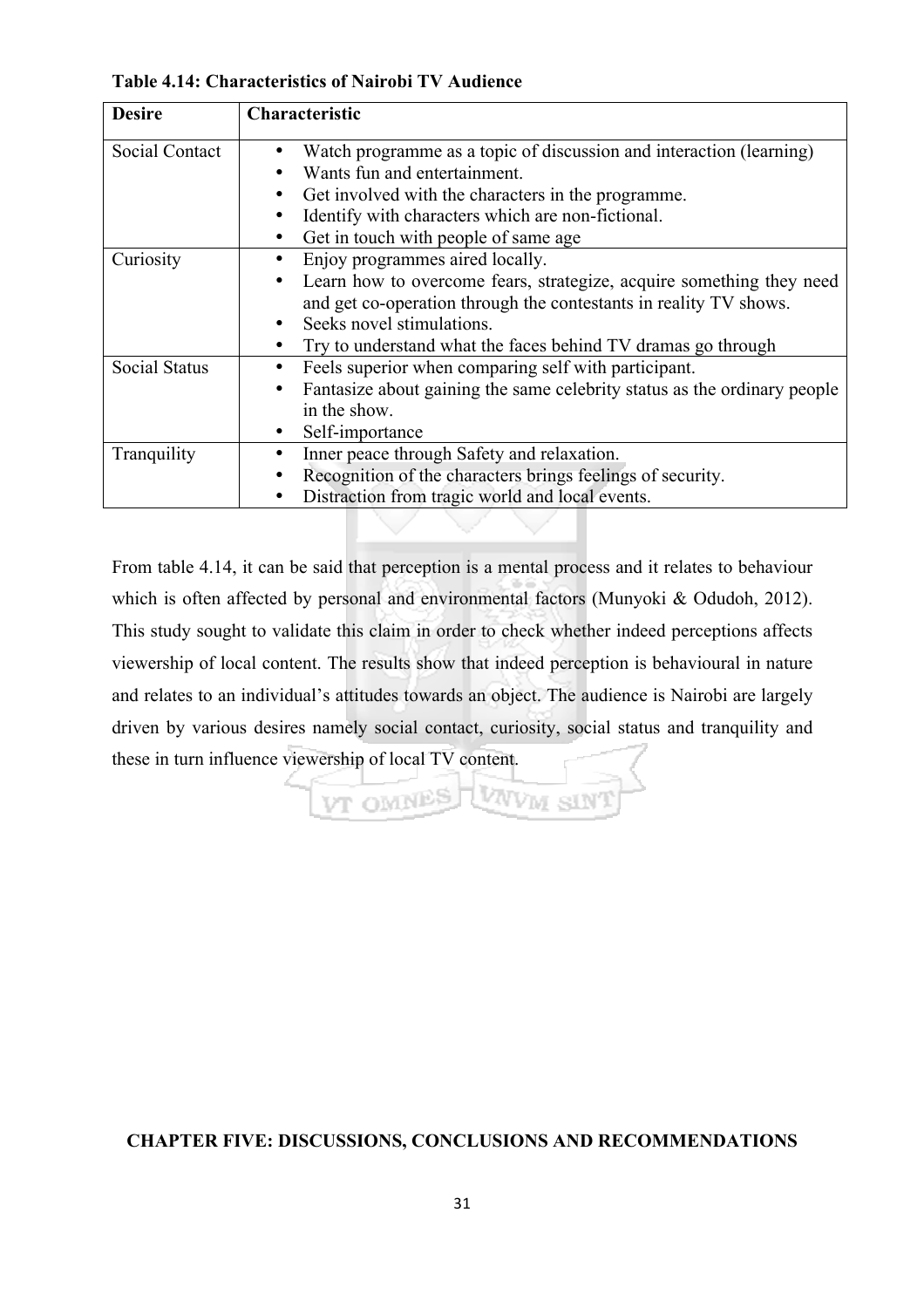**Table 4.14: Characteristics of Nairobi TV Audience**

| Desire | Characteristic |
|---|---|
| Social Contact | • Watch programme as a topic of discussion and interaction (learning)<br>• Wants fun and entertainment.<br>• Get involved with the characters in the programme.<br>• Identify with characters which are non-fictional.<br>• Get in touch with people of same age |
| Curiosity | • Enjoy programmes aired locally.<br>• Learn how to overcome fears, strategize, acquire something they need and get co-operation through the contestants in reality TV shows.<br>• Seeks novel stimulations.<br>• Try to understand what the faces behind TV dramas go through |
| Social Status | • Feels superior when comparing self with participant.<br>• Fantasize about gaining the same celebrity status as the ordinary people in the show.<br>• Self-importance |
| Tranquility | • Inner peace through Safety and relaxation.<br>• Recognition of the characters brings feelings of security.<br>• Distraction from tragic world and local events. |

From table 4.14, it can be said that perception is a mental process and it relates to behaviour which is often affected by personal and environmental factors (Munyoki & Odudoh, 2012). This study sought to validate this claim in order to check whether indeed perceptions affects viewership of local content. The results show that indeed perception is behavioural in nature and relates to an individual's attitudes towards an object. The audience is Nairobi are largely driven by various desires namely social contact, curiosity, social status and tranquility and these in turn influence viewership of local TV content.

# CHAPTER FIVE: DISCUSSIONS, CONCLUSIONS AND RECOMMENDATIONS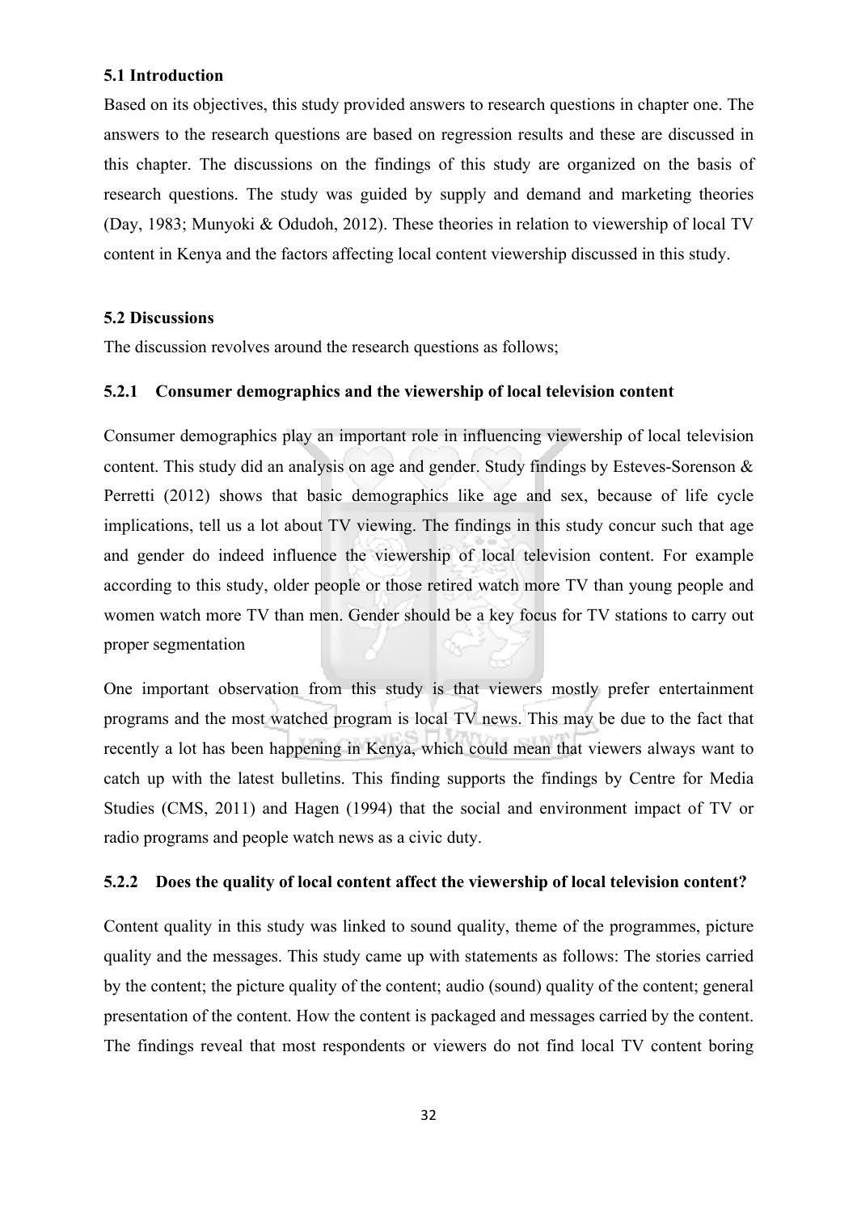### 5.1 Introduction

Based on its objectives, this study provided answers to research questions in chapter one. The answers to the research questions are based on regression results and these are discussed in this chapter. The discussions on the findings of this study are organized on the basis of research questions. The study was guided by supply and demand and marketing theories (Day, 1983; Munyoki & Odudoh, 2012). These theories in relation to viewership of local TV content in Kenya and the factors affecting local content viewership discussed in this study.

### 5.2 Discussions

The discussion revolves around the research questions as follows;

#### 5.2.1 Consumer demographics and the viewership of local television content

Consumer demographics play an important role in influencing viewership of local television content. This study did an analysis on age and gender. Study findings by Esteves-Sorenson & Perretti (2012) shows that basic demographics like age and sex, because of life cycle implications, tell us a lot about TV viewing. The findings in this study concur such that age and gender do indeed influence the viewership of local television content. For example according to this study, older people or those retired watch more TV than young people and women watch more TV than men. Gender should be a key focus for TV stations to carry out proper segmentation

One important observation from this study is that viewers mostly prefer entertainment programs and the most watched program is local TV news. This may be due to the fact that recently a lot has been happening in Kenya, which could mean that viewers always want to catch up with the latest bulletins. This finding supports the findings by Centre for Media Studies (CMS, 2011) and Hagen (1994) that the social and environment impact of TV or radio programs and people watch news as a civic duty.

#### 5.2.2 Does the quality of local content affect the viewership of local television content?

Content quality in this study was linked to sound quality, theme of the programmes, picture quality and the messages. This study came up with statements as follows: The stories carried by the content; the picture quality of the content; audio (sound) quality of the content; general presentation of the content. How the content is packaged and messages carried by the content. The findings reveal that most respondents or viewers do not find local TV content boring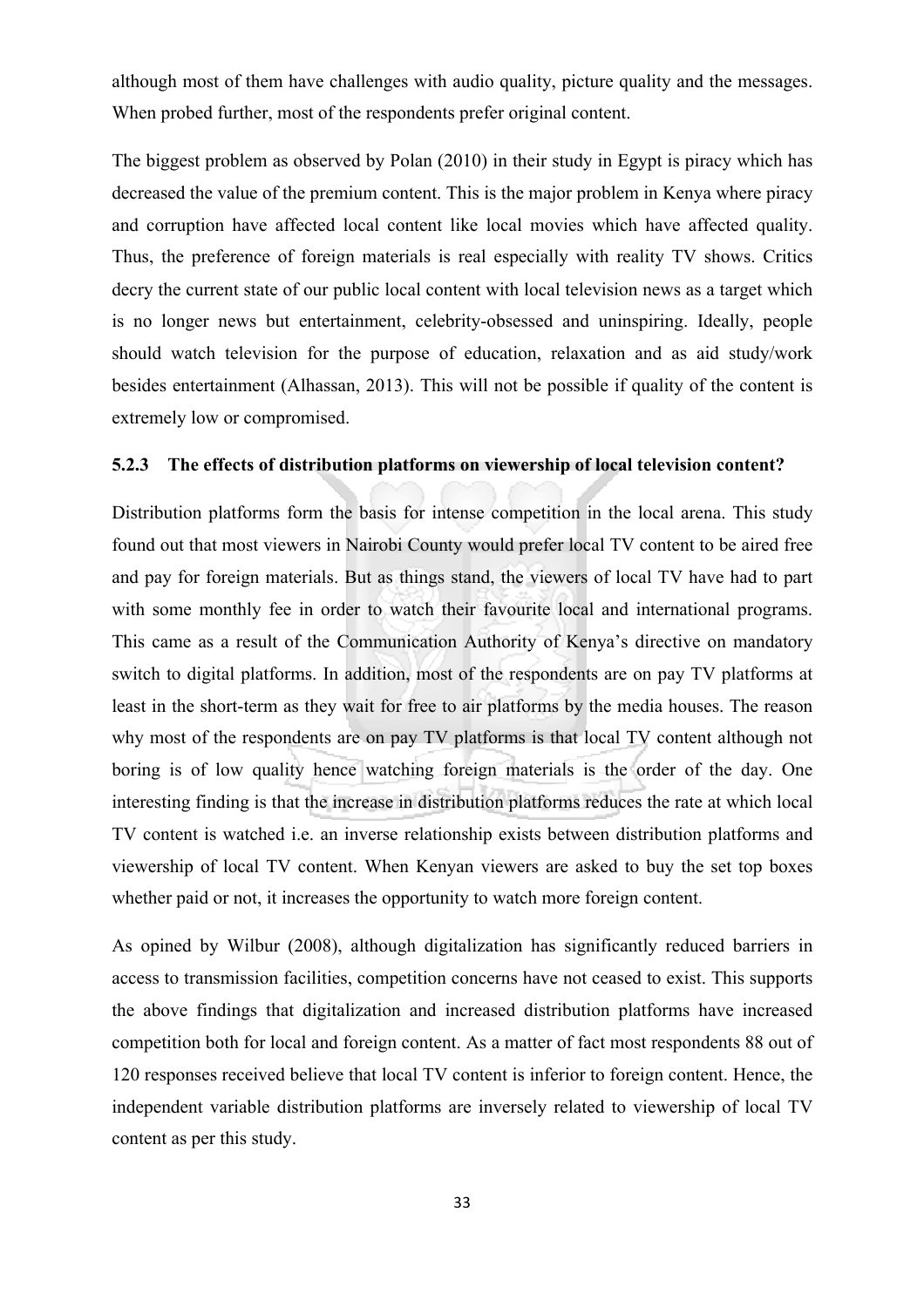although most of them have challenges with audio quality, picture quality and the messages. When probed further, most of the respondents prefer original content.

The biggest problem as observed by Polan (2010) in their study in Egypt is piracy which has decreased the value of the premium content. This is the major problem in Kenya where piracy and corruption have affected local content like local movies which have affected quality. Thus, the preference of foreign materials is real especially with reality TV shows. Critics decry the current state of our public local content with local television news as a target which is no longer news but entertainment, celebrity-obsessed and uninspiring. Ideally, people should watch television for the purpose of education, relaxation and as aid study/work besides entertainment (Alhassan, 2013). This will not be possible if quality of the content is extremely low or compromised.

### 5.2.3 The effects of distribution platforms on viewership of local television content?

Distribution platforms form the basis for intense competition in the local arena. This study found out that most viewers in Nairobi County would prefer local TV content to be aired free and pay for foreign materials. But as things stand, the viewers of local TV have had to part with some monthly fee in order to watch their favourite local and international programs. This came as a result of the Communication Authority of Kenya's directive on mandatory switch to digital platforms. In addition, most of the respondents are on pay TV platforms at least in the short-term as they wait for free to air platforms by the media houses. The reason why most of the respondents are on pay TV platforms is that local TV content although not boring is of low quality hence watching foreign materials is the order of the day. One interesting finding is that the increase in distribution platforms reduces the rate at which local TV content is watched i.e. an inverse relationship exists between distribution platforms and viewership of local TV content. When Kenyan viewers are asked to buy the set top boxes whether paid or not, it increases the opportunity to watch more foreign content.

As opined by Wilbur (2008), although digitalization has significantly reduced barriers in access to transmission facilities, competition concerns have not ceased to exist. This supports the above findings that digitalization and increased distribution platforms have increased competition both for local and foreign content. As a matter of fact most respondents 88 out of 120 responses received believe that local TV content is inferior to foreign content. Hence, the independent variable distribution platforms are inversely related to viewership of local TV content as per this study.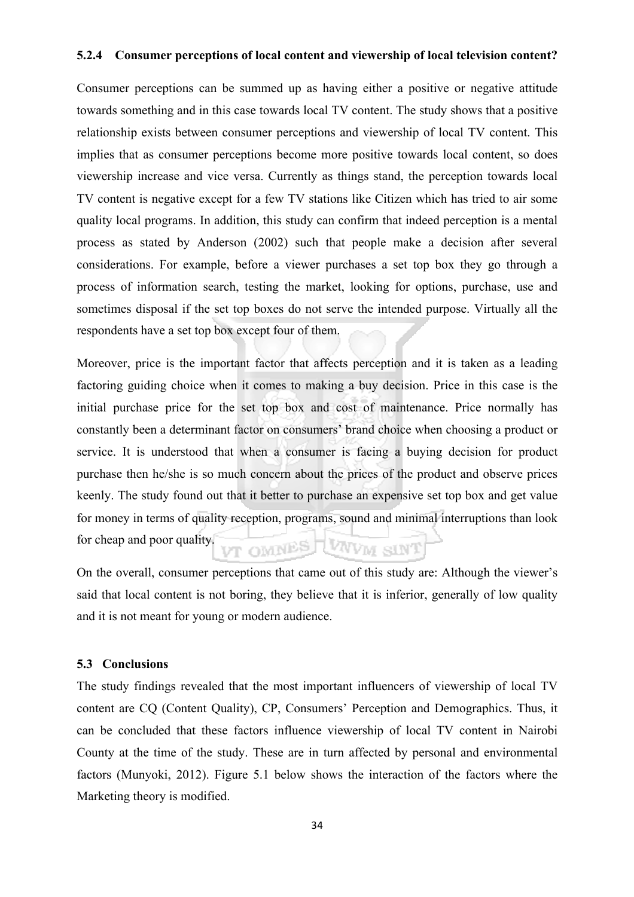### 5.2.4 Consumer perceptions of local content and viewership of local television content?

Consumer perceptions can be summed up as having either a positive or negative attitude towards something and in this case towards local TV content. The study shows that a positive relationship exists between consumer perceptions and viewership of local TV content. This implies that as consumer perceptions become more positive towards local content, so does viewership increase and vice versa. Currently as things stand, the perception towards local TV content is negative except for a few TV stations like Citizen which has tried to air some quality local programs. In addition, this study can confirm that indeed perception is a mental process as stated by Anderson (2002) such that people make a decision after several considerations. For example, before a viewer purchases a set top box they go through a process of information search, testing the market, looking for options, purchase, use and sometimes disposal if the set top boxes do not serve the intended purpose. Virtually all the respondents have a set top box except four of them.

Moreover, price is the important factor that affects perception and it is taken as a leading factoring guiding choice when it comes to making a buy decision. Price in this case is the initial purchase price for the set top box and cost of maintenance. Price normally has constantly been a determinant factor on consumers' brand choice when choosing a product or service. It is understood that when a consumer is facing a buying decision for product purchase then he/she is so much concern about the prices of the product and observe prices keenly. The study found out that it better to purchase an expensive set top box and get value for money in terms of quality reception, programs, sound and minimal interruptions than look for cheap and poor quality.

On the overall, consumer perceptions that came out of this study are: Although the viewer's said that local content is not boring, they believe that it is inferior, generally of low quality and it is not meant for young or modern audience.

## 5.3 Conclusions

The study findings revealed that the most important influencers of viewership of local TV content are CQ (Content Quality), CP, Consumers' Perception and Demographics. Thus, it can be concluded that these factors influence viewership of local TV content in Nairobi County at the time of the study. These are in turn affected by personal and environmental factors (Munyoki, 2012). Figure 5.1 below shows the interaction of the factors where the Marketing theory is modified.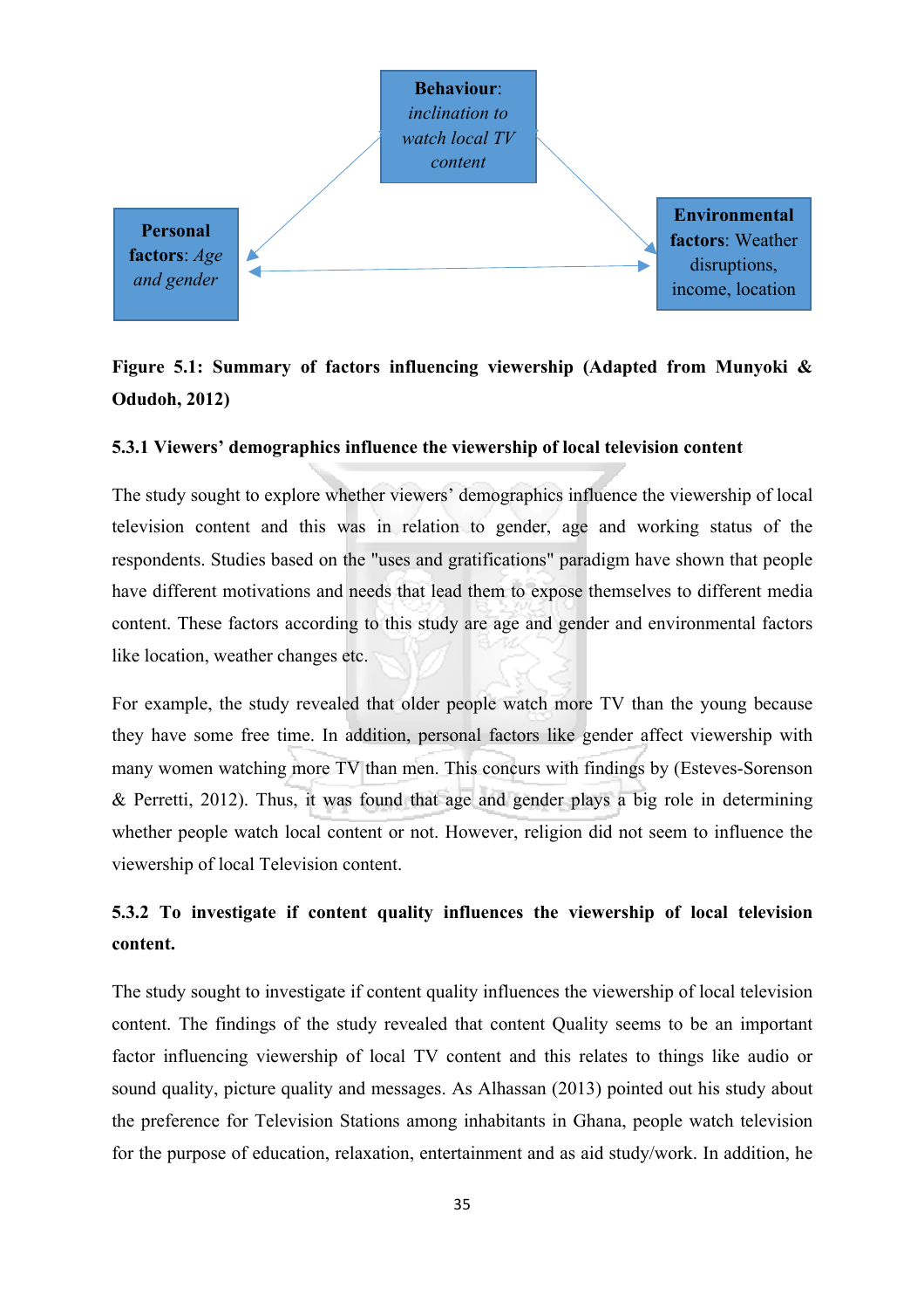**Behaviour**: *inclination to watch local TV content*

**Personal factors**: *Age and gender*

**Environmental factors**: Weather disruptions, income, location

**Figure 5.1: Summary of factors influencing viewership (Adapted from Munyoki & Odudoh, 2012)**

### 5.3.1 Viewers' demographics influence the viewership of local television content

The study sought to explore whether viewers' demographics influence the viewership of local television content and this was in relation to gender, age and working status of the respondents. Studies based on the "uses and gratifications" paradigm have shown that people have different motivations and needs that lead them to expose themselves to different media content. These factors according to this study are age and gender and environmental factors like location, weather changes etc.

For example, the study revealed that older people watch more TV than the young because they have some free time. In addition, personal factors like gender affect viewership with many women watching more TV than men. This concurs with findings by (Esteves-Sorenson & Perretti, 2012). Thus, it was found that age and gender plays a big role in determining whether people watch local content or not. However, religion did not seem to influence the viewership of local Television content.

### 5.3.2 To investigate if content quality influences the viewership of local television content.

The study sought to investigate if content quality influences the viewership of local television content. The findings of the study revealed that content Quality seems to be an important factor influencing viewership of local TV content and this relates to things like audio or sound quality, picture quality and messages. As Alhassan (2013) pointed out his study about the preference for Television Stations among inhabitants in Ghana, people watch television for the purpose of education, relaxation, entertainment and as aid study/work. In addition, he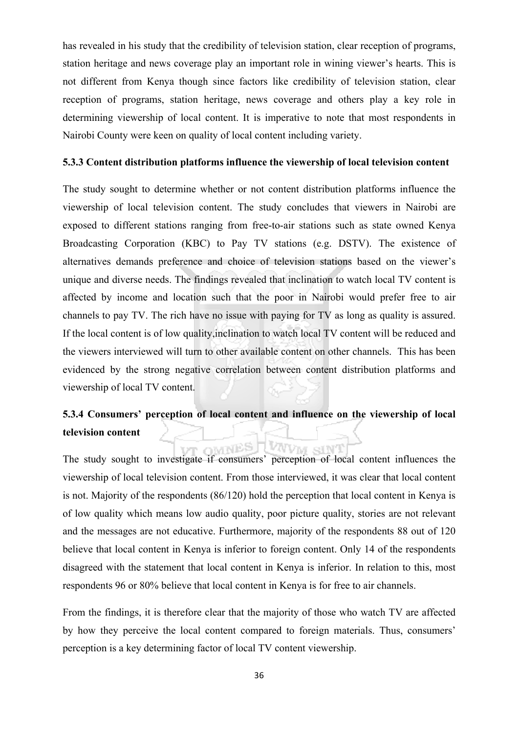has revealed in his study that the credibility of television station, clear reception of programs, station heritage and news coverage play an important role in wining viewer's hearts. This is not different from Kenya though since factors like credibility of television station, clear reception of programs, station heritage, news coverage and others play a key role in determining viewership of local content. It is imperative to note that most respondents in Nairobi County were keen on quality of local content including variety.

### 5.3.3 Content distribution platforms influence the viewership of local television content

The study sought to determine whether or not content distribution platforms influence the viewership of local television content. The study concludes that viewers in Nairobi are exposed to different stations ranging from free-to-air stations such as state owned Kenya Broadcasting Corporation (KBC) to Pay TV stations (e.g. DSTV). The existence of alternatives demands preference and choice of television stations based on the viewer's unique and diverse needs. The findings revealed that inclination to watch local TV content is affected by income and location such that the poor in Nairobi would prefer free to air channels to pay TV. The rich have no issue with paying for TV as long as quality is assured. If the local content is of low quality,inclination to watch local TV content will be reduced and the viewers interviewed will turn to other available content on other channels. This has been evidenced by the strong negative correlation between content distribution platforms and viewership of local TV content.

### 5.3.4 Consumers' perception of local content and influence on the viewership of local television content

The study sought to investigate if consumers' perception of local content influences the viewership of local television content. From those interviewed, it was clear that local content is not. Majority of the respondents (86/120) hold the perception that local content in Kenya is of low quality which means low audio quality, poor picture quality, stories are not relevant and the messages are not educative. Furthermore, majority of the respondents 88 out of 120 believe that local content in Kenya is inferior to foreign content. Only 14 of the respondents disagreed with the statement that local content in Kenya is inferior. In relation to this, most respondents 96 or 80% believe that local content in Kenya is for free to air channels.

From the findings, it is therefore clear that the majority of those who watch TV are affected by how they perceive the local content compared to foreign materials. Thus, consumers' perception is a key determining factor of local TV content viewership.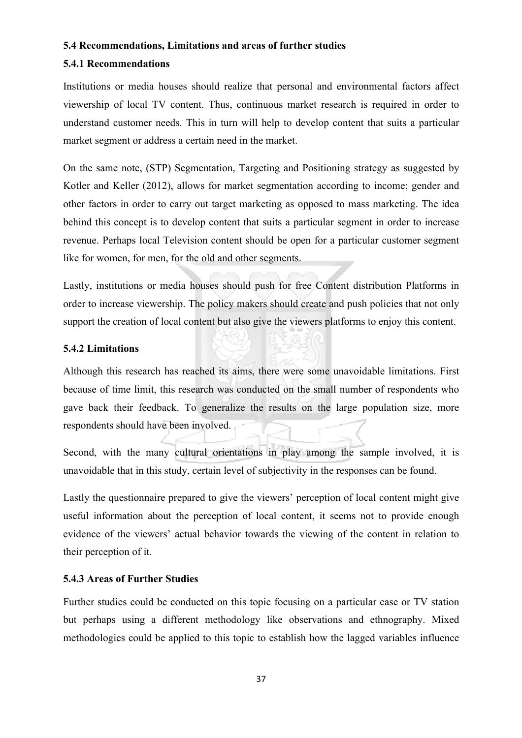### 5.4 Recommendations, Limitations and areas of further studies

#### 5.4.1 Recommendations

Institutions or media houses should realize that personal and environmental factors affect viewership of local TV content. Thus, continuous market research is required in order to understand customer needs. This in turn will help to develop content that suits a particular market segment or address a certain need in the market.

On the same note, (STP) Segmentation, Targeting and Positioning strategy as suggested by Kotler and Keller (2012), allows for market segmentation according to income; gender and other factors in order to carry out target marketing as opposed to mass marketing. The idea behind this concept is to develop content that suits a particular segment in order to increase revenue. Perhaps local Television content should be open for a particular customer segment like for women, for men, for the old and other segments.

Lastly, institutions or media houses should push for free Content distribution Platforms in order to increase viewership. The policy makers should create and push policies that not only support the creation of local content but also give the viewers platforms to enjoy this content.

#### 5.4.2 Limitations

Although this research has reached its aims, there were some unavoidable limitations. First because of time limit, this research was conducted on the small number of respondents who gave back their feedback. To generalize the results on the large population size, more respondents should have been involved.

Second, with the many cultural orientations in play among the sample involved, it is unavoidable that in this study, certain level of subjectivity in the responses can be found.

Lastly the questionnaire prepared to give the viewers' perception of local content might give useful information about the perception of local content, it seems not to provide enough evidence of the viewers' actual behavior towards the viewing of the content in relation to their perception of it.

#### 5.4.3 Areas of Further Studies

Further studies could be conducted on this topic focusing on a particular case or TV station but perhaps using a different methodology like observations and ethnography. Mixed methodologies could be applied to this topic to establish how the lagged variables influence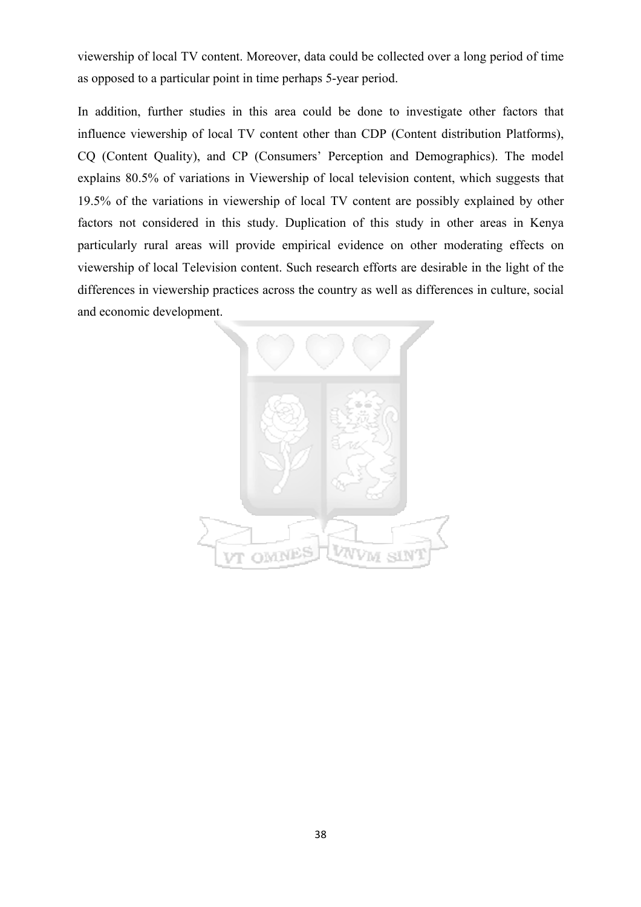viewership of local TV content. Moreover, data could be collected over a long period of time as opposed to a particular point in time perhaps 5-year period.

In addition, further studies in this area could be done to investigate other factors that influence viewership of local TV content other than CDP (Content distribution Platforms), CQ (Content Quality), and CP (Consumers' Perception and Demographics). The model explains 80.5% of variations in Viewership of local television content, which suggests that 19.5% of the variations in viewership of local TV content are possibly explained by other factors not considered in this study. Duplication of this study in other areas in Kenya particularly rural areas will provide empirical evidence on other moderating effects on viewership of local Television content. Such research efforts are desirable in the light of the differences in viewership practices across the country as well as differences in culture, social and economic development.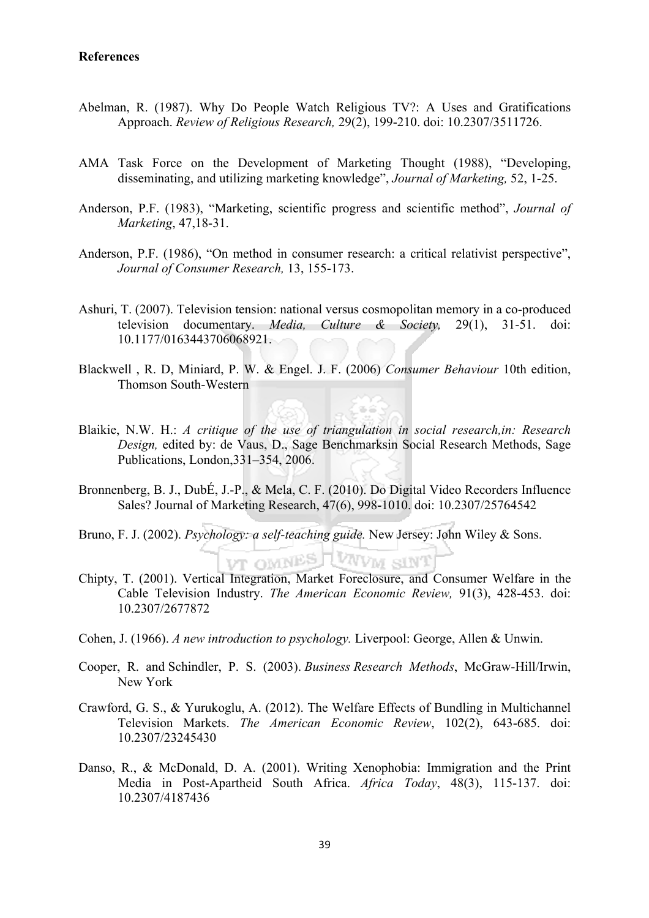**References**

Abelman, R. (1987). Why Do People Watch Religious TV?: A Uses and Gratifications Approach. *Review of Religious Research,* 29(2), 199-210. doi: 10.2307/3511726.

AMA Task Force on the Development of Marketing Thought (1988), "Developing, disseminating, and utilizing marketing knowledge", *Journal of Marketing,* 52, 1-25.

Anderson, P.F. (1983), "Marketing, scientific progress and scientific method", *Journal of Marketing*, 47,18-31.

Anderson, P.F. (1986), "On method in consumer research: a critical relativist perspective", *Journal of Consumer Research,* 13, 155-173.

Ashuri, T. (2007). Television tension: national versus cosmopolitan memory in a co-produced television documentary. *Media, Culture & Society,* 29(1), 31-51. doi: 10.1177/0163443706068921.

Blackwell , R. D, Miniard, P. W. & Engel. J. F. (2006) *Consumer Behaviour* 10th edition, Thomson South-Western

Blaikie, N.W. H.: *A critique of the use of triangulation in social research,in: Research Design,* edited by: de Vaus, D., Sage Benchmarksin Social Research Methods, Sage Publications, London,331–354, 2006.

Bronnenberg, B. J., DubÉ, J.-P., & Mela, C. F. (2010). Do Digital Video Recorders Influence Sales? Journal of Marketing Research, 47(6), 998-1010. doi: 10.2307/25764542

Bruno, F. J. (2002). *Psychology: a self-teaching guide.* New Jersey: John Wiley & Sons.

Chipty, T. (2001). Vertical Integration, Market Foreclosure, and Consumer Welfare in the Cable Television Industry. *The American Economic Review,* 91(3), 428-453. doi: 10.2307/2677872

Cohen, J. (1966). *A new introduction to psychology.* Liverpool: George, Allen & Unwin.

Cooper, R. and Schindler, P. S. (2003). *Business Research Methods*, McGraw-Hill/Irwin, New York

Crawford, G. S., & Yurukoglu, A. (2012). The Welfare Effects of Bundling in Multichannel Television Markets. *The American Economic Review*, 102(2), 643-685. doi: 10.2307/23245430

Danso, R., & McDonald, D. A. (2001). Writing Xenophobia: Immigration and the Print Media in Post-Apartheid South Africa. *Africa Today*, 48(3), 115-137. doi: 10.2307/4187436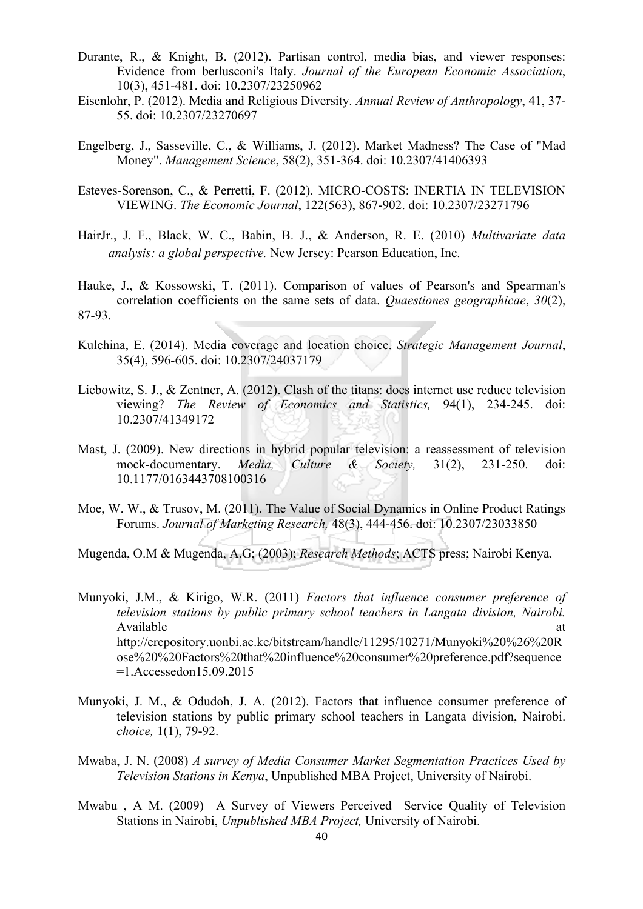Durante, R., & Knight, B. (2012). Partisan control, media bias, and viewer responses: Evidence from berlusconi's Italy. *Journal of the European Economic Association*, 10(3), 451-481. doi: 10.2307/23250962

Eisenlohr, P. (2012). Media and Religious Diversity. *Annual Review of Anthropology*, 41, 37-55. doi: 10.2307/23270697

Engelberg, J., Sasseville, C., & Williams, J. (2012). Market Madness? The Case of "Mad Money". *Management Science*, 58(2), 351-364. doi: 10.2307/41406393

Esteves-Sorenson, C., & Perretti, F. (2012). MICRO-COSTS: INERTIA IN TELEVISION VIEWING. *The Economic Journal*, 122(563), 867-902. doi: 10.2307/23271796

HairJr., J. F., Black, W. C., Babin, B. J., & Anderson, R. E. (2010) *Multivariate data analysis: a global perspective.* New Jersey: Pearson Education, Inc.

Hauke, J., & Kossowski, T. (2011). Comparison of values of Pearson's and Spearman's correlation coefficients on the same sets of data. *Quaestiones geographicae*, *30*(2), 87-93.

Kulchina, E. (2014). Media coverage and location choice. *Strategic Management Journal*, 35(4), 596-605. doi: 10.2307/24037179

Liebowitz, S. J., & Zentner, A. (2012). Clash of the titans: does internet use reduce television viewing? *The Review of Economics and Statistics,* 94(1), 234-245. doi: 10.2307/41349172

Mast, J. (2009). New directions in hybrid popular television: a reassessment of television mock-documentary. *Media, Culture & Society,* 31(2), 231-250. doi: 10.1177/0163443708100316

Moe, W. W., & Trusov, M. (2011). The Value of Social Dynamics in Online Product Ratings Forums. *Journal of Marketing Research,* 48(3), 444-456. doi: 10.2307/23033850

Mugenda, O.M & Mugenda, A.G; (2003); *Research Methods*; ACTS press; Nairobi Kenya.

Munyoki, J.M., & Kirigo, W.R. (2011) *Factors that influence consumer preference of television stations by public primary school teachers in Langata division, Nairobi.* Available at http://erepository.uonbi.ac.ke/bitstream/handle/11295/10271/Munyoki%20%26%20Rose%20%20Factors%20that%20influence%20consumer%20preference.pdf?sequence=1.Accessedon15.09.2015

Munyoki, J. M., & Odudoh, J. A. (2012). Factors that influence consumer preference of television stations by public primary school teachers in Langata division, Nairobi. *choice,* 1(1), 79-92.

Mwaba, J. N. (2008) *A survey of Media Consumer Market Segmentation Practices Used by Television Stations in Kenya*, Unpublished MBA Project, University of Nairobi.

Mwabu , A M. (2009) A Survey of Viewers Perceived Service Quality of Television Stations in Nairobi, *Unpublished MBA Project,* University of Nairobi.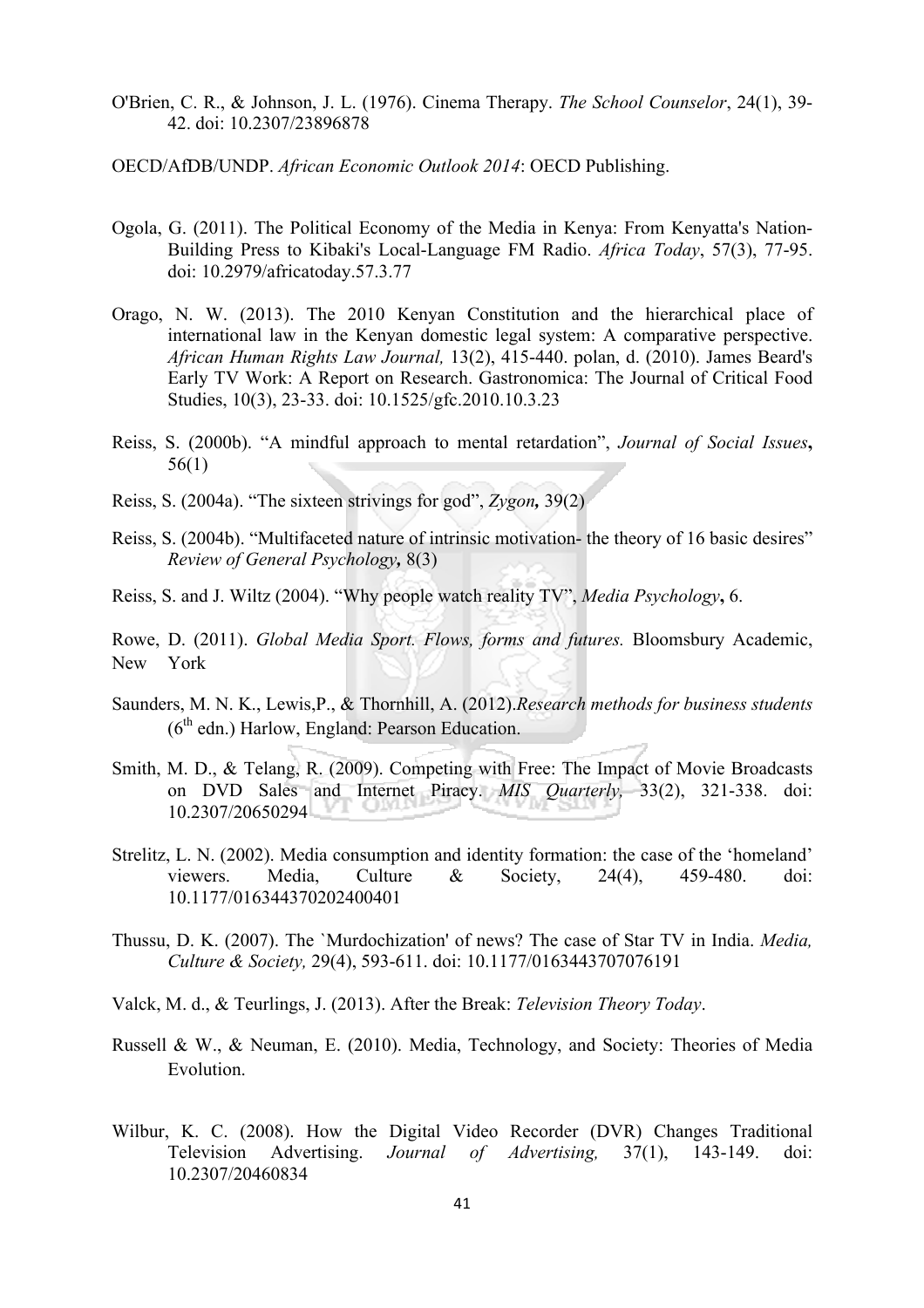O'Brien, C. R., & Johnson, J. L. (1976). Cinema Therapy. *The School Counselor*, 24(1), 39-42. doi: 10.2307/23896878

OECD/AfDB/UNDP. *African Economic Outlook 2014*: OECD Publishing.

Ogola, G. (2011). The Political Economy of the Media in Kenya: From Kenyatta's Nation-Building Press to Kibaki's Local-Language FM Radio. *Africa Today*, 57(3), 77-95. doi: 10.2979/africatoday.57.3.77

Orago, N. W. (2013). The 2010 Kenyan Constitution and the hierarchical place of international law in the Kenyan domestic legal system: A comparative perspective. *African Human Rights Law Journal,* 13(2), 415-440. polan, d. (2010). James Beard's Early TV Work: A Report on Research. Gastronomica: The Journal of Critical Food Studies, 10(3), 23-33. doi: 10.1525/gfc.2010.10.3.23

Reiss, S. (2000b). "A mindful approach to mental retardation", *Journal of Social Issues***,** 56(1)

Reiss, S. (2004a). "The sixteen strivings for god", *Zygon,* 39(2)

Reiss, S. (2004b). "Multifaceted nature of intrinsic motivation- the theory of 16 basic desires" *Review of General Psychology,* 8(3)

Reiss, S. and J. Wiltz (2004). "Why people watch reality TV", *Media Psychology***,** 6.

Rowe, D. (2011). *Global Media Sport. Flows, forms and futures.* Bloomsbury Academic, New York

Saunders, M. N. K., Lewis,P., & Thornhill, A. (2012).*Research methods for business students* (6th edn.) Harlow, England: Pearson Education.

Smith, M. D., & Telang, R. (2009). Competing with Free: The Impact of Movie Broadcasts on DVD Sales and Internet Piracy. *MIS Quarterly,* 33(2), 321-338. doi: 10.2307/20650294

Strelitz, L. N. (2002). Media consumption and identity formation: the case of the 'homeland' viewers. Media, Culture & Society, 24(4), 459-480. doi: 10.1177/016344370202400401

Thussu, D. K. (2007). The `Murdochization' of news? The case of Star TV in India. *Media, Culture & Society,* 29(4), 593-611. doi: 10.1177/0163443707076191

Valck, M. d., & Teurlings, J. (2013). After the Break: *Television Theory Today*.

Russell & W., & Neuman, E. (2010). Media, Technology, and Society: Theories of Media Evolution.

Wilbur, K. C. (2008). How the Digital Video Recorder (DVR) Changes Traditional Television Advertising. *Journal of Advertising,* 37(1), 143-149. doi: 10.2307/20460834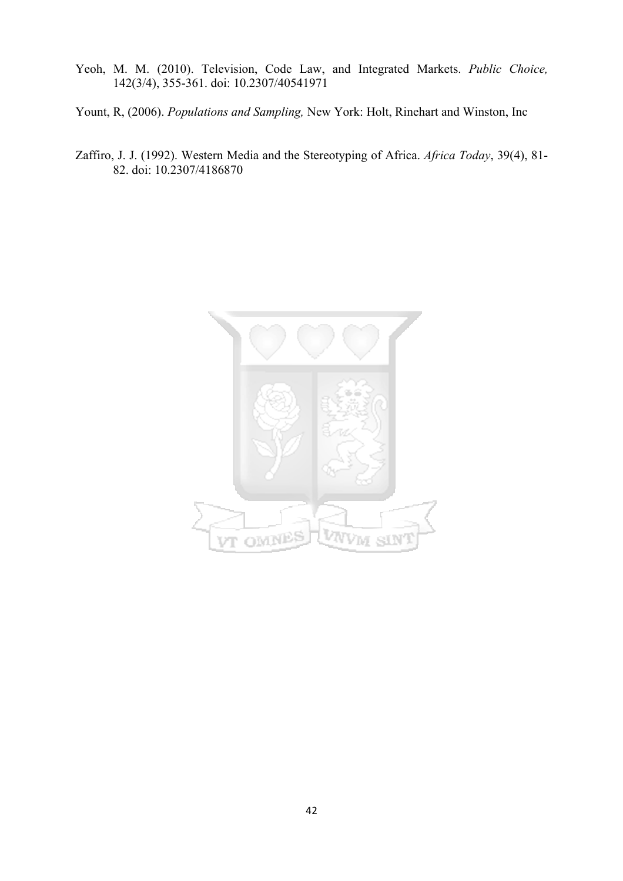Yeoh, M. M. (2010). Television, Code Law, and Integrated Markets. *Public Choice,* 142(3/4), 355-361. doi: 10.2307/40541971

Yount, R, (2006). *Populations and Sampling,* New York: Holt, Rinehart and Winston, Inc

Zaffiro, J. J. (1992). Western Media and the Stereotyping of Africa. *Africa Today*, 39(4), 81-82. doi: 10.2307/4186870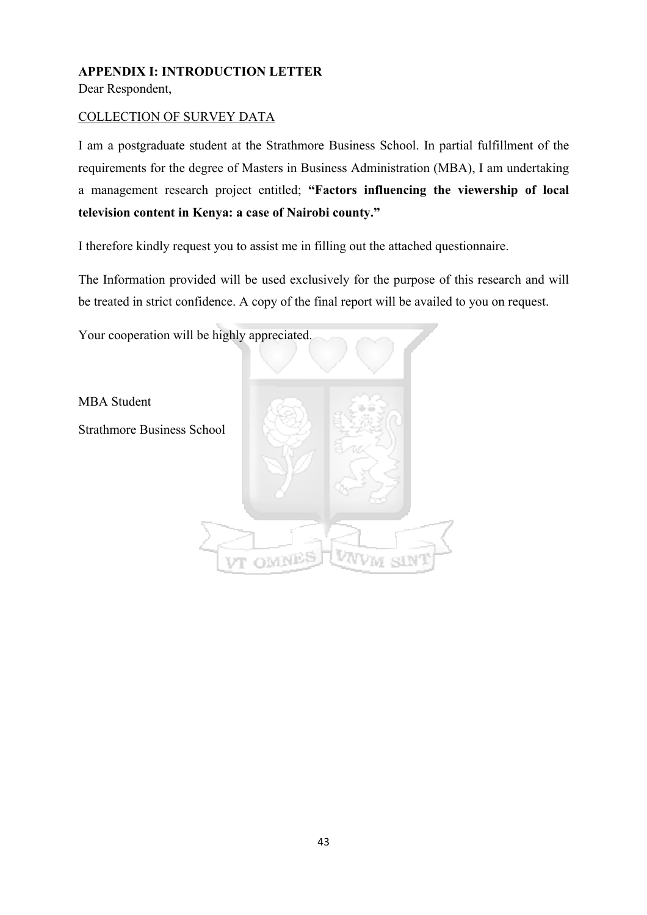## APPENDIX I: INTRODUCTION LETTER

Dear Respondent,

COLLECTION OF SURVEY DATA

I am a postgraduate student at the Strathmore Business School. In partial fulfillment of the requirements for the degree of Masters in Business Administration (MBA), I am undertaking a management research project entitled; **"Factors influencing the viewership of local television content in Kenya: a case of Nairobi county."**

I therefore kindly request you to assist me in filling out the attached questionnaire.

The Information provided will be used exclusively for the purpose of this research and will be treated in strict confidence. A copy of the final report will be availed to you on request.

Your cooperation will be highly appreciated.

MBA Student

Strathmore Business School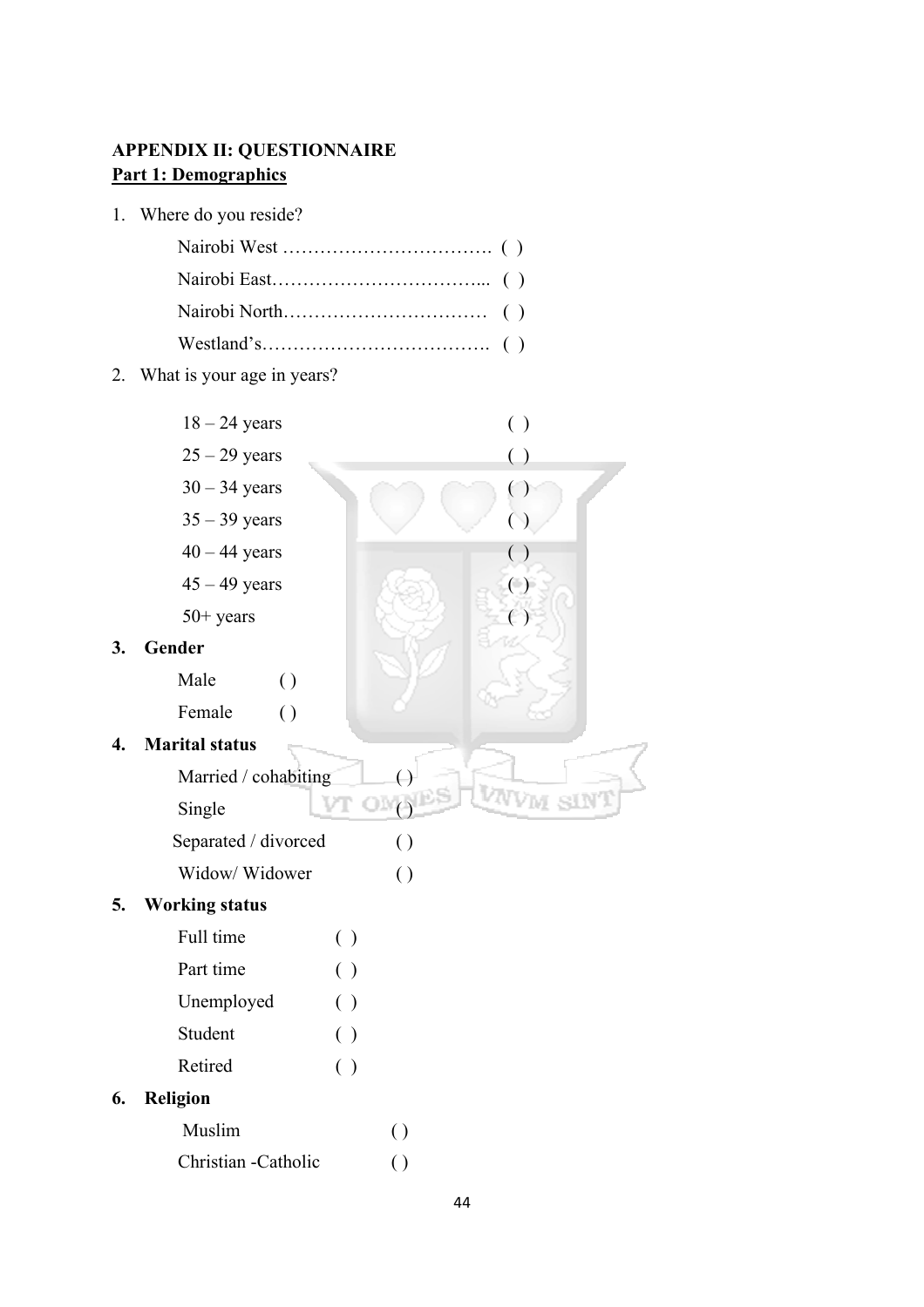**APPENDIX II: QUESTIONNAIRE**

**Part 1: Demographics**

1. Where do you reside?

   Nairobi West ……………………………. ( )

   Nairobi East……………………………... ( )

   Nairobi North…………………………… ( )

   Westland's………………………………. ( )

2. What is your age in years?

   18 – 24 years ( )

   25 – 29 years ( )

   30 – 34 years ( )

   35 – 39 years ( )

   40 – 44 years ( )

   45 – 49 years ( )

   50+ years ( )

**3. Gender**

   Male ( )

   Female ( )

**4. Marital status**

   Married / cohabiting ( )

   Single ( )

   Separated / divorced ( )

   Widow/ Widower ( )

**5. Working status**

   Full time ( )

   Part time ( )

   Unemployed ( )

   Student ( )

   Retired ( )

**6. Religion**

   Muslim ( )

   Christian -Catholic ( )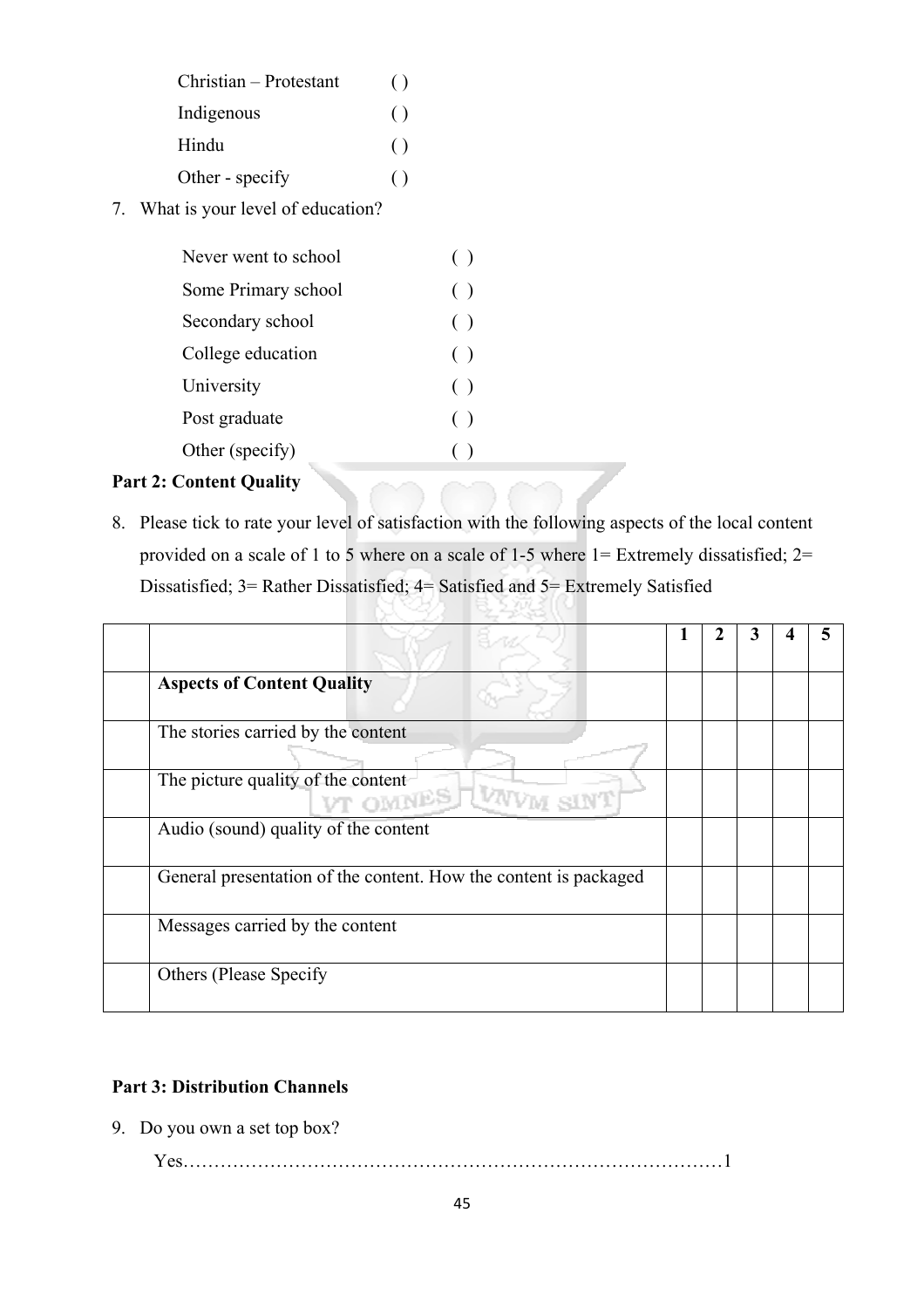Christian – Protestant ( )
Indigenous ( )
Hindu ( )
Other - specify ( )

7. What is your level of education?

Never went to school ( )
Some Primary school ( )
Secondary school ( )
College education ( )
University ( )
Post graduate ( )
Other (specify) ( )

**Part 2: Content Quality**

8. Please tick to rate your level of satisfaction with the following aspects of the local content provided on a scale of 1 to 5 where on a scale of 1-5 where 1= Extremely dissatisfied; 2= Dissatisfied; 3= Rather Dissatisfied; 4= Satisfied and 5= Extremely Satisfied

| | | 1 | 2 | 3 | 4 | 5 |
|---|---|---|---|---|---|---|
| | **Aspects of Content Quality** | | | | | |
| | The stories carried by the content | | | | | |
| | The picture quality of the content | | | | | |
| | Audio (sound) quality of the content | | | | | |
| | General presentation of the content. How the content is packaged | | | | | |
| | Messages carried by the content | | | | | |
| | Others (Please Specify | | | | | |

**Part 3: Distribution Channels**

9. Do you own a set top box?

Yes…………………………………………………………………………1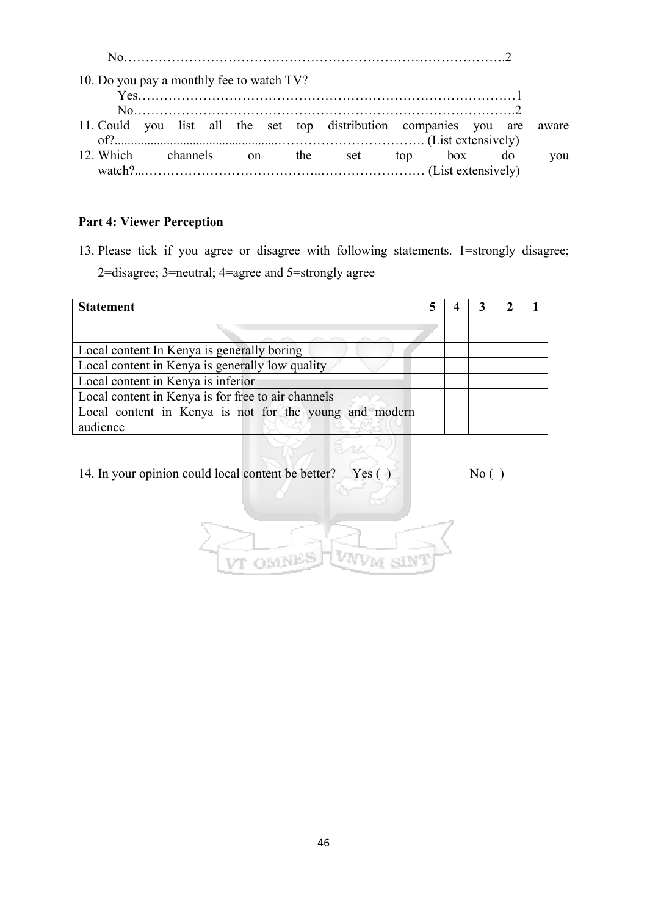No……………………………………………………………………………….2

10. Do you pay a monthly fee to watch TV?
    Yes……………………………………………………………………………1
    No…………………………………………………………………………….2
11. Could you list all the set top distribution companies you are aware of?................................................……………………………. (List extensively)
12. Which channels on the set top box do you watch?...………………………………...…………………… (List extensively)

**Part 4: Viewer Perception**

13. Please tick if you agree or disagree with following statements. 1=strongly disagree; 2=disagree; 3=neutral; 4=agree and 5=strongly agree

| **Statement** | **5** | **4** | **3** | **2** | **1** |
|---|---|---|---|---|---|
| Local content In Kenya is generally boring | | | | | |
| Local content in Kenya is generally low quality | | | | | |
| Local content in Kenya is inferior | | | | | |
| Local content in Kenya is for free to air channels | | | | | |
| Local content in Kenya is not for the young and modern audience | | | | | |

14. In your opinion could local content be better? Yes ( ) No ( )